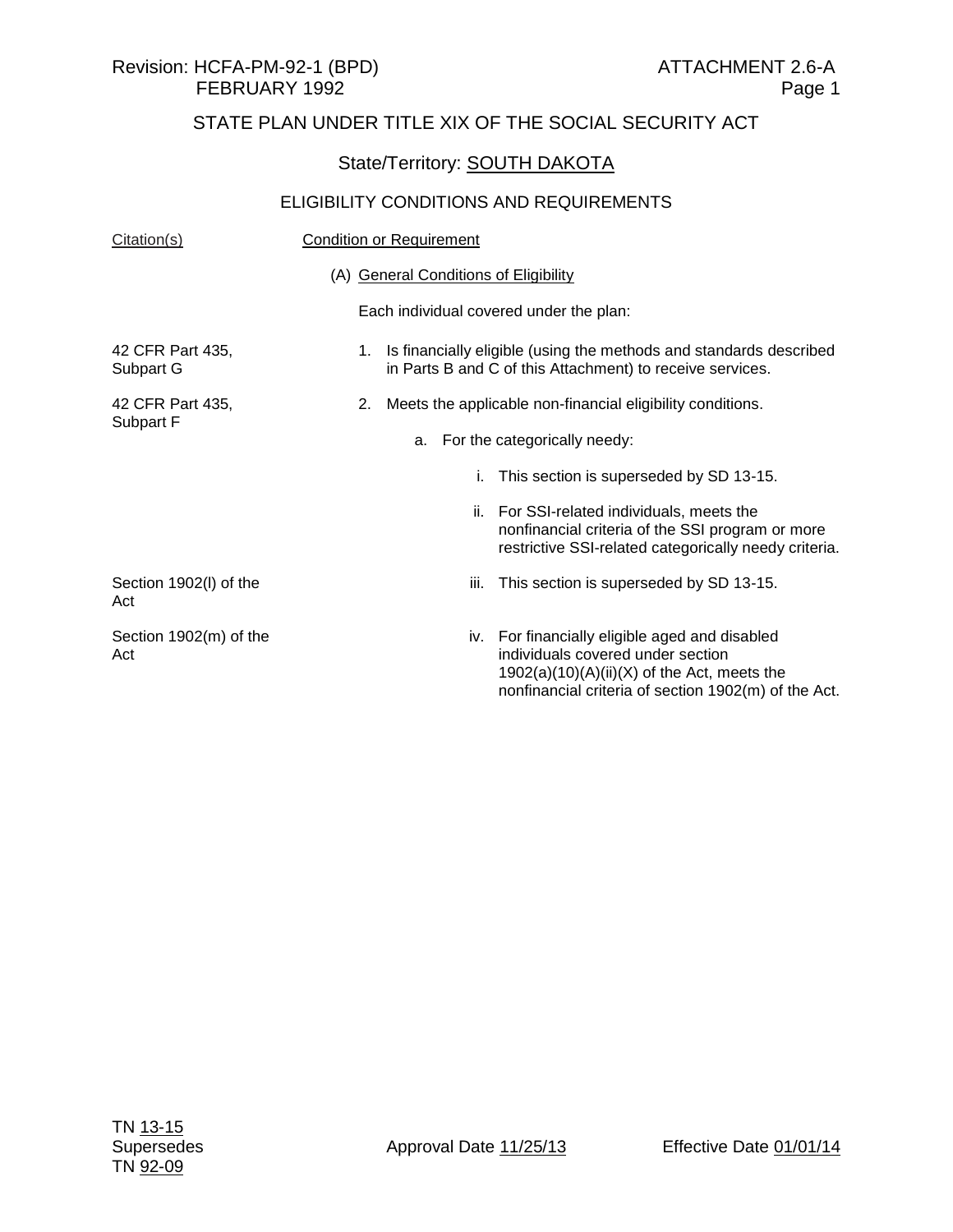Revision: HCFA-PM-92-1 (BPD)
FEBRUARY 1992

ATTACHMENT 2.6-A
Page 1

# STATE PLAN UNDER TITLE XIX OF THE SOCIAL SECURITY ACT

## State/Territory: SOUTH DAKOTA

## ELIGIBILITY CONDITIONS AND REQUIREMENTS

| Citation(s) | Condition or Requirement |
|---|---|
| | (A) General Conditions of Eligibility |
| | Each individual covered under the plan: |
| 42 CFR Part 435, Subpart G | 1. Is financially eligible (using the methods and standards described in Parts B and C of this Attachment) to receive services. |
| 42 CFR Part 435, Subpart F | 2. Meets the applicable non-financial eligibility conditions. |
| | a. For the categorically needy: |
| | i. This section is superseded by SD 13-15. |
| | ii. For SSI-related individuals, meets the nonfinancial criteria of the SSI program or more restrictive SSI-related categorically needy criteria. |
| Section 1902(l) of the Act | iii. This section is superseded by SD 13-15. |
| Section 1902(m) of the Act | iv. For financially eligible aged and disabled individuals covered under section 1902(a)(10)(A)(ii)(X) of the Act, meets the nonfinancial criteria of section 1902(m) of the Act. |

TN 13-15
Supersedes
TN 92-09

Approval Date 11/25/13

Effective Date 01/01/14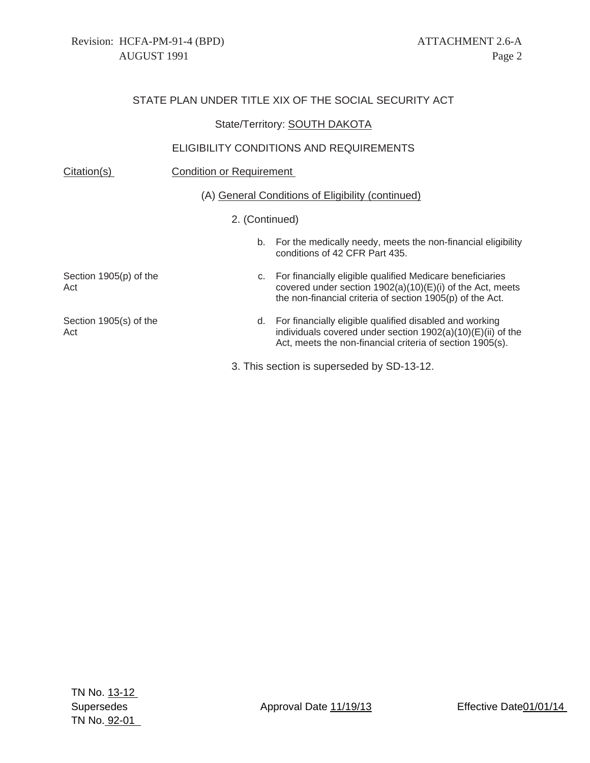STATE PLAN UNDER TITLE XIX OF THE SOCIAL SECURITY ACT

State/Territory: SOUTH DAKOTA

ELIGIBILITY CONDITIONS AND REQUIREMENTS

| Citation(s) | Condition or Requirement |
|---|---|
| | (A) General Conditions of Eligibility (continued) |
| | 2. (Continued) |
| | b. For the medically needy, meets the non-financial eligibility conditions of 42 CFR Part 435. |
| Section 1905(p) of the Act | c. For financially eligible qualified Medicare beneficiaries covered under section 1902(a)(10)(E)(i) of the Act, meets the non-financial criteria of section 1905(p) of the Act. |
| Section 1905(s) of the Act | d. For financially eligible qualified disabled and working individuals covered under section 1902(a)(10)(E)(ii) of the Act, meets the non-financial criteria of section 1905(s). |
| | 3. This section is superseded by SD-13-12. |

TN No. 13-12
Supersedes
TN No. 92-01

Approval Date 11/19/13

Effective Date 01/01/14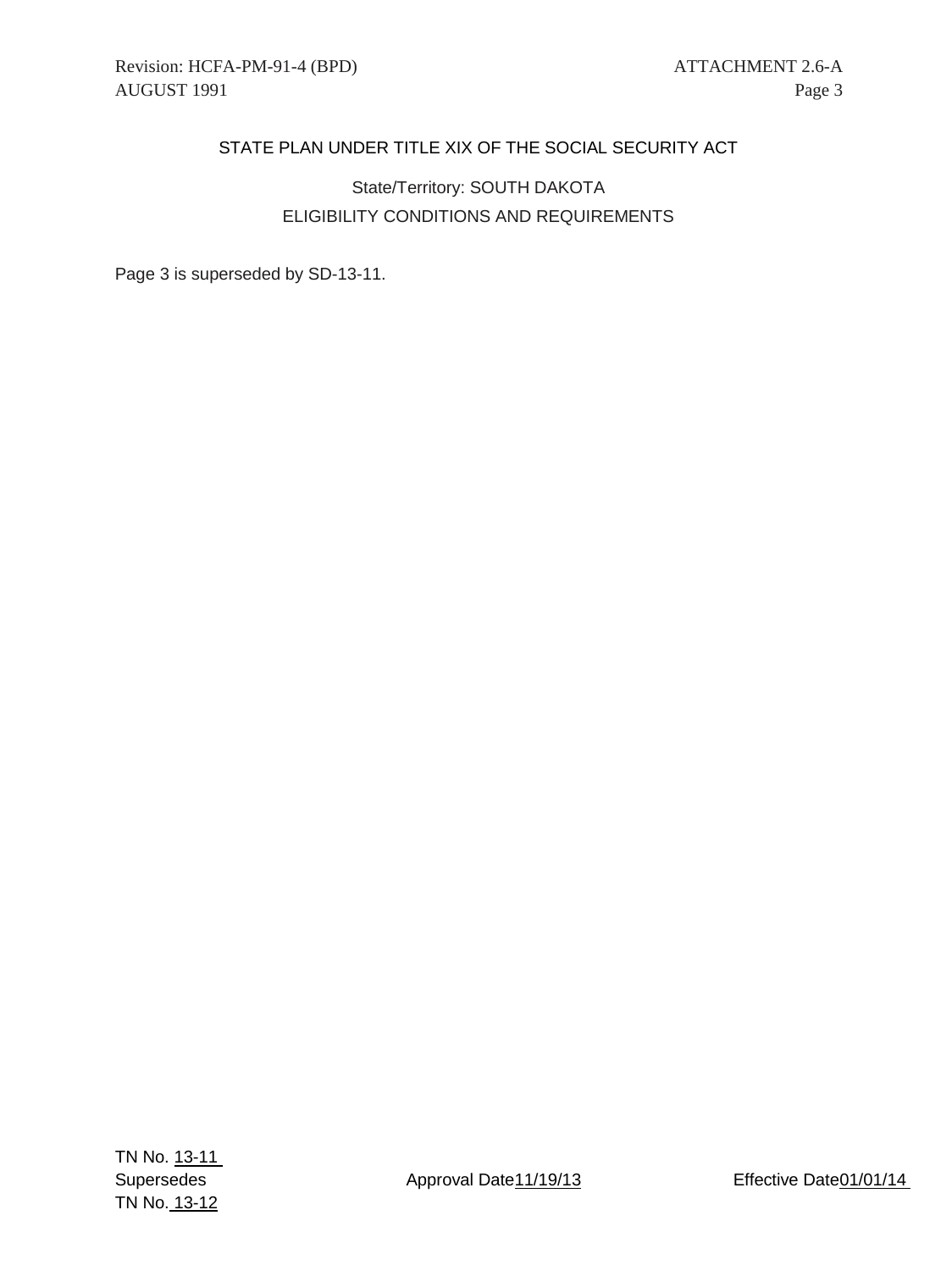Revision: HCFA-PM-91-4 (BPD) ATTACHMENT 2.6-A
AUGUST 1991 Page 3

STATE PLAN UNDER TITLE XIX OF THE SOCIAL SECURITY ACT

State/Territory: SOUTH DAKOTA

ELIGIBILITY CONDITIONS AND REQUIREMENTS

Page 3 is superseded by SD-13-11.

TN No. 13-11
Supersedes Approval Date 11/19/13 Effective Date 01/01/14
TN No. 13-12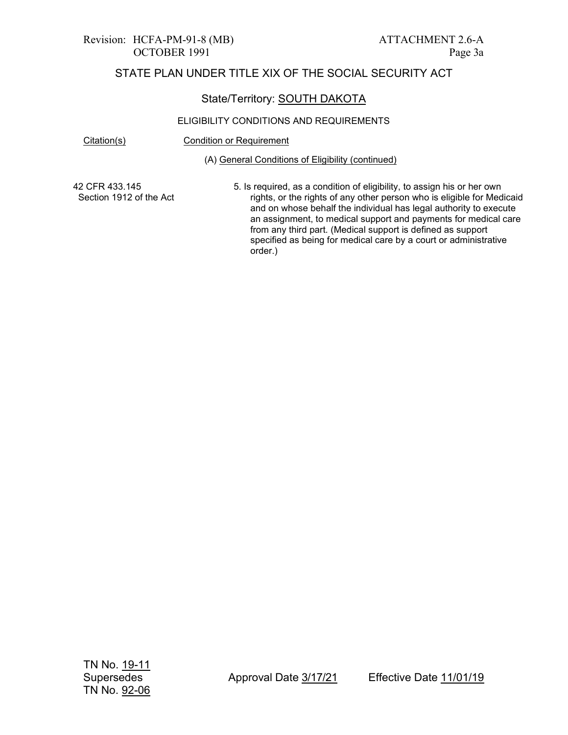STATE PLAN UNDER TITLE XIX OF THE SOCIAL SECURITY ACT

State/Territory: SOUTH DAKOTA

ELIGIBILITY CONDITIONS AND REQUIREMENTS

| Citation(s) | Condition or Requirement |
|---|---|
| | (A) General Conditions of Eligibility (continued) |
| 42 CFR 433.145<br>Section 1912 of the Act | 5. Is required, as a condition of eligibility, to assign his or her own rights, or the rights of any other person who is eligible for Medicaid and on whose behalf the individual has legal authority to execute an assignment, to medical support and payments for medical care from any third part. (Medical support is defined as support specified as being for medical care by a court or administrative order.) |

TN No. 19-11
Supersedes
TN No. 92-06

Approval Date 3/17/21

Effective Date 11/01/19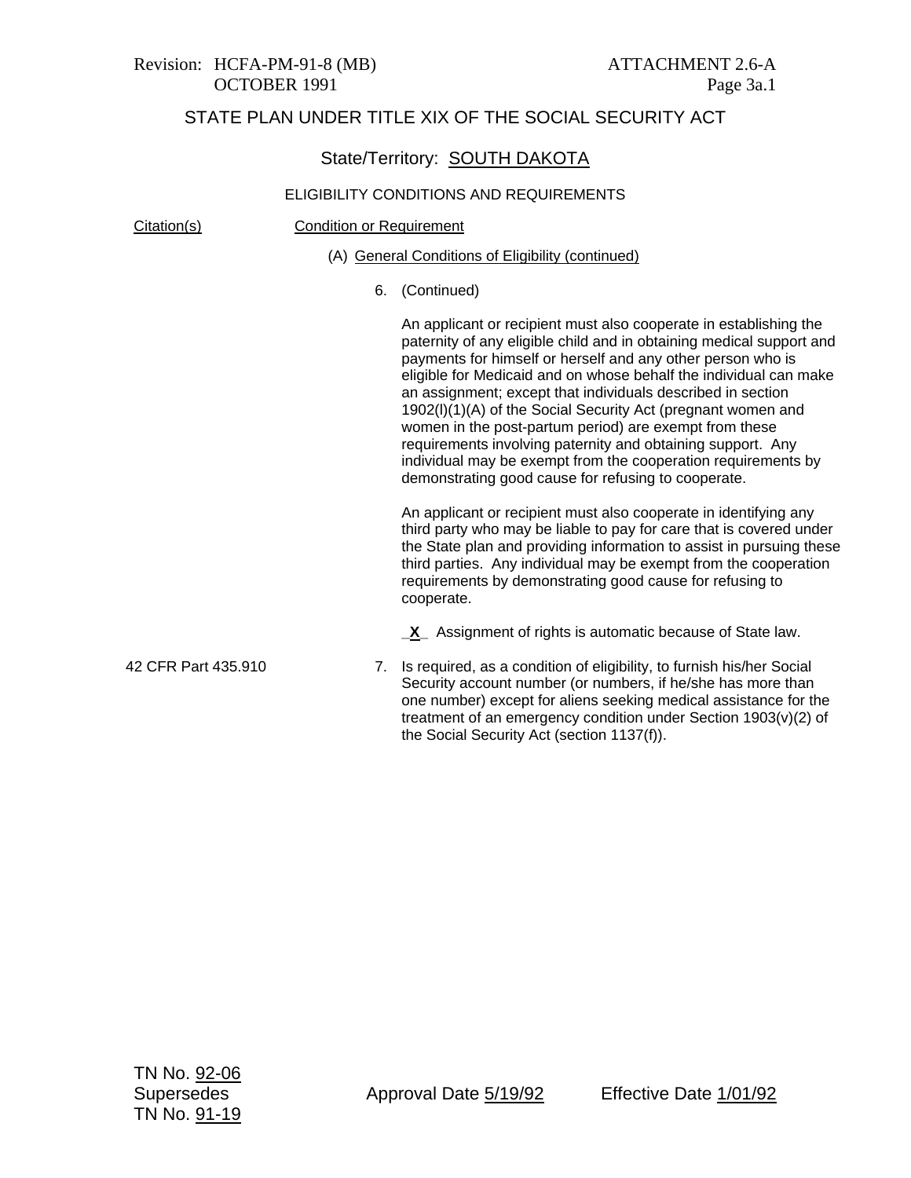Revision: HCFA-PM-91-8 (MB) ATTACHMENT 2.6-A
OCTOBER 1991 Page 3a.1

# STATE PLAN UNDER TITLE XIX OF THE SOCIAL SECURITY ACT

## State/Territory: SOUTH DAKOTA

### ELIGIBILITY CONDITIONS AND REQUIREMENTS

| Citation(s) | Condition or Requirement |
|---|---|
| | (A) General Conditions of Eligibility (continued) |
| | 6. (Continued)<br><br>An applicant or recipient must also cooperate in establishing the paternity of any eligible child and in obtaining medical support and payments for himself or herself and any other person who is eligible for Medicaid and on whose behalf the individual can make an assignment; except that individuals described in section 1902(l)(1)(A) of the Social Security Act (pregnant women and women in the post-partum period) are exempt from these requirements involving paternity and obtaining support. Any individual may be exempt from the cooperation requirements by demonstrating good cause for refusing to cooperate.<br><br>An applicant or recipient must also cooperate in identifying any third party who may be liable to pay for care that is covered under the State plan and providing information to assist in pursuing these third parties. Any individual may be exempt from the cooperation requirements by demonstrating good cause for refusing to cooperate.<br><br>_X_ Assignment of rights is automatic because of State law. |
| 42 CFR Part 435.910 | 7. Is required, as a condition of eligibility, to furnish his/her Social Security account number (or numbers, if he/she has more than one number) except for aliens seeking medical assistance for the treatment of an emergency condition under Section 1903(v)(2) of the Social Security Act (section 1137(f)). |

TN No. 92-06
Supersedes Approval Date 5/19/92 Effective Date 1/01/92
TN No. 91-19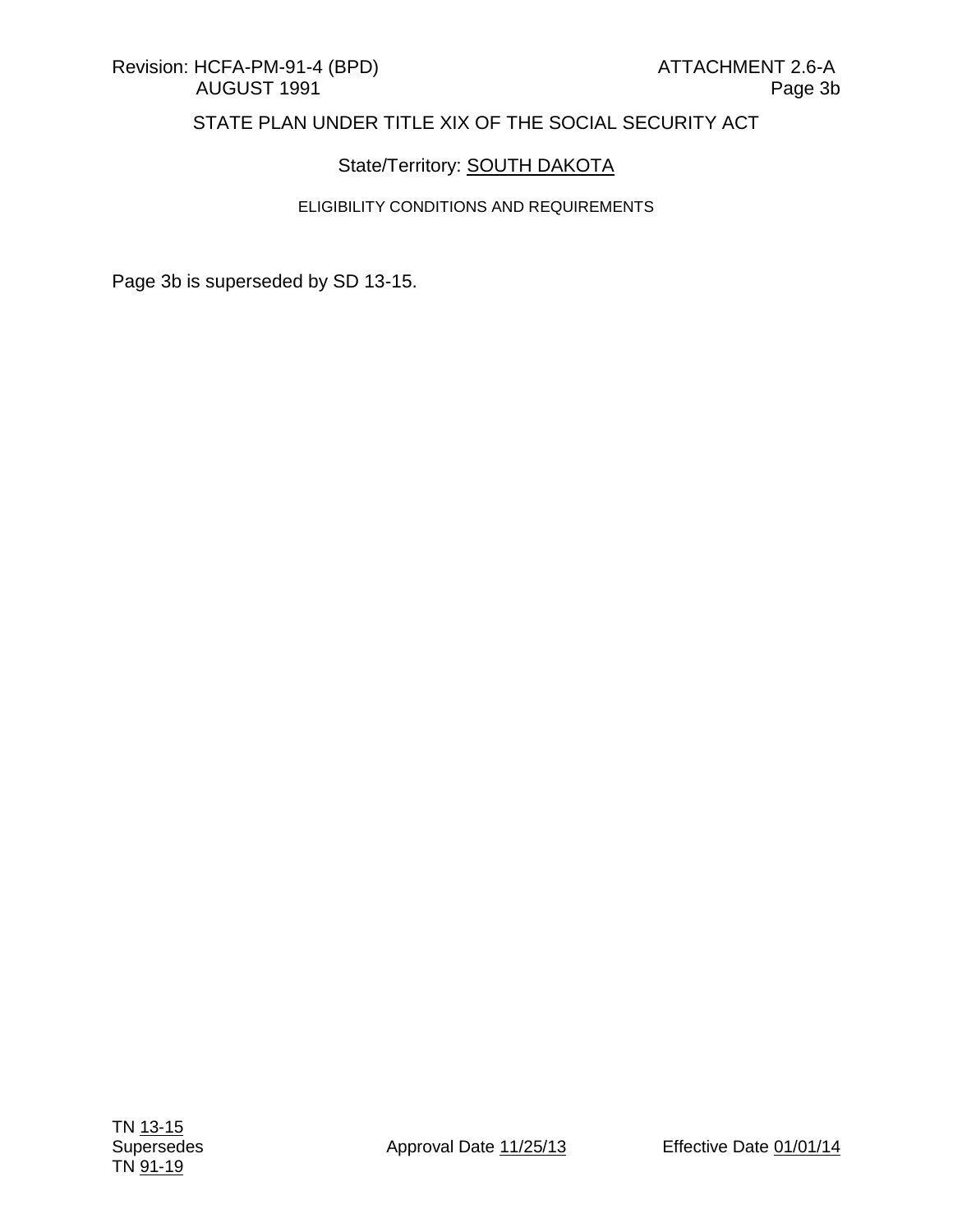Revision: HCFA-PM-91-4 (BPD) ATTACHMENT 2.6-A
AUGUST 1991 Page 3b

STATE PLAN UNDER TITLE XIX OF THE SOCIAL SECURITY ACT

State/Territory: SOUTH DAKOTA

ELIGIBILITY CONDITIONS AND REQUIREMENTS

Page 3b is superseded by SD 13-15.

TN 13-15
Supersedes
TN 91-19

Approval Date 11/25/13

Effective Date 01/01/14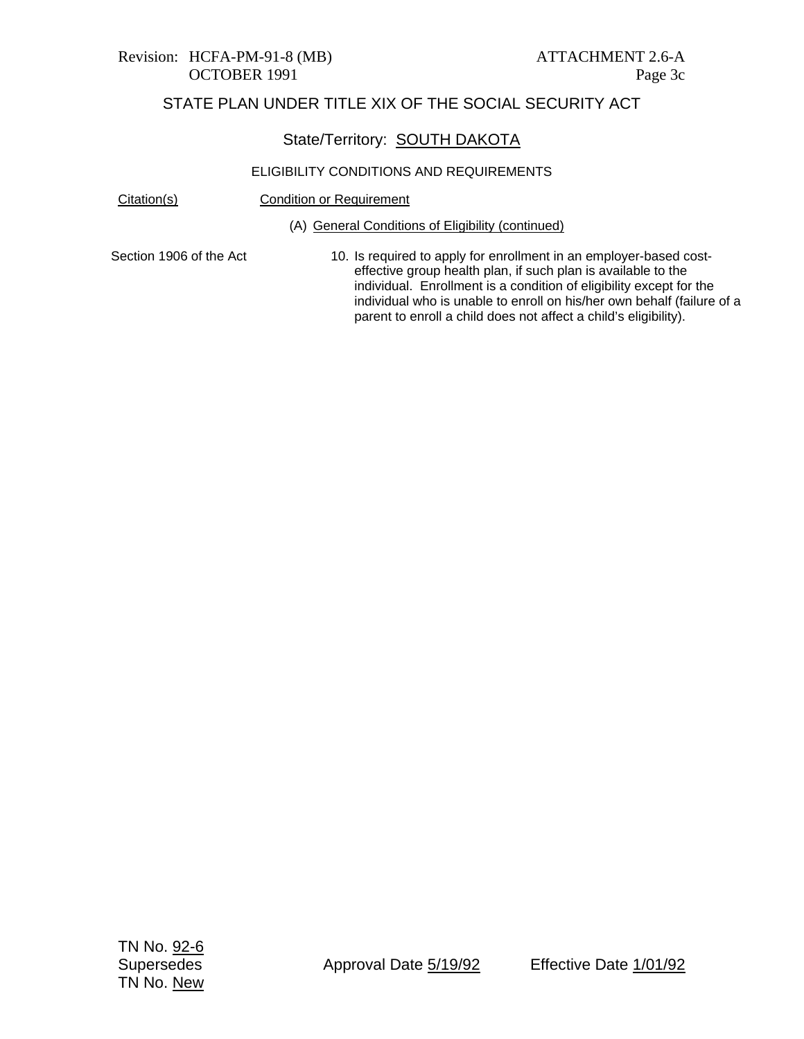Revision: HCFA-PM-91-8 (MB)
OCTOBER 1991

ATTACHMENT 2.6-A
Page 3c

## STATE PLAN UNDER TITLE XIX OF THE SOCIAL SECURITY ACT

### State/Territory: SOUTH DAKOTA

#### ELIGIBILITY CONDITIONS AND REQUIREMENTS

| Citation(s) | Condition or Requirement |
|---|---|
| | (A) General Conditions of Eligibility (continued) |
| Section 1906 of the Act | 10. Is required to apply for enrollment in an employer-based cost-effective group health plan, if such plan is available to the individual. Enrollment is a condition of eligibility except for the individual who is unable to enroll on his/her own behalf (failure of a parent to enroll a child does not affect a child's eligibility). |

TN No. 92-6
Supersedes
TN No. New

Approval Date 5/19/92

Effective Date 1/01/92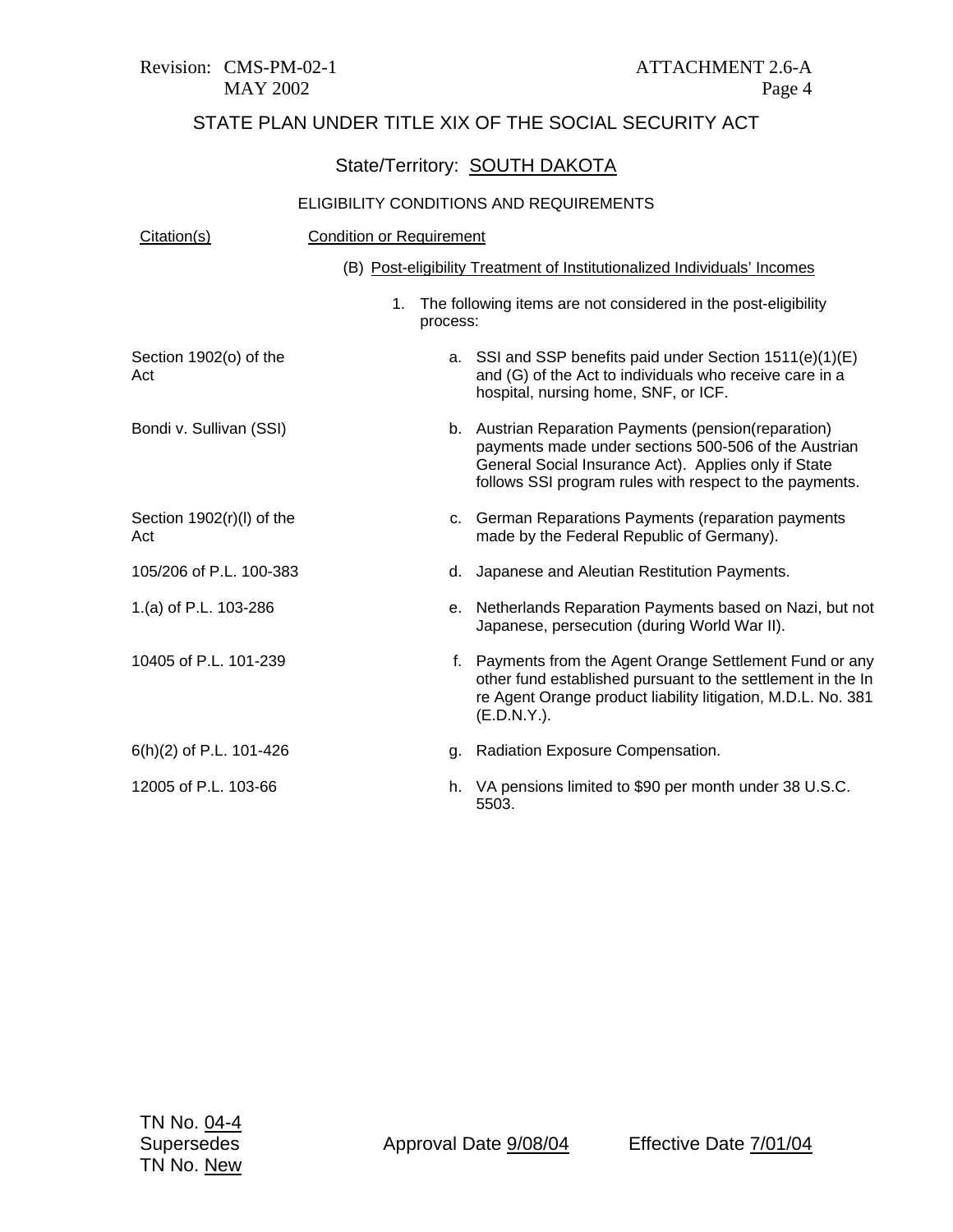STATE PLAN UNDER TITLE XIX OF THE SOCIAL SECURITY ACT

State/Territory: SOUTH DAKOTA

ELIGIBILITY CONDITIONS AND REQUIREMENTS

| Citation(s) | Condition or Requirement |
|---|---|
| | (B) Post-eligibility Treatment of Institutionalized Individuals' Incomes |
| | 1. The following items are not considered in the post-eligibility process: |
| Section 1902(o) of the Act | a. SSI and SSP benefits paid under Section 1511(e)(1)(E) and (G) of the Act to individuals who receive care in a hospital, nursing home, SNF, or ICF. |
| Bondi v. Sullivan (SSI) | b. Austrian Reparation Payments (pension(reparation) payments made under sections 500-506 of the Austrian General Social Insurance Act). Applies only if State follows SSI program rules with respect to the payments. |
| Section 1902(r)(l) of the Act | c. German Reparations Payments (reparation payments made by the Federal Republic of Germany). |
| 105/206 of P.L. 100-383 | d. Japanese and Aleutian Restitution Payments. |
| 1.(a) of P.L. 103-286 | e. Netherlands Reparation Payments based on Nazi, but not Japanese, persecution (during World War II). |
| 10405 of P.L. 101-239 | f. Payments from the Agent Orange Settlement Fund or any other fund established pursuant to the settlement in the In re Agent Orange product liability litigation, M.D.L. No. 381 (E.D.N.Y.). |
| 6(h)(2) of P.L. 101-426 | g. Radiation Exposure Compensation. |
| 12005 of P.L. 103-66 | h. VA pensions limited to $90 per month under 38 U.S.C. 5503. |

TN No. 04-4
Supersedes
TN No. New

Approval Date 9/08/04

Effective Date 7/01/04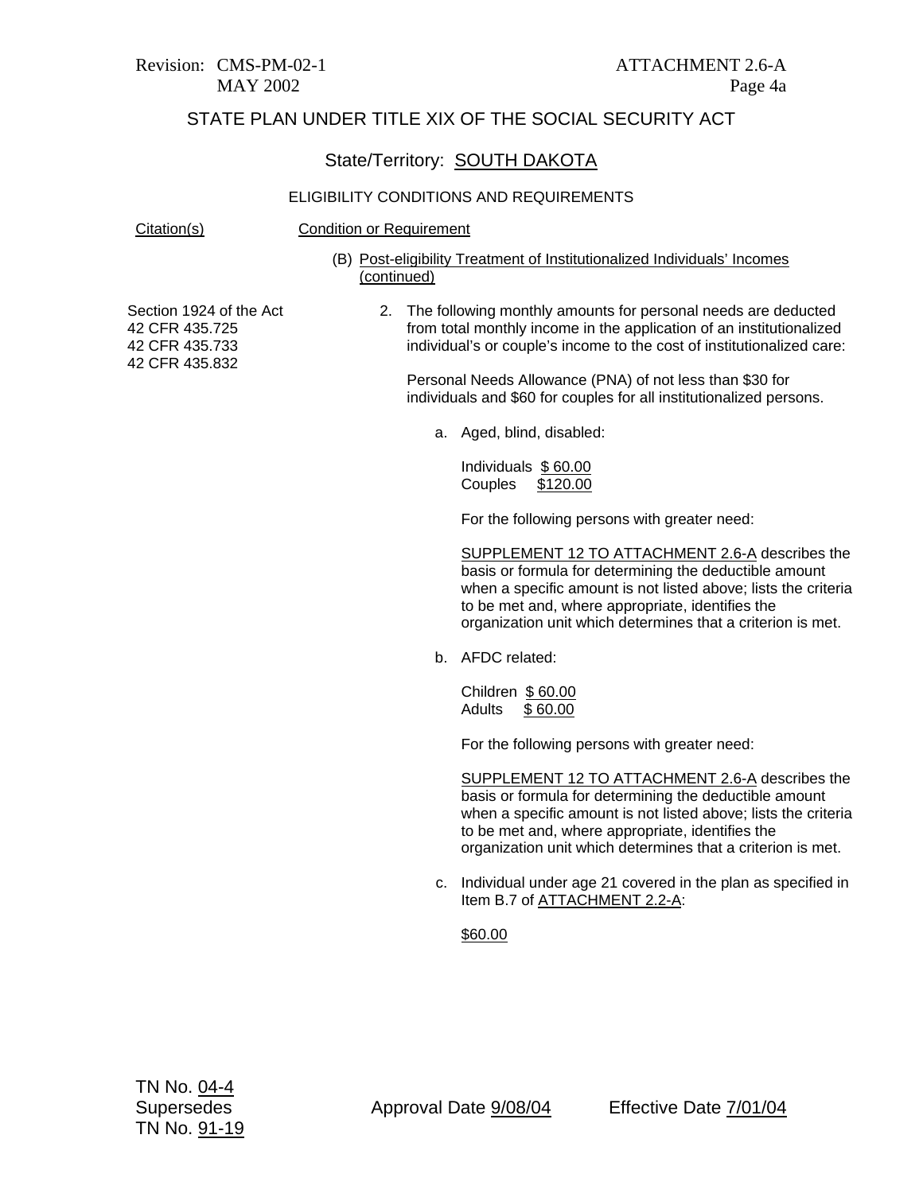STATE PLAN UNDER TITLE XIX OF THE SOCIAL SECURITY ACT

State/Territory: SOUTH DAKOTA

ELIGIBILITY CONDITIONS AND REQUIREMENTS

| Citation(s) | Condition or Requirement |
|---|---|
| | (B) Post-eligibility Treatment of Institutionalized Individuals' Incomes (continued) |
| Section 1924 of the Act<br>42 CFR 435.725<br>42 CFR 435.733<br>42 CFR 435.832 | 2. The following monthly amounts for personal needs are deducted from total monthly income in the application of an institutionalized individual's or couple's income to the cost of institutionalized care: |

Personal Needs Allowance (PNA) of not less than $30 for individuals and $60 for couples for all institutionalized persons.

a. Aged, blind, disabled:

Individuals $ 60.00
Couples $120.00

For the following persons with greater need:

SUPPLEMENT 12 TO ATTACHMENT 2.6-A describes the basis or formula for determining the deductible amount when a specific amount is not listed above; lists the criteria to be met and, where appropriate, identifies the organization unit which determines that a criterion is met.

b. AFDC related:

Children $ 60.00
Adults $ 60.00

For the following persons with greater need:

SUPPLEMENT 12 TO ATTACHMENT 2.6-A describes the basis or formula for determining the deductible amount when a specific amount is not listed above; lists the criteria to be met and, where appropriate, identifies the organization unit which determines that a criterion is met.

c. Individual under age 21 covered in the plan as specified in Item B.7 of ATTACHMENT 2.2-A:

$60.00

TN No. 04-4
Supersedes
TN No. 91-19

Approval Date 9/08/04

Effective Date 7/01/04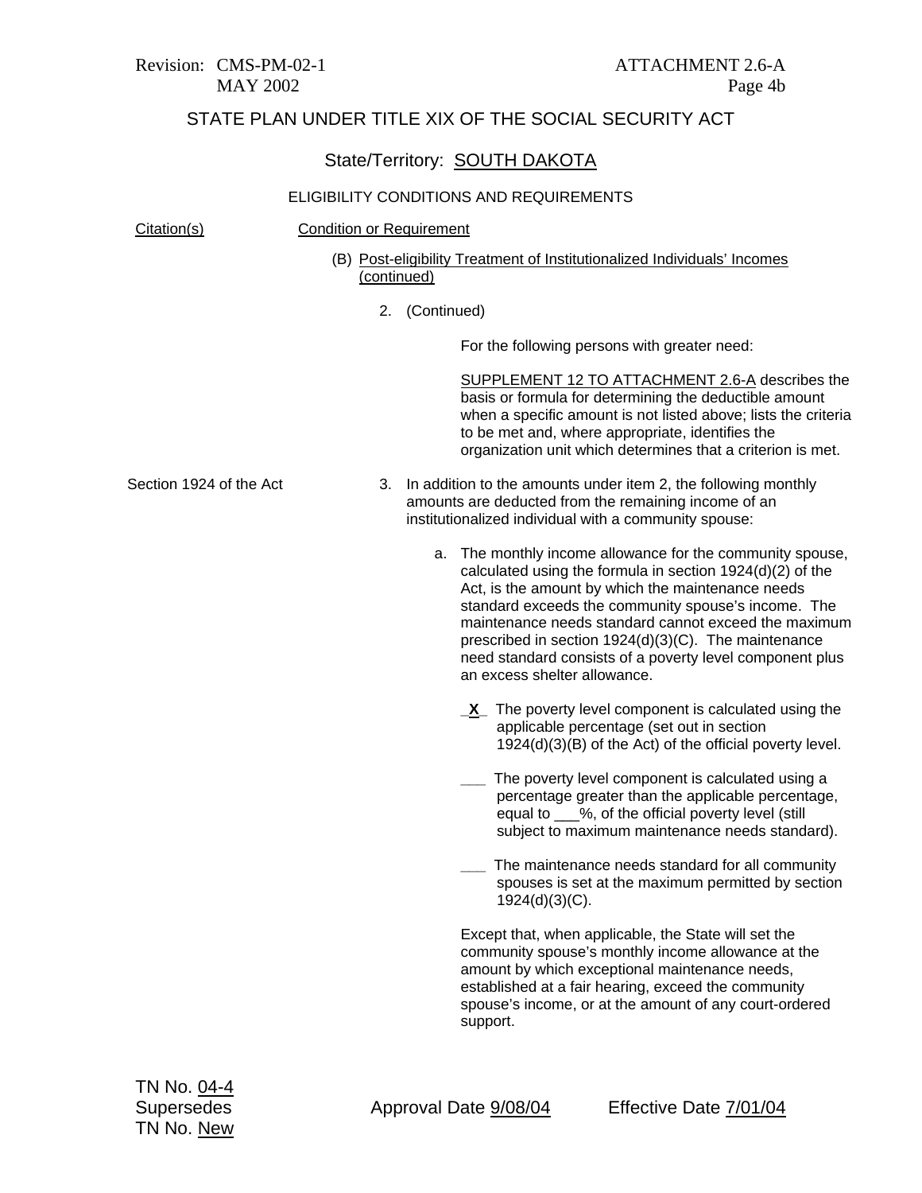# STATE PLAN UNDER TITLE XIX OF THE SOCIAL SECURITY ACT

## State/Territory: SOUTH DAKOTA

### ELIGIBILITY CONDITIONS AND REQUIREMENTS

| Citation(s) | Condition or Requirement |
|---|---|

(B) Post-eligibility Treatment of Institutionalized Individuals' Incomes (continued)

2. (Continued)

For the following persons with greater need:

SUPPLEMENT 12 TO ATTACHMENT 2.6-A describes the basis or formula for determining the deductible amount when a specific amount is not listed above; lists the criteria to be met and, where appropriate, identifies the organization unit which determines that a criterion is met.

Section 1924 of the Act

3. In addition to the amounts under item 2, the following monthly amounts are deducted from the remaining income of an institutionalized individual with a community spouse:

   a. The monthly income allowance for the community spouse, calculated using the formula in section 1924(d)(2) of the Act, is the amount by which the maintenance needs standard exceeds the community spouse's income. The maintenance needs standard cannot exceed the maximum prescribed in section 1924(d)(3)(C). The maintenance need standard consists of a poverty level component plus an excess shelter allowance.

   _**X**_ The poverty level component is calculated using the applicable percentage (set out in section 1924(d)(3)(B) of the Act) of the official poverty level.

   ___ The poverty level component is calculated using a percentage greater than the applicable percentage, equal to ___%, of the official poverty level (still subject to maximum maintenance needs standard).

   ___ The maintenance needs standard for all community spouses is set at the maximum permitted by section 1924(d)(3)(C).

   Except that, when applicable, the State will set the community spouse's monthly income allowance at the amount by which exceptional maintenance needs, established at a fair hearing, exceed the community spouse's income, or at the amount of any court-ordered support.

TN No. 04-4
Supersedes
TN No. New

Approval Date 9/08/04

Effective Date 7/01/04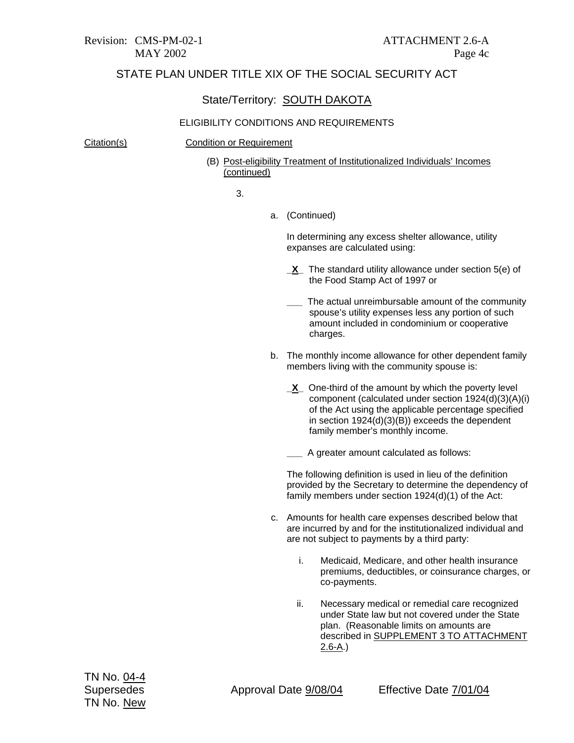STATE PLAN UNDER TITLE XIX OF THE SOCIAL SECURITY ACT

State/Territory: SOUTH DAKOTA

ELIGIBILITY CONDITIONS AND REQUIREMENTS

| Citation(s) | Condition or Requirement |
|---|---|

(B) Post-eligibility Treatment of Institutionalized Individuals' Incomes (continued)

3.

a. (Continued)

In determining any excess shelter allowance, utility expanses are calculated using:

_X_ The standard utility allowance under section 5(e) of the Food Stamp Act of 1997 or

___ The actual unreimbursable amount of the community spouse's utility expenses less any portion of such amount included in condominium or cooperative charges.

b. The monthly income allowance for other dependent family members living with the community spouse is:

_X_ One-third of the amount by which the poverty level component (calculated under section 1924(d)(3)(A)(i) of the Act using the applicable percentage specified in section 1924(d)(3)(B)) exceeds the dependent family member's monthly income.

___ A greater amount calculated as follows:

The following definition is used in lieu of the definition provided by the Secretary to determine the dependency of family members under section 1924(d)(1) of the Act:

c. Amounts for health care expenses described below that are incurred by and for the institutionalized individual and are not subject to payments by a third party:

i. Medicaid, Medicare, and other health insurance premiums, deductibles, or coinsurance charges, or co-payments.

ii. Necessary medical or remedial care recognized under State law but not covered under the State plan. (Reasonable limits on amounts are described in SUPPLEMENT 3 TO ATTACHMENT 2.6-A.)

TN No. 04-4
Supersedes
TN No. New

Approval Date 9/08/04

Effective Date 7/01/04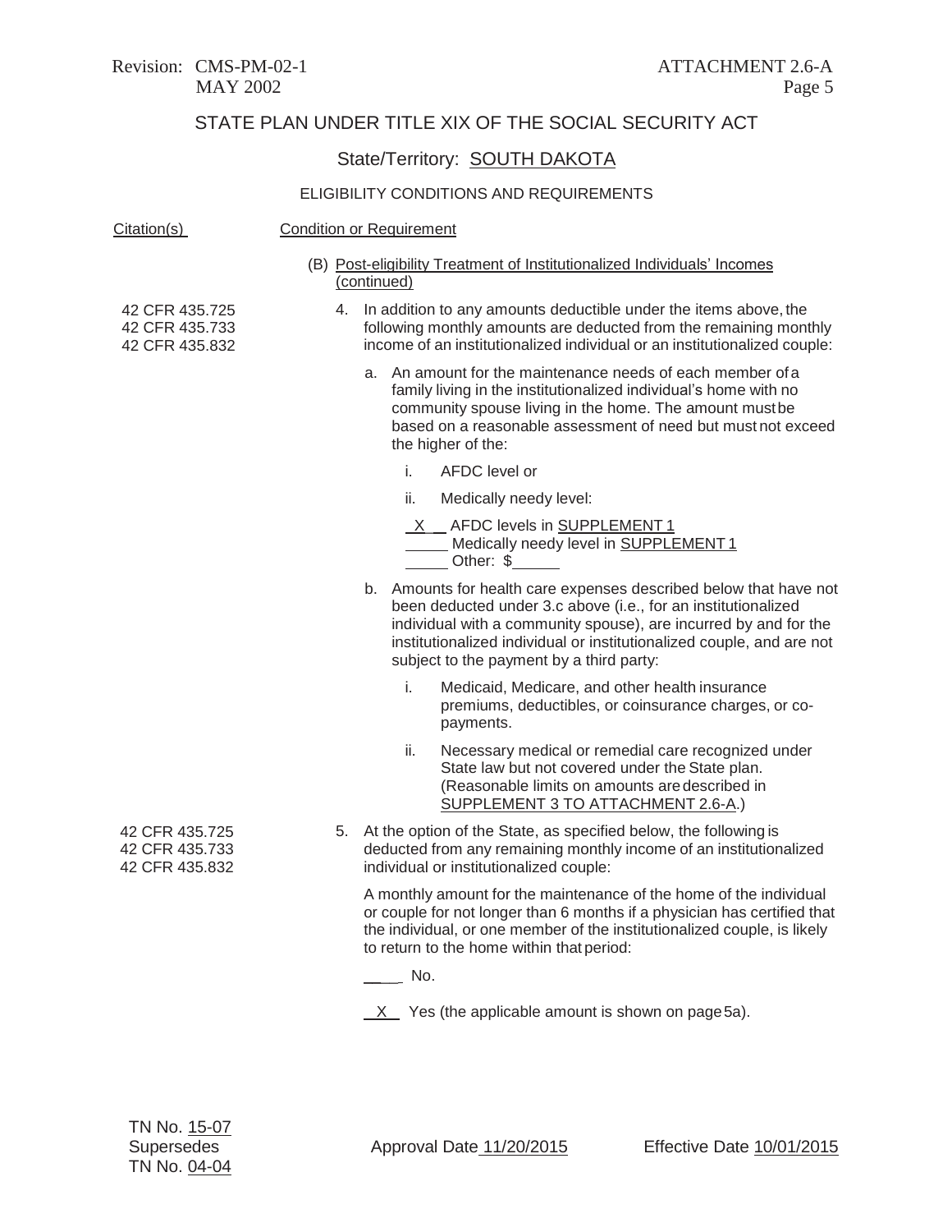STATE PLAN UNDER TITLE XIX OF THE SOCIAL SECURITY ACT

State/Territory: SOUTH DAKOTA

ELIGIBILITY CONDITIONS AND REQUIREMENTS

| Citation(s) | Condition or Requirement |
|---|---|
| | (B) Post-eligibility Treatment of Institutionalized Individuals' Incomes (continued) |
| 42 CFR 435.725<br>42 CFR 435.733<br>42 CFR 435.832 | 4. In addition to any amounts deductible under the items above, the following monthly amounts are deducted from the remaining monthly income of an institutionalized individual or an institutionalized couple:<br><br>a. An amount for the maintenance needs of each member of a family living in the institutionalized individual's home with no community spouse living in the home. The amount must be based on a reasonable assessment of need but must not exceed the higher of the:<br><br>i. AFDC level or<br><br>ii. Medically needy level:<br><br>\_X\_ AFDC levels in SUPPLEMENT 1<br>\_\_\_\_ Medically needy level in SUPPLEMENT 1<br>\_\_\_\_ Other: $\_\_\_\_<br><br>b. Amounts for health care expenses described below that have not been deducted under 3.c above (i.e., for an institutionalized individual with a community spouse), are incurred by and for the institutionalized individual or institutionalized couple, and are not subject to the payment by a third party:<br><br>i. Medicaid, Medicare, and other health insurance premiums, deductibles, or coinsurance charges, or co-payments.<br><br>ii. Necessary medical or remedial care recognized under State law but not covered under the State plan. (Reasonable limits on amounts are described in SUPPLEMENT 3 TO ATTACHMENT 2.6-A.) |
| 42 CFR 435.725<br>42 CFR 435.733<br>42 CFR 435.832 | 5. At the option of the State, as specified below, the following is deducted from any remaining monthly income of an institutionalized individual or institutionalized couple:<br><br>A monthly amount for the maintenance of the home of the individual or couple for not longer than 6 months if a physician has certified that the individual, or one member of the institutionalized couple, is likely to return to the home within that period:<br><br>\_\_\_\_ No.<br><br>\_X\_ Yes (the applicable amount is shown on page 5a). |

TN No. 15-07
Supersedes
TN No. 04-04

Approval Date 11/20/2015

Effective Date 10/01/2015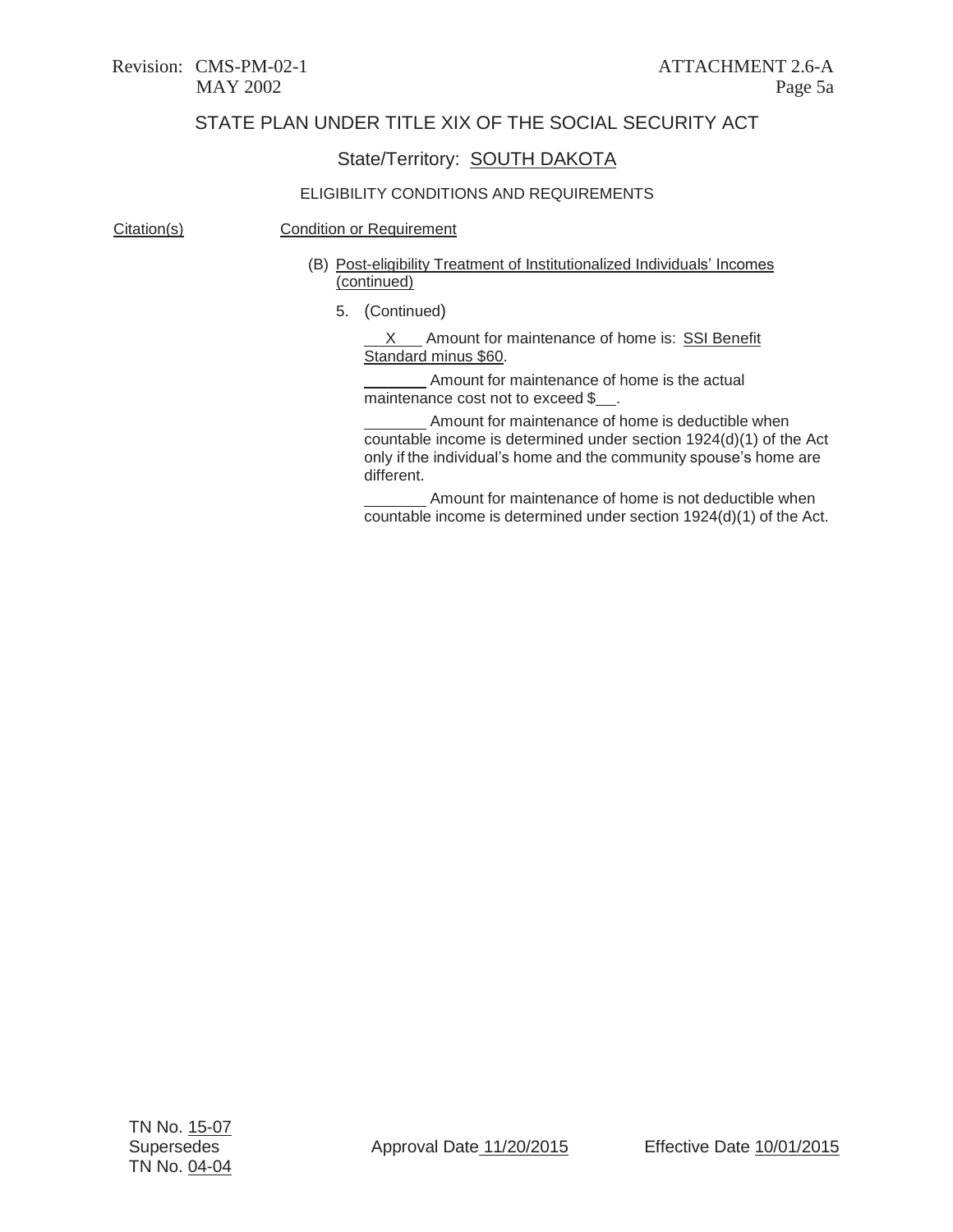## STATE PLAN UNDER TITLE XIX OF THE SOCIAL SECURITY ACT

### State/Territory: SOUTH DAKOTA

#### ELIGIBILITY CONDITIONS AND REQUIREMENTS

| Citation(s) | Condition or Requirement |
|---|---|

(B) Post-eligibility Treatment of Institutionalized Individuals' Incomes (continued)

5. (Continued)

   __X__ Amount for maintenance of home is: SSI Benefit Standard minus $60.

   ______ Amount for maintenance of home is the actual maintenance cost not to exceed $__.

   ______ Amount for maintenance of home is deductible when countable income is determined under section 1924(d)(1) of the Act only if the individual's home and the community spouse's home are different.

   ______ Amount for maintenance of home is not deductible when countable income is determined under section 1924(d)(1) of the Act.

TN No. 15-07
Supersedes
TN No. 04-04

Approval Date 11/20/2015

Effective Date 10/01/2015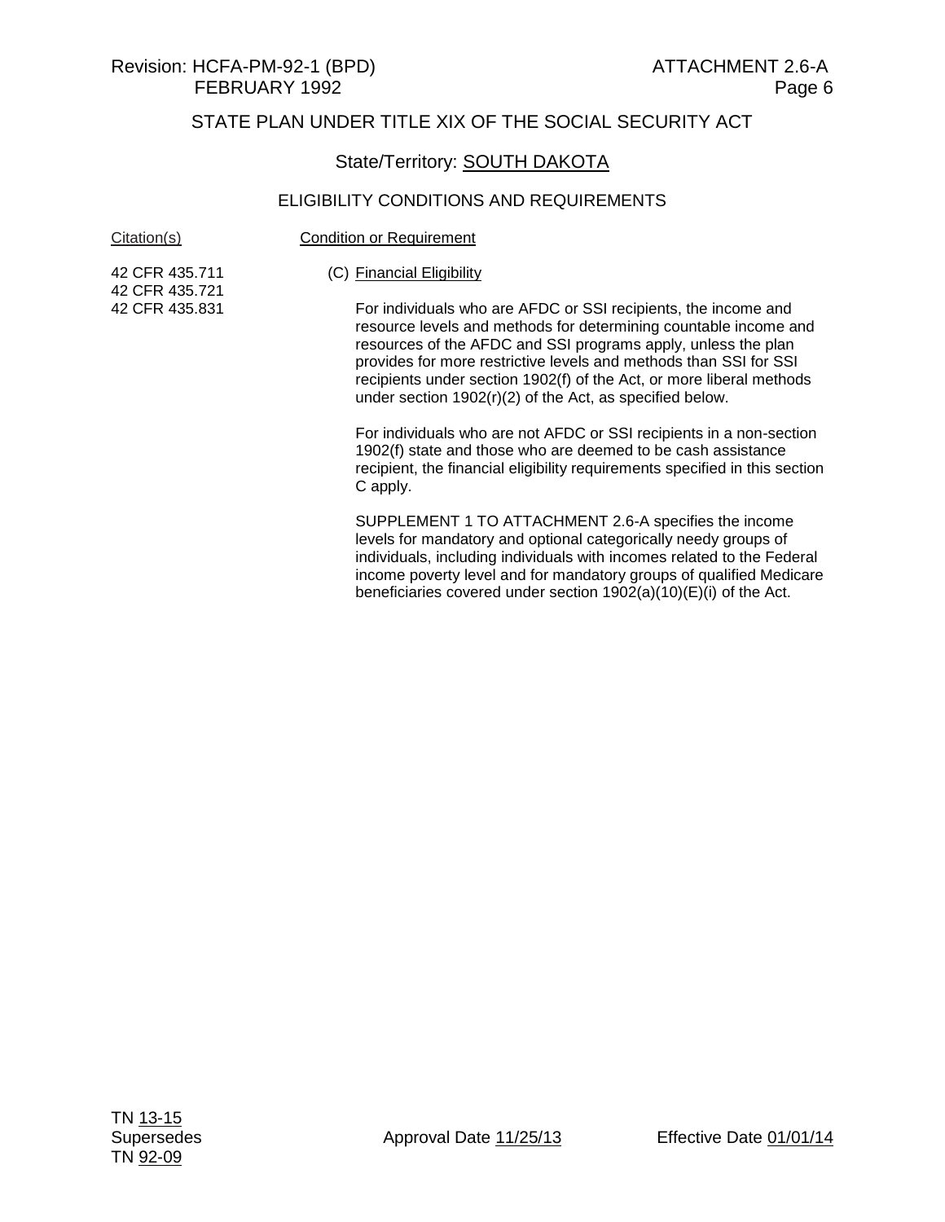STATE PLAN UNDER TITLE XIX OF THE SOCIAL SECURITY ACT

State/Territory: SOUTH DAKOTA

ELIGIBILITY CONDITIONS AND REQUIREMENTS

| Citation(s) | Condition or Requirement |
|---|---|
| 42 CFR 435.711<br>42 CFR 435.721<br>42 CFR 435.831 | (C) Financial Eligibility<br><br>For individuals who are AFDC or SSI recipients, the income and resource levels and methods for determining countable income and resources of the AFDC and SSI programs apply, unless the plan provides for more restrictive levels and methods than SSI for SSI recipients under section 1902(f) of the Act, or more liberal methods under section 1902(r)(2) of the Act, as specified below.<br><br>For individuals who are not AFDC or SSI recipients in a non-section 1902(f) state and those who are deemed to be cash assistance recipient, the financial eligibility requirements specified in this section C apply.<br><br>SUPPLEMENT 1 TO ATTACHMENT 2.6-A specifies the income levels for mandatory and optional categorically needy groups of individuals, including individuals with incomes related to the Federal income poverty level and for mandatory groups of qualified Medicare beneficiaries covered under section 1902(a)(10)(E)(i) of the Act. |

TN 13-15
Supersedes
TN 92-09

Approval Date 11/25/13

Effective Date 01/01/14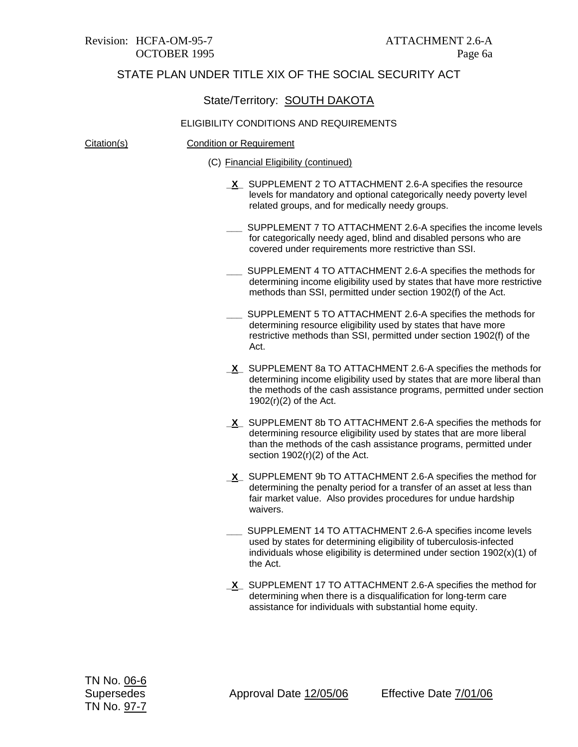Revision: HCFA-OM-95-7 ATTACHMENT 2.6-A
OCTOBER 1995 Page 6a

## STATE PLAN UNDER TITLE XIX OF THE SOCIAL SECURITY ACT

State/Territory: SOUTH DAKOTA

ELIGIBILITY CONDITIONS AND REQUIREMENTS

Citation(s) Condition or Requirement

(C) Financial Eligibility (continued)

_X_ SUPPLEMENT 2 TO ATTACHMENT 2.6-A specifies the resource levels for mandatory and optional categorically needy poverty level related groups, and for medically needy groups.

___ SUPPLEMENT 7 TO ATTACHMENT 2.6-A specifies the income levels for categorically needy aged, blind and disabled persons who are covered under requirements more restrictive than SSI.

___ SUPPLEMENT 4 TO ATTACHMENT 2.6-A specifies the methods for determining income eligibility used by states that have more restrictive methods than SSI, permitted under section 1902(f) of the Act.

___ SUPPLEMENT 5 TO ATTACHMENT 2.6-A specifies the methods for determining resource eligibility used by states that have more restrictive methods than SSI, permitted under section 1902(f) of the Act.

_X_ SUPPLEMENT 8a TO ATTACHMENT 2.6-A specifies the methods for determining income eligibility used by states that are more liberal than the methods of the cash assistance programs, permitted under section 1902(r)(2) of the Act.

_X_ SUPPLEMENT 8b TO ATTACHMENT 2.6-A specifies the methods for determining resource eligibility used by states that are more liberal than the methods of the cash assistance programs, permitted under section 1902(r)(2) of the Act.

_X_ SUPPLEMENT 9b TO ATTACHMENT 2.6-A specifies the method for determining the penalty period for a transfer of an asset at less than fair market value. Also provides procedures for undue hardship waivers.

___ SUPPLEMENT 14 TO ATTACHMENT 2.6-A specifies income levels used by states for determining eligibility of tuberculosis-infected individuals whose eligibility is determined under section 1902(x)(1) of the Act.

_X_ SUPPLEMENT 17 TO ATTACHMENT 2.6-A specifies the method for determining when there is a disqualification for long-term care assistance for individuals with substantial home equity.

TN No. 06-6
Supersedes Approval Date 12/05/06 Effective Date 7/01/06
TN No. 97-7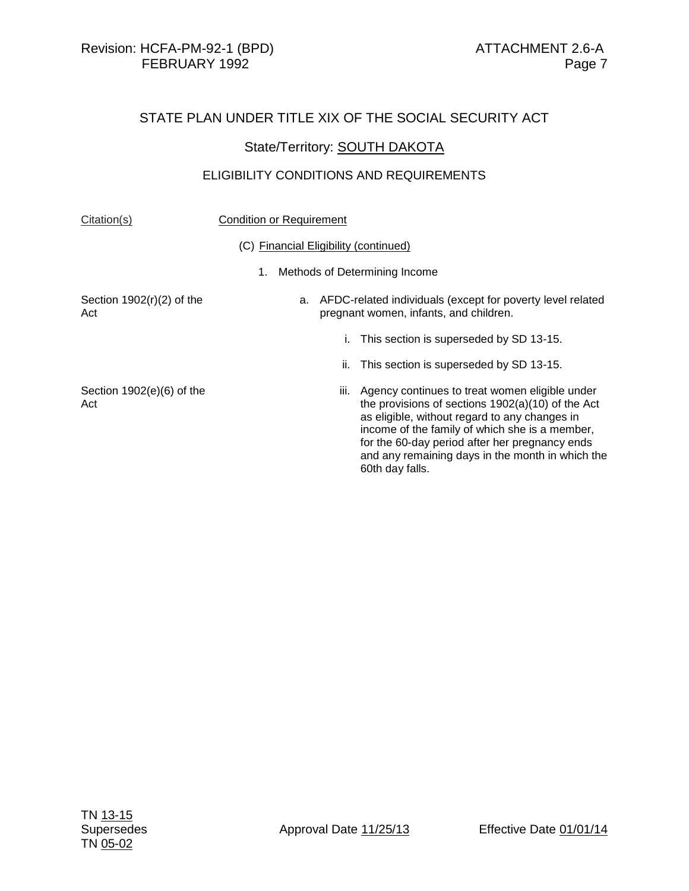# STATE PLAN UNDER TITLE XIX OF THE SOCIAL SECURITY ACT

## State/Territory: SOUTH DAKOTA

## ELIGIBILITY CONDITIONS AND REQUIREMENTS

| Citation(s) | Condition or Requirement |
|---|---|
| | (C) Financial Eligibility (continued) |
| | 1. Methods of Determining Income |
| Section 1902(r)(2) of the Act | a. AFDC-related individuals (except for poverty level related pregnant women, infants, and children. |
| | i. This section is superseded by SD 13-15. |
| | ii. This section is superseded by SD 13-15. |
| Section 1902(e)(6) of the Act | iii. Agency continues to treat women eligible under the provisions of sections 1902(a)(10) of the Act as eligible, without regard to any changes in income of the family of which she is a member, for the 60-day period after her pregnancy ends and any remaining days in the month in which the 60th day falls. |

TN 13-15
Supersedes
TN 05-02

Approval Date 11/25/13

Effective Date 01/01/14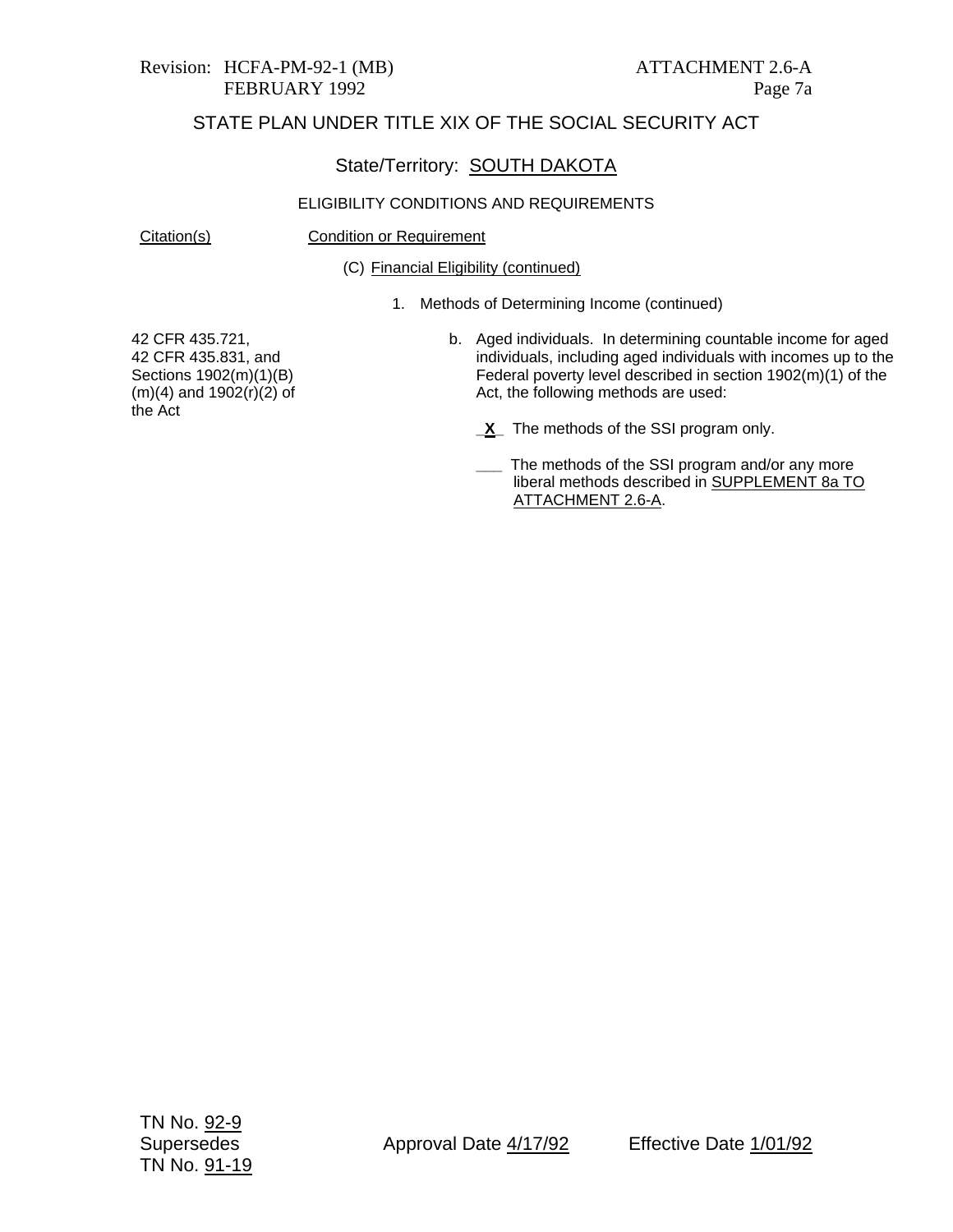STATE PLAN UNDER TITLE XIX OF THE SOCIAL SECURITY ACT

State/Territory: SOUTH DAKOTA

ELIGIBILITY CONDITIONS AND REQUIREMENTS

| Citation(s) | Condition or Requirement |
| --- | --- |
| | (C) Financial Eligibility (continued) |
| | 1. Methods of Determining Income (continued) |
| 42 CFR 435.721, 42 CFR 435.831, and Sections 1902(m)(1)(B) (m)(4) and 1902(r)(2) of the Act | b. Aged individuals. In determining countable income for aged individuals, including aged individuals with incomes up to the Federal poverty level described in section 1902(m)(1) of the Act, the following methods are used: |
| | _X_ The methods of the SSI program only. |
| | ___ The methods of the SSI program and/or any more liberal methods described in SUPPLEMENT 8a TO ATTACHMENT 2.6-A. |

TN No. 92-9
Supersedes
TN No. 91-19

Approval Date 4/17/92

Effective Date 1/01/92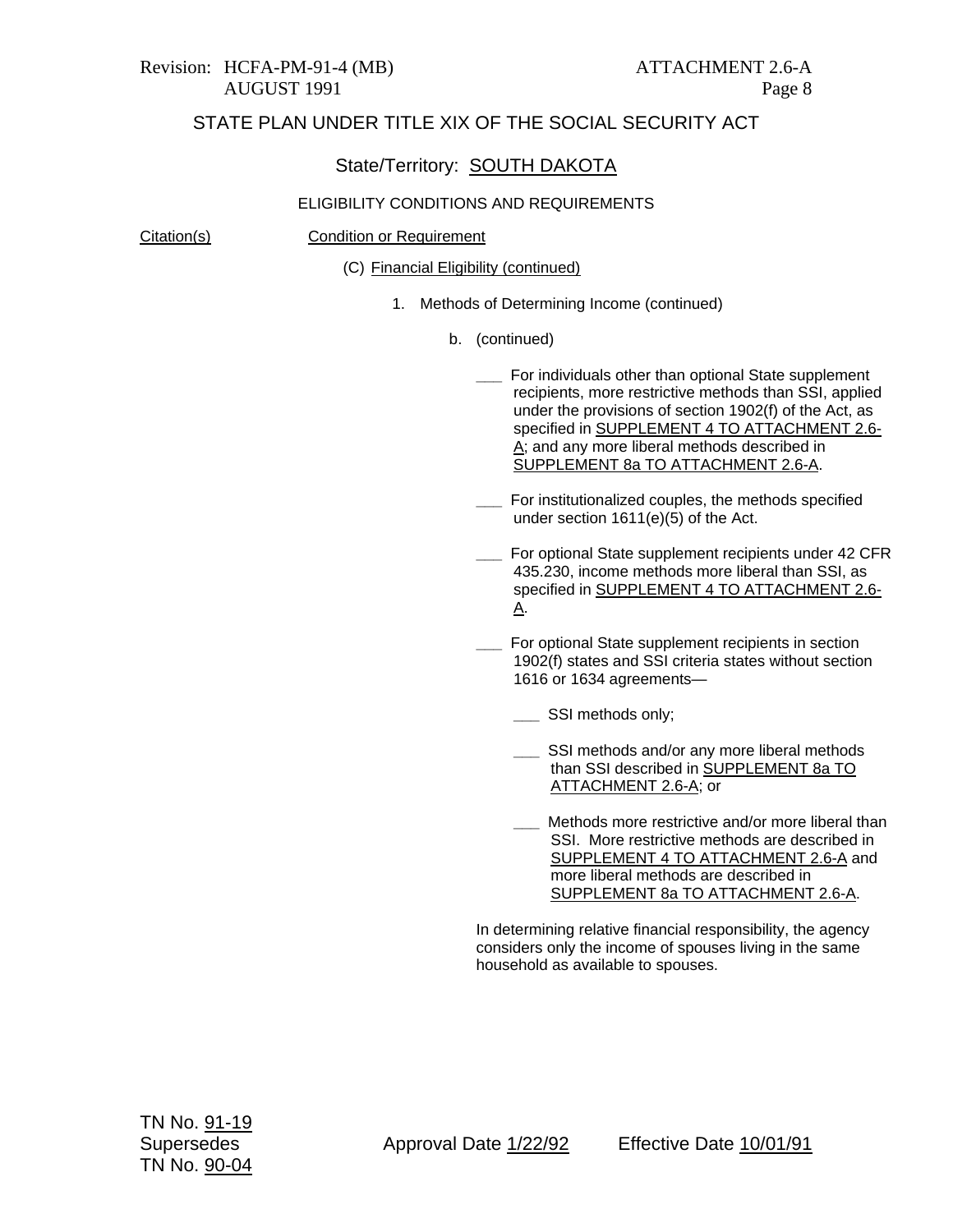STATE PLAN UNDER TITLE XIX OF THE SOCIAL SECURITY ACT

State/Territory: SOUTH DAKOTA

ELIGIBILITY CONDITIONS AND REQUIREMENTS

| Citation(s) | Condition or Requirement |
|---|---|

(C) Financial Eligibility (continued)

1. Methods of Determining Income (continued)

b. (continued)

___ For individuals other than optional State supplement recipients, more restrictive methods than SSI, applied under the provisions of section 1902(f) of the Act, as specified in SUPPLEMENT 4 TO ATTACHMENT 2.6-A; and any more liberal methods described in SUPPLEMENT 8a TO ATTACHMENT 2.6-A.

___ For institutionalized couples, the methods specified under section 1611(e)(5) of the Act.

___ For optional State supplement recipients under 42 CFR 435.230, income methods more liberal than SSI, as specified in SUPPLEMENT 4 TO ATTACHMENT 2.6-A.

___ For optional State supplement recipients in section 1902(f) states and SSI criteria states without section 1616 or 1634 agreements—

___ SSI methods only;

___ SSI methods and/or any more liberal methods than SSI described in SUPPLEMENT 8a TO ATTACHMENT 2.6-A; or

___ Methods more restrictive and/or more liberal than SSI. More restrictive methods are described in SUPPLEMENT 4 TO ATTACHMENT 2.6-A and more liberal methods are described in SUPPLEMENT 8a TO ATTACHMENT 2.6-A.

In determining relative financial responsibility, the agency considers only the income of spouses living in the same household as available to spouses.

TN No. 91-19
Supersedes TN No. 90-04 — Approval Date 1/22/92 — Effective Date 10/01/91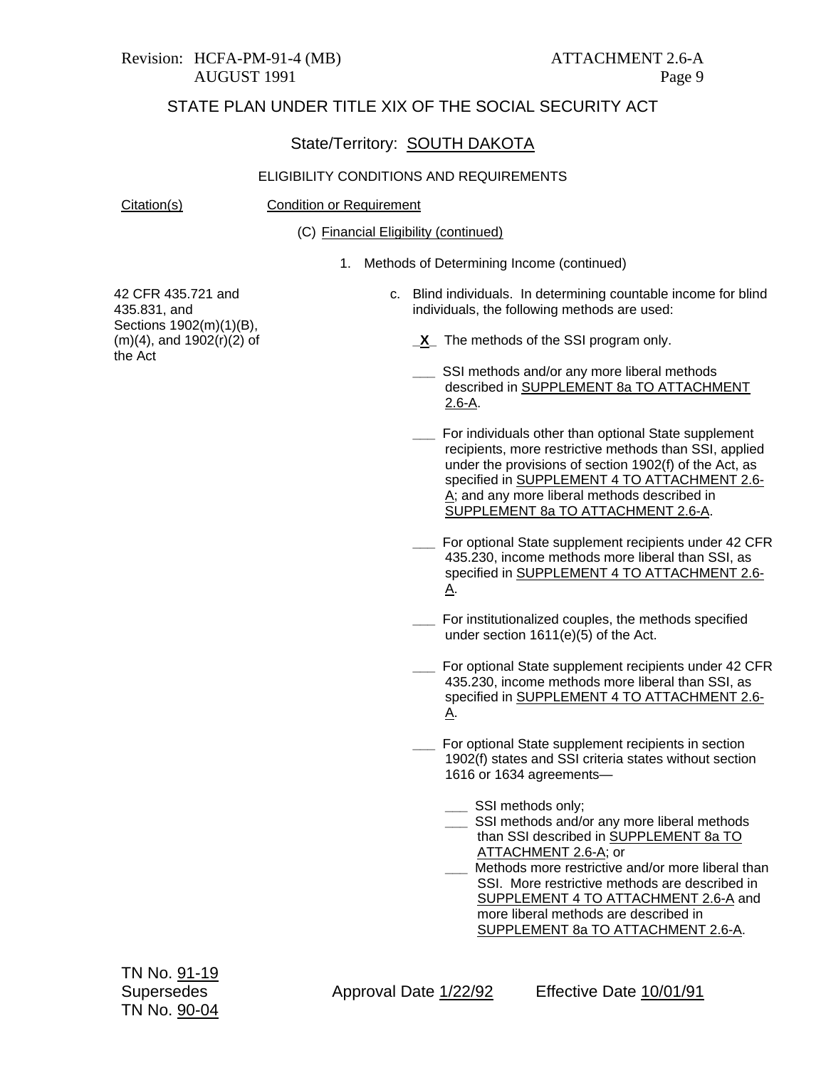STATE PLAN UNDER TITLE XIX OF THE SOCIAL SECURITY ACT

State/Territory: SOUTH DAKOTA

ELIGIBILITY CONDITIONS AND REQUIREMENTS

| Citation(s) | Condition or Requirement |
|---|---|
| | (C) Financial Eligibility (continued) |
| | 1. Methods of Determining Income (continued) |
| 42 CFR 435.721 and 435.831, and Sections 1902(m)(1)(B), (m)(4), and 1902(r)(2) of the Act | c. Blind individuals. In determining countable income for blind individuals, the following methods are used: |

_X_ The methods of the SSI program only.

___ SSI methods and/or any more liberal methods described in SUPPLEMENT 8a TO ATTACHMENT 2.6-A.

___ For individuals other than optional State supplement recipients, more restrictive methods than SSI, applied under the provisions of section 1902(f) of the Act, as specified in SUPPLEMENT 4 TO ATTACHMENT 2.6-A; and any more liberal methods described in SUPPLEMENT 8a TO ATTACHMENT 2.6-A.

___ For optional State supplement recipients under 42 CFR 435.230, income methods more liberal than SSI, as specified in SUPPLEMENT 4 TO ATTACHMENT 2.6-A.

___ For institutionalized couples, the methods specified under section 1611(e)(5) of the Act.

___ For optional State supplement recipients under 42 CFR 435.230, income methods more liberal than SSI, as specified in SUPPLEMENT 4 TO ATTACHMENT 2.6-A.

___ For optional State supplement recipients in section 1902(f) states and SSI criteria states without section 1616 or 1634 agreements—

- ___ SSI methods only;
- ___ SSI methods and/or any more liberal methods than SSI described in SUPPLEMENT 8a TO ATTACHMENT 2.6-A; or
- ___ Methods more restrictive and/or more liberal than SSI. More restrictive methods are described in SUPPLEMENT 4 TO ATTACHMENT 2.6-A and more liberal methods are described in SUPPLEMENT 8a TO ATTACHMENT 2.6-A.

TN No. 91-19
Supersedes
TN No. 90-04

Approval Date 1/22/92 Effective Date 10/01/91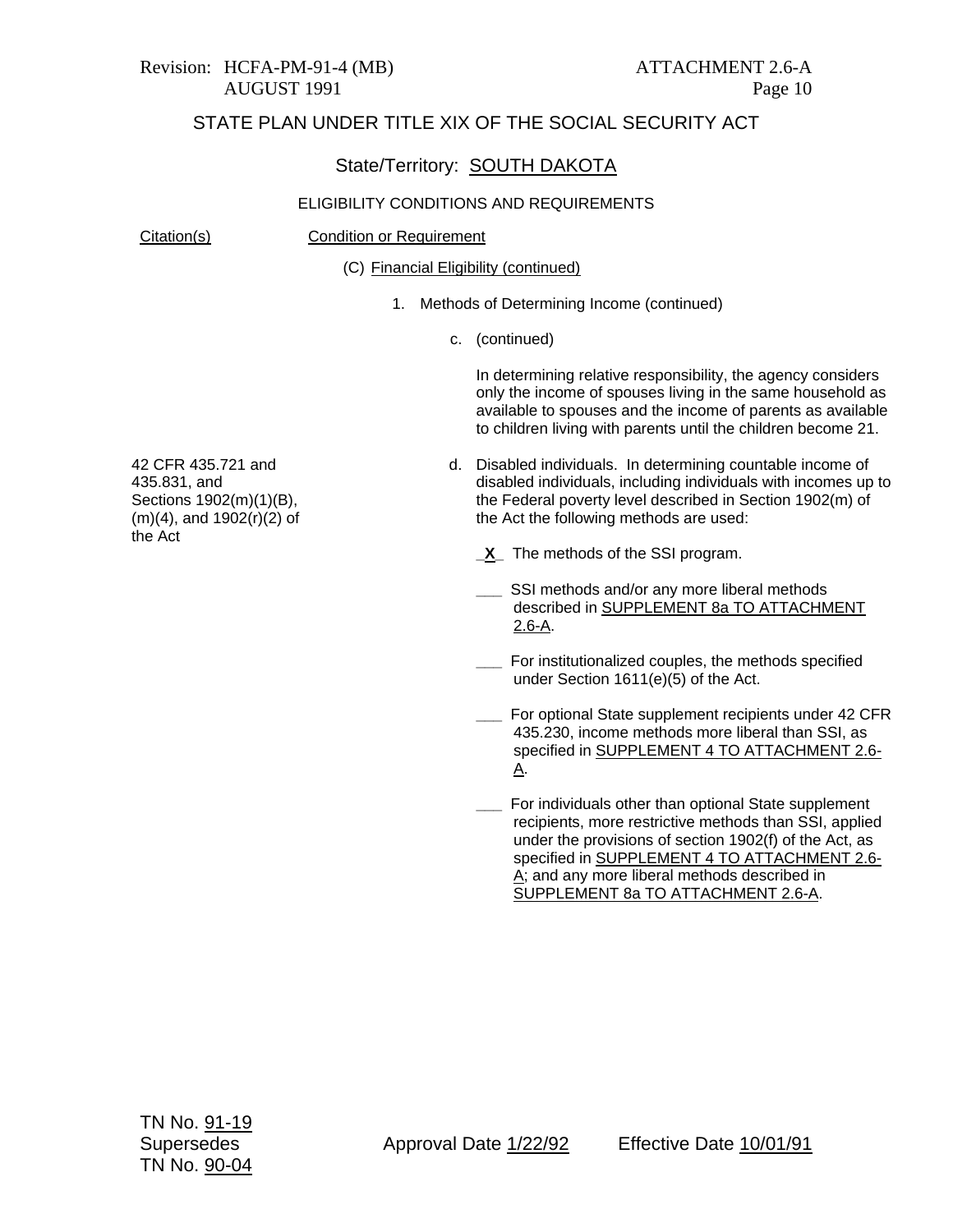# STATE PLAN UNDER TITLE XIX OF THE SOCIAL SECURITY ACT

## State/Territory: SOUTH DAKOTA

### ELIGIBILITY CONDITIONS AND REQUIREMENTS

| Citation(s) | Condition or Requirement |
|---|---|
| | (C) Financial Eligibility (continued) |
| | 1. Methods of Determining Income (continued) |
| | c. (continued) |
| | In determining relative responsibility, the agency considers only the income of spouses living in the same household as available to spouses and the income of parents as available to children living with parents until the children become 21. |
| 42 CFR 435.721 and 435.831, and Sections 1902(m)(1)(B), (m)(4), and 1902(r)(2) of the Act | d. Disabled individuals. In determining countable income of disabled individuals, including individuals with incomes up to the Federal poverty level described in Section 1902(m) of the Act the following methods are used: |
| | _X_ The methods of the SSI program. |
| | ___ SSI methods and/or any more liberal methods described in SUPPLEMENT 8a TO ATTACHMENT 2.6-A. |
| | ___ For institutionalized couples, the methods specified under Section 1611(e)(5) of the Act. |
| | ___ For optional State supplement recipients under 42 CFR 435.230, income methods more liberal than SSI, as specified in SUPPLEMENT 4 TO ATTACHMENT 2.6-A. |
| | ___ For individuals other than optional State supplement recipients, more restrictive methods than SSI, applied under the provisions of section 1902(f) of the Act, as specified in SUPPLEMENT 4 TO ATTACHMENT 2.6-A; and any more liberal methods described in SUPPLEMENT 8a TO ATTACHMENT 2.6-A. |

TN No. 91-19
Supersedes
TN No. 90-04

Approval Date 1/22/92 Effective Date 10/01/91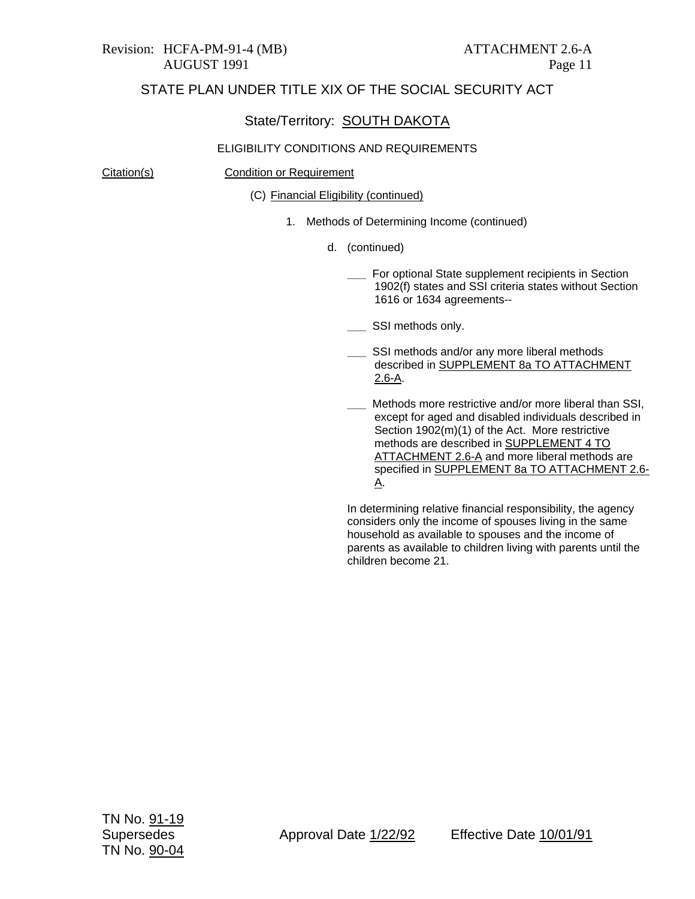Revision: HCFA-PM-91-4 (MB) ATTACHMENT 2.6-A
AUGUST 1991

# STATE PLAN UNDER TITLE XIX OF THE SOCIAL SECURITY ACT

## State/Territory: SOUTH DAKOTA

### ELIGIBILITY CONDITIONS AND REQUIREMENTS

Citation(s) Condition or Requirement

(C) Financial Eligibility (continued)

1. Methods of Determining Income (continued)

   d. (continued)

   ___ For optional State supplement recipients in Section 1902(f) states and SSI criteria states without Section 1616 or 1634 agreements--

   ___ SSI methods only.

   ___ SSI methods and/or any more liberal methods described in SUPPLEMENT 8a TO ATTACHMENT 2.6-A.

   ___ Methods more restrictive and/or more liberal than SSI, except for aged and disabled individuals described in Section 1902(m)(1) of the Act. More restrictive methods are described in SUPPLEMENT 4 TO ATTACHMENT 2.6-A and more liberal methods are specified in SUPPLEMENT 8a TO ATTACHMENT 2.6-A.

   In determining relative financial responsibility, the agency considers only the income of spouses living in the same household as available to spouses and the income of parents as available to children living with parents until the children become 21.

TN No. 91-19
Supersedes Approval Date 1/22/92 Effective Date 10/01/91
TN No. 90-04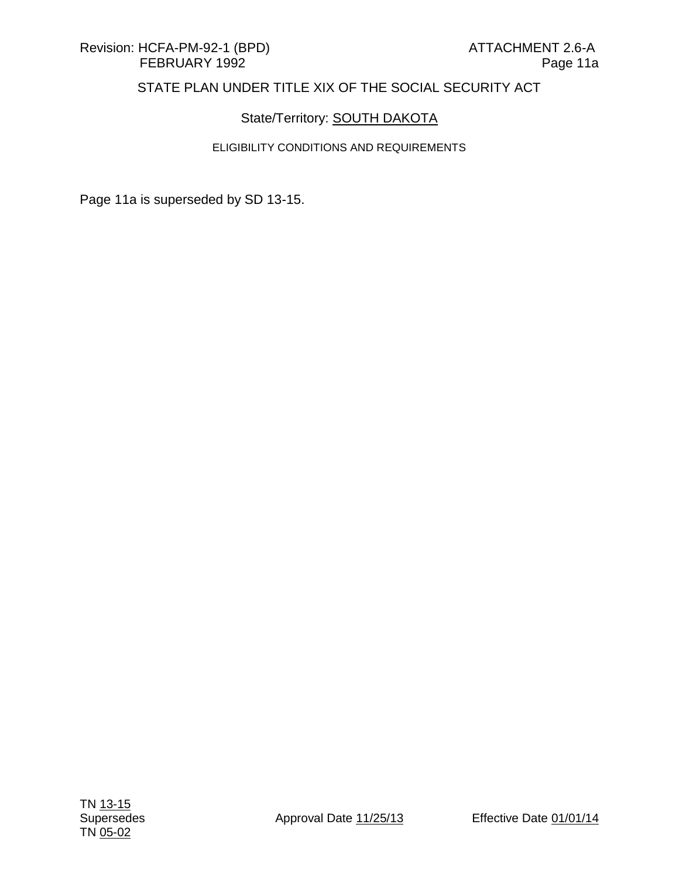Revision: HCFA-PM-92-1 (BPD) FEBRUARY 1992

ATTACHMENT 2.6-A
Page 11a

STATE PLAN UNDER TITLE XIX OF THE SOCIAL SECURITY ACT

State/Territory: SOUTH DAKOTA

ELIGIBILITY CONDITIONS AND REQUIREMENTS

Page 11a is superseded by SD 13-15.

TN 13-15
Supersedes
TN 05-02

Approval Date 11/25/13

Effective Date 01/01/14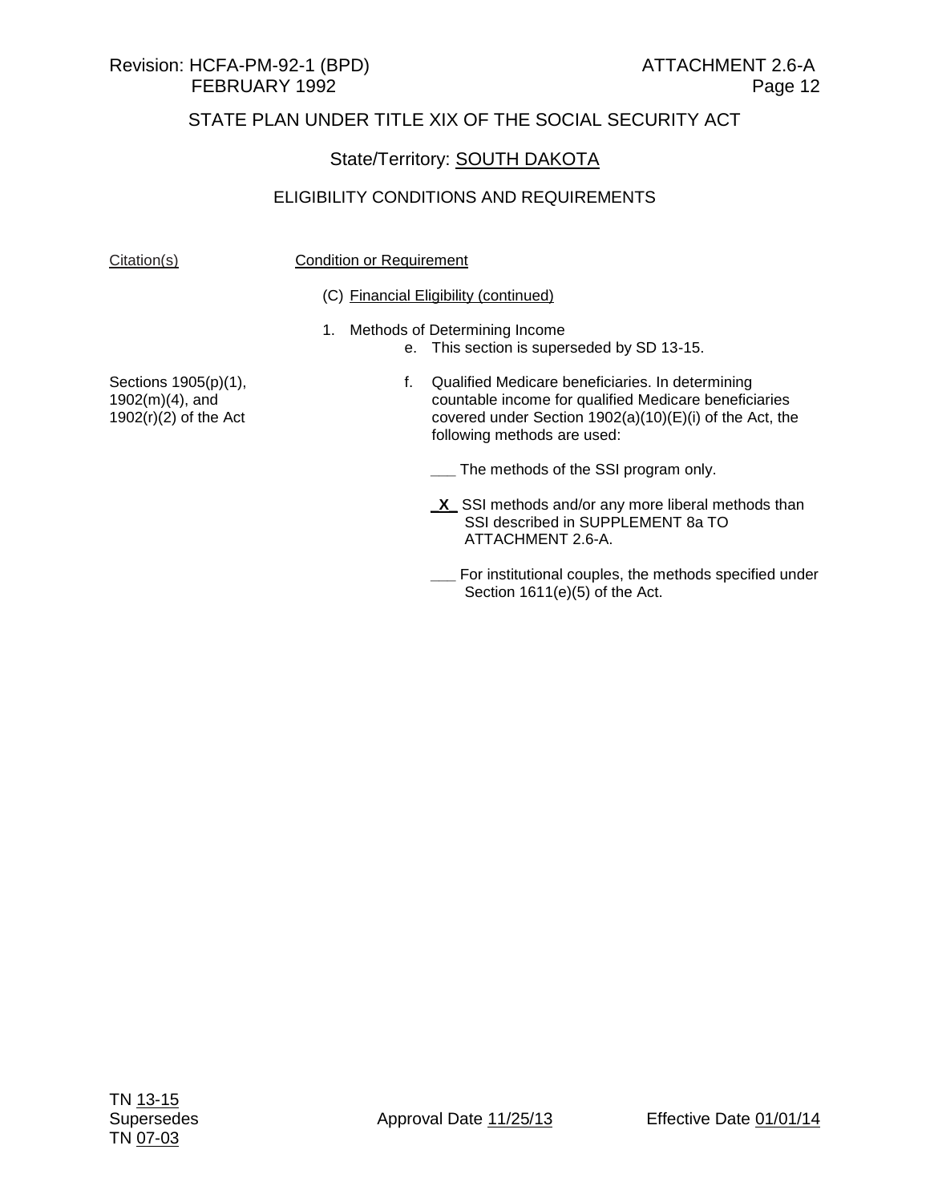Revision: HCFA-PM-92-1 (BPD) FEBRUARY 1992

ATTACHMENT 2.6-A
Page 12

STATE PLAN UNDER TITLE XIX OF THE SOCIAL SECURITY ACT

State/Territory: SOUTH DAKOTA

ELIGIBILITY CONDITIONS AND REQUIREMENTS

| Citation(s) | Condition or Requirement |
| --- | --- |
| | (C) Financial Eligibility (continued) |
| | 1. Methods of Determining Income<br>e. This section is superseded by SD 13-15. |
| Sections 1905(p)(1), 1902(m)(4), and 1902(r)(2) of the Act | f. Qualified Medicare beneficiaries. In determining countable income for qualified Medicare beneficiaries covered under Section 1902(a)(10)(E)(i) of the Act, the following methods are used:<br><br>___ The methods of the SSI program only.<br><br>_X_ SSI methods and/or any more liberal methods than SSI described in SUPPLEMENT 8a TO ATTACHMENT 2.6-A.<br><br>___ For institutional couples, the methods specified under Section 1611(e)(5) of the Act. |

TN 13-15
Supersedes
TN 07-03

Approval Date 11/25/13

Effective Date 01/01/14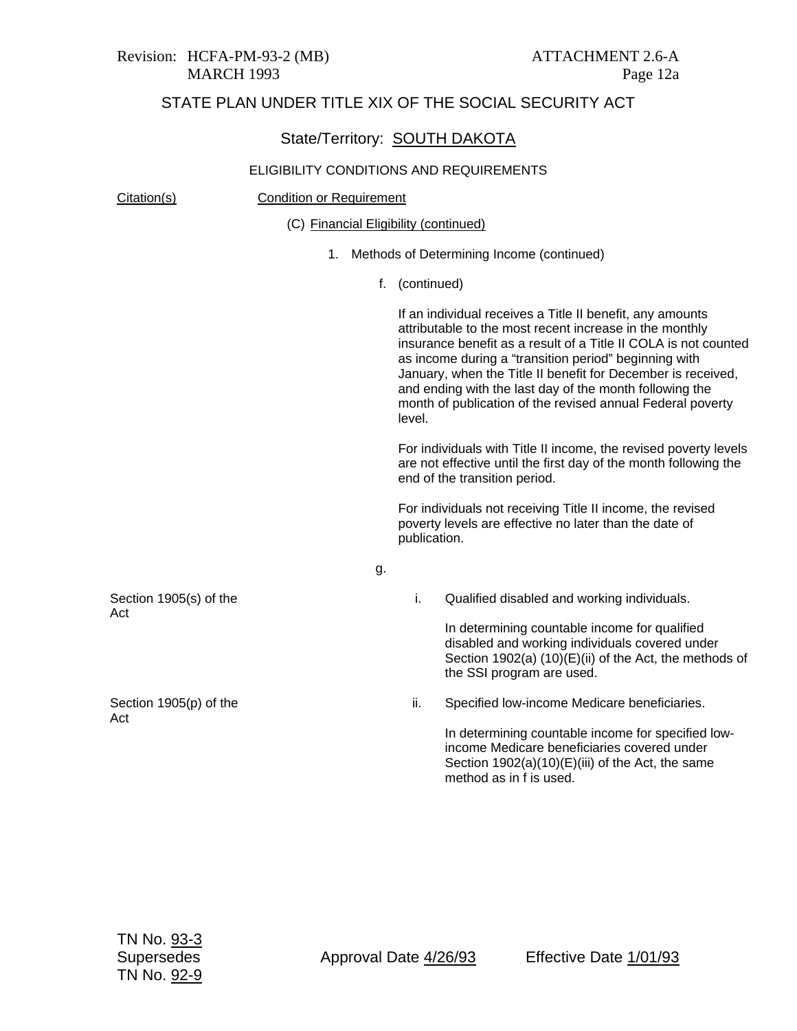Revision: HCFA-PM-93-2 (MB) MARCH 1993

ATTACHMENT 2.6-A
Page 12a

STATE PLAN UNDER TITLE XIX OF THE SOCIAL SECURITY ACT

State/Territory: SOUTH DAKOTA

ELIGIBILITY CONDITIONS AND REQUIREMENTS

| Citation(s) | Condition or Requirement |
|---|---|
| | (C) Financial Eligibility (continued) |
| | 1. Methods of Determining Income (continued) |
| | f. (continued)<br><br>If an individual receives a Title II benefit, any amounts attributable to the most recent increase in the monthly insurance benefit as a result of a Title II COLA is not counted as income during a "transition period" beginning with January, when the Title II benefit for December is received, and ending with the last day of the month following the month of publication of the revised annual Federal poverty level.<br><br>For individuals with Title II income, the revised poverty levels are not effective until the first day of the month following the end of the transition period.<br><br>For individuals not receiving Title II income, the revised poverty levels are effective no later than the date of publication. |
| | g. |
| Section 1905(s) of the Act | i. Qualified disabled and working individuals.<br><br>In determining countable income for qualified disabled and working individuals covered under Section 1902(a) (10)(E)(ii) of the Act, the methods of the SSI program are used. |
| Section 1905(p) of the Act | ii. Specified low-income Medicare beneficiaries.<br><br>In determining countable income for specified low-income Medicare beneficiaries covered under Section 1902(a)(10)(E)(iii) of the Act, the same method as in f is used. |

TN No. 93-3
Supersedes
TN No. 92-9

Approval Date 4/26/93

Effective Date 1/01/93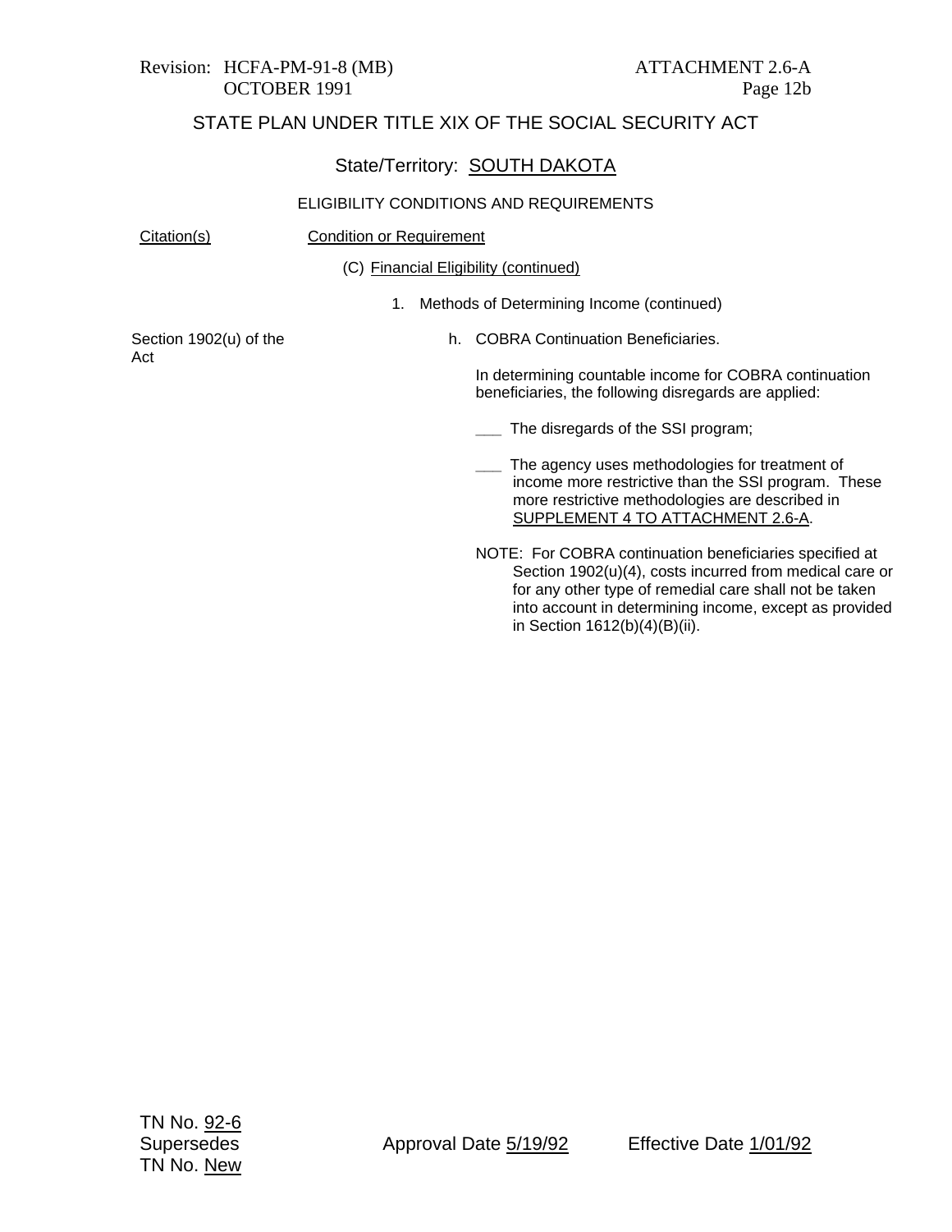Revision: HCFA-PM-91-8 (MB)
OCTOBER 1991

ATTACHMENT 2.6-A
Page 12b

## STATE PLAN UNDER TITLE XIX OF THE SOCIAL SECURITY ACT

State/Territory: SOUTH DAKOTA

ELIGIBILITY CONDITIONS AND REQUIREMENTS

| Citation(s) | Condition or Requirement |
|---|---|
| | (C) Financial Eligibility (continued) |
| | 1. Methods of Determining Income (continued) |
| Section 1902(u) of the Act | h. COBRA Continuation Beneficiaries. |

In determining countable income for COBRA continuation beneficiaries, the following disregards are applied:

___ The disregards of the SSI program;

___ The agency uses methodologies for treatment of income more restrictive than the SSI program. These more restrictive methodologies are described in SUPPLEMENT 4 TO ATTACHMENT 2.6-A.

NOTE: For COBRA continuation beneficiaries specified at Section 1902(u)(4), costs incurred from medical care or for any other type of remedial care shall not be taken into account in determining income, except as provided in Section 1612(b)(4)(B)(ii).

TN No. 92-6
Supersedes
TN No. New

Approval Date 5/19/92

Effective Date 1/01/92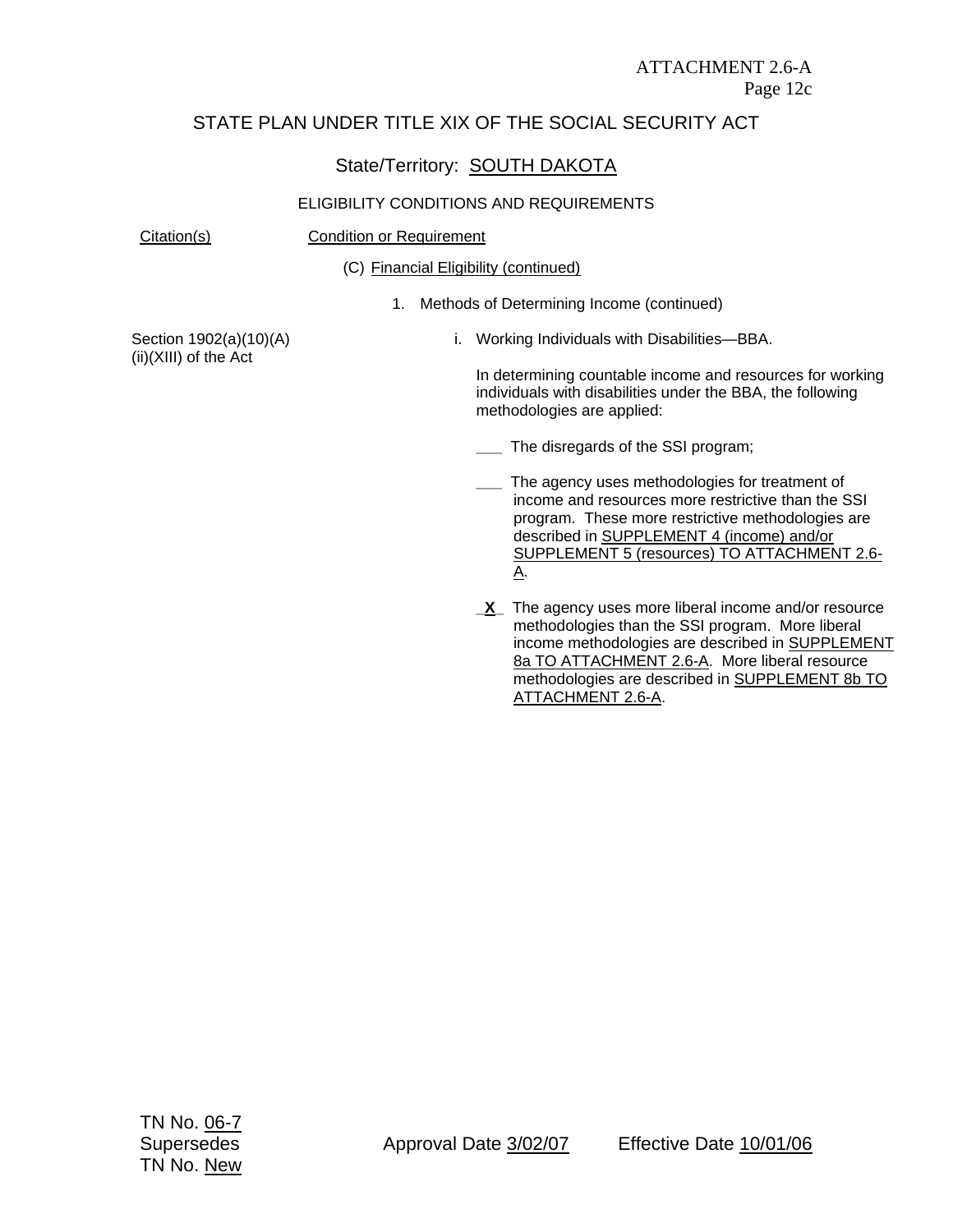STATE PLAN UNDER TITLE XIX OF THE SOCIAL SECURITY ACT

State/Territory: SOUTH DAKOTA

ELIGIBILITY CONDITIONS AND REQUIREMENTS

| Citation(s) | Condition or Requirement |
|---|---|
| | (C) Financial Eligibility (continued) |
| | 1. Methods of Determining Income (continued) |
| Section 1902(a)(10)(A)(ii)(XIII) of the Act | i. Working Individuals with Disabilities—BBA. |

In determining countable income and resources for working individuals with disabilities under the BBA, the following methodologies are applied:

\_\_\_ The disregards of the SSI program;

\_\_\_ The agency uses methodologies for treatment of income and resources more restrictive than the SSI program. These more restrictive methodologies are described in SUPPLEMENT 4 (income) and/or SUPPLEMENT 5 (resources) TO ATTACHMENT 2.6-A.

\_X\_ The agency uses more liberal income and/or resource methodologies than the SSI program. More liberal income methodologies are described in SUPPLEMENT 8a TO ATTACHMENT 2.6-A. More liberal resource methodologies are described in SUPPLEMENT 8b TO ATTACHMENT 2.6-A.

TN No. 06-7
Supersedes TN No. New
Approval Date 3/02/07
Effective Date 10/01/06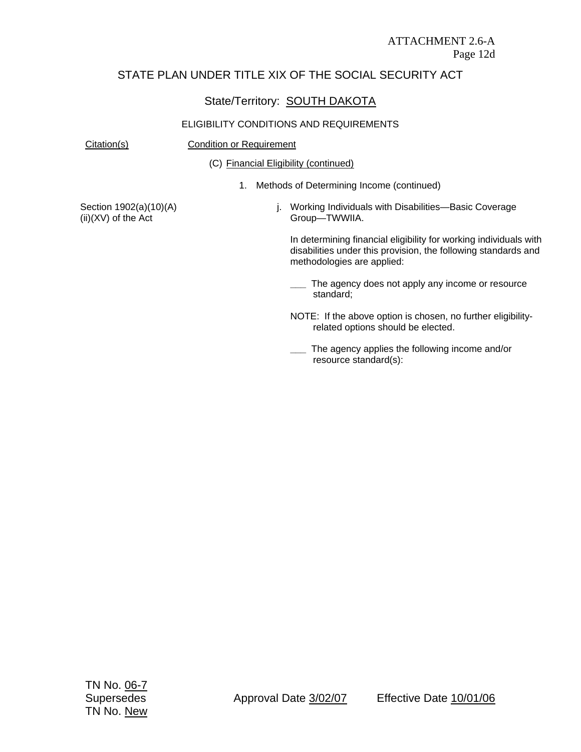ATTACHMENT 2.6-A
Page 12d

STATE PLAN UNDER TITLE XIX OF THE SOCIAL SECURITY ACT

State/Territory: SOUTH DAKOTA

ELIGIBILITY CONDITIONS AND REQUIREMENTS

| Citation(s) | Condition or Requirement |
|---|---|
| | (C) Financial Eligibility (continued) |
| | 1. Methods of Determining Income (continued) |
| Section 1902(a)(10)(A)(ii)(XV) of the Act | j. Working Individuals with Disabilities—Basic Coverage Group—TWWIIA. |

In determining financial eligibility for working individuals with disabilities under this provision, the following standards and methodologies are applied:

___ The agency does not apply any income or resource standard;

NOTE: If the above option is chosen, no further eligibility-related options should be elected.

___ The agency applies the following income and/or resource standard(s):

TN No. 06-7
Supersedes
TN No. New

Approval Date 3/02/07

Effective Date 10/01/06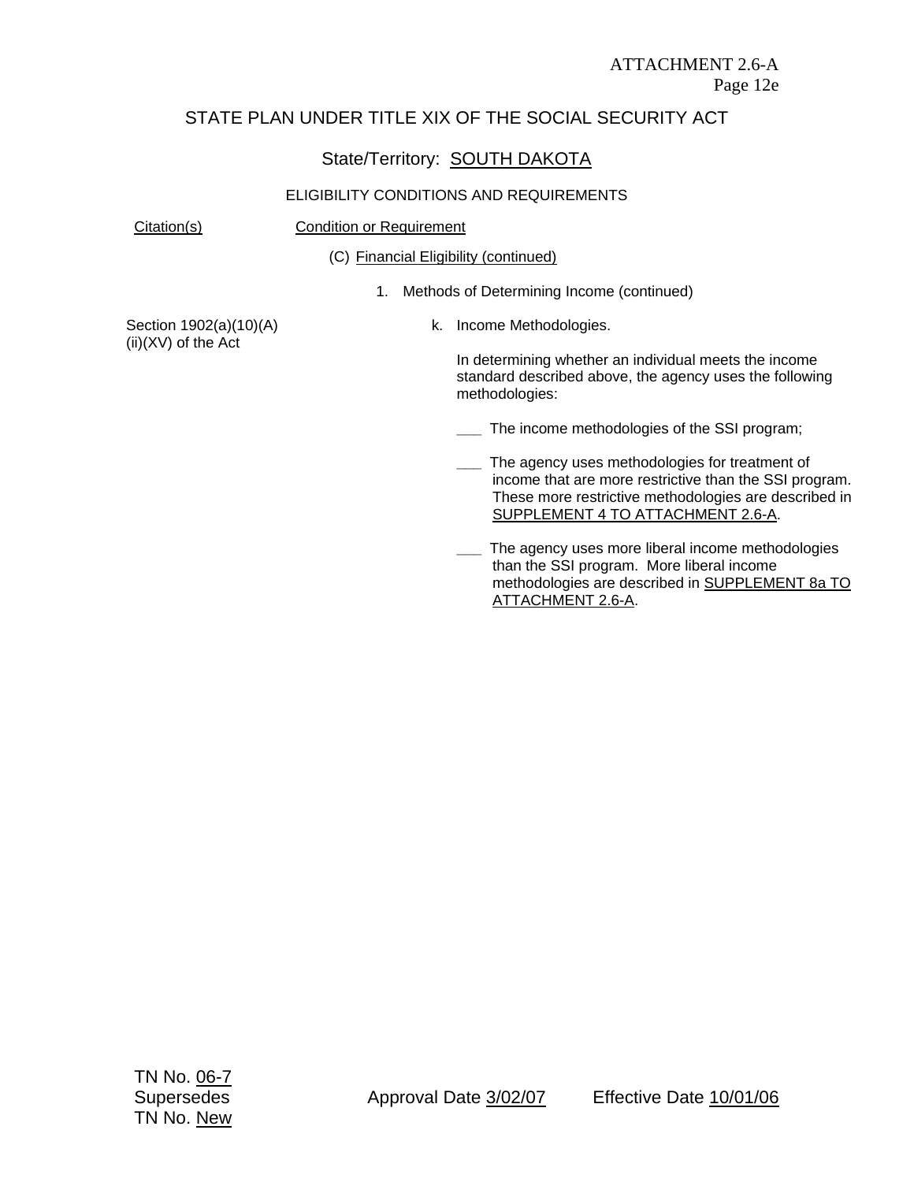ATTACHMENT 2.6-A
Page 12e

STATE PLAN UNDER TITLE XIX OF THE SOCIAL SECURITY ACT

State/Territory: SOUTH DAKOTA

ELIGIBILITY CONDITIONS AND REQUIREMENTS

| Citation(s) | Condition or Requirement |
|---|---|
| | (C) Financial Eligibility (continued) |
| | 1. Methods of Determining Income (continued) |
| Section 1902(a)(10)(A)(ii)(XV) of the Act | k. Income Methodologies. |

In determining whether an individual meets the income standard described above, the agency uses the following methodologies:

___ The income methodologies of the SSI program;

___ The agency uses methodologies for treatment of income that are more restrictive than the SSI program. These more restrictive methodologies are described in SUPPLEMENT 4 TO ATTACHMENT 2.6-A.

___ The agency uses more liberal income methodologies than the SSI program. More liberal income methodologies are described in SUPPLEMENT 8a TO ATTACHMENT 2.6-A.

TN No. 06-7
Supersedes
TN No. New

Approval Date 3/02/07

Effective Date 10/01/06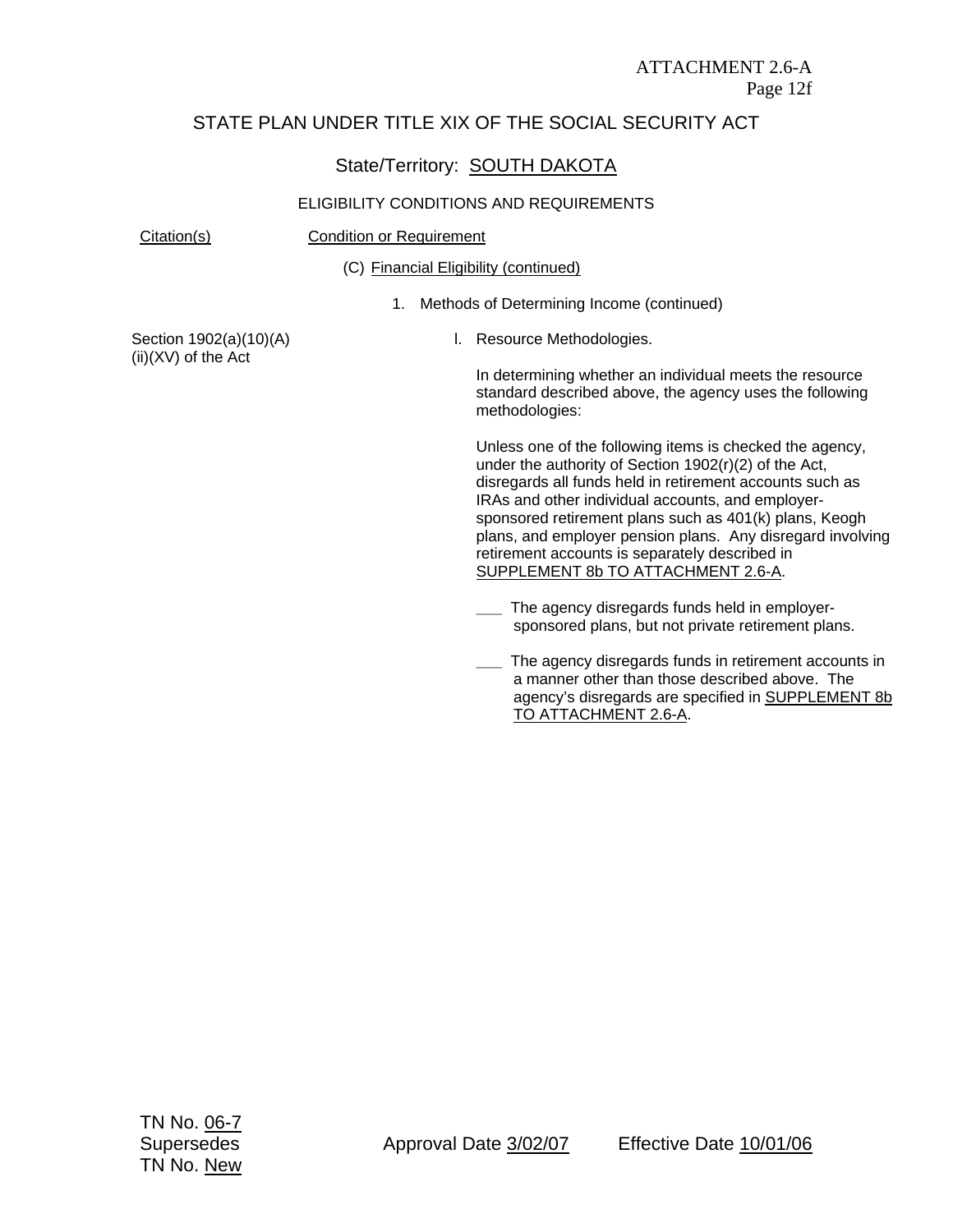ATTACHMENT 2.6-A
Page 12f

# STATE PLAN UNDER TITLE XIX OF THE SOCIAL SECURITY ACT

## State/Territory: SOUTH DAKOTA

### ELIGIBILITY CONDITIONS AND REQUIREMENTS

| Citation(s) | Condition or Requirement |
|---|---|
| | (C) Financial Eligibility (continued) |
| | 1. Methods of Determining Income (continued) |
| Section 1902(a)(10)(A)(ii)(XV) of the Act | l. Resource Methodologies. |

In determining whether an individual meets the resource standard described above, the agency uses the following methodologies:

Unless one of the following items is checked the agency, under the authority of Section 1902(r)(2) of the Act, disregards all funds held in retirement accounts such as IRAs and other individual accounts, and employer-sponsored retirement plans such as 401(k) plans, Keogh plans, and employer pension plans. Any disregard involving retirement accounts is separately described in SUPPLEMENT 8b TO ATTACHMENT 2.6-A.

___ The agency disregards funds held in employer-sponsored plans, but not private retirement plans.

___ The agency disregards funds in retirement accounts in a manner other than those described above. The agency's disregards are specified in SUPPLEMENT 8b TO ATTACHMENT 2.6-A.

TN No. 06-7
Supersedes
TN No. New

Approval Date 3/02/07　　Effective Date 10/01/06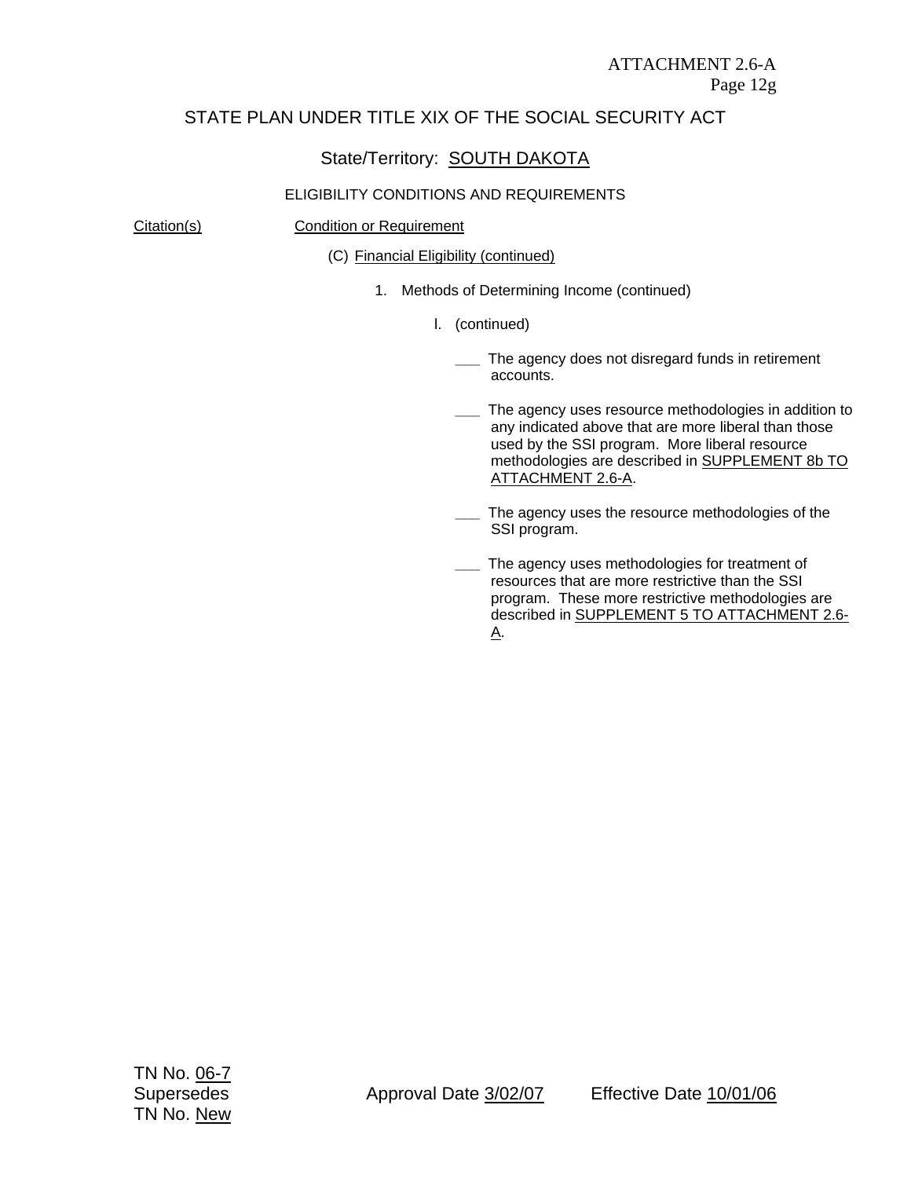ATTACHMENT 2.6-A
Page 12g

STATE PLAN UNDER TITLE XIX OF THE SOCIAL SECURITY ACT

State/Territory: SOUTH DAKOTA

ELIGIBILITY CONDITIONS AND REQUIREMENTS

Citation(s) | Condition or Requirement

(C) Financial Eligibility (continued)

1. Methods of Determining Income (continued)

l. (continued)

___ The agency does not disregard funds in retirement accounts.

___ The agency uses resource methodologies in addition to any indicated above that are more liberal than those used by the SSI program. More liberal resource methodologies are described in SUPPLEMENT 8b TO ATTACHMENT 2.6-A.

___ The agency uses the resource methodologies of the SSI program.

___ The agency uses methodologies for treatment of resources that are more restrictive than the SSI program. These more restrictive methodologies are described in SUPPLEMENT 5 TO ATTACHMENT 2.6-A.

TN No. 06-7
Supersedes
TN No. New

Approval Date 3/02/07

Effective Date 10/01/06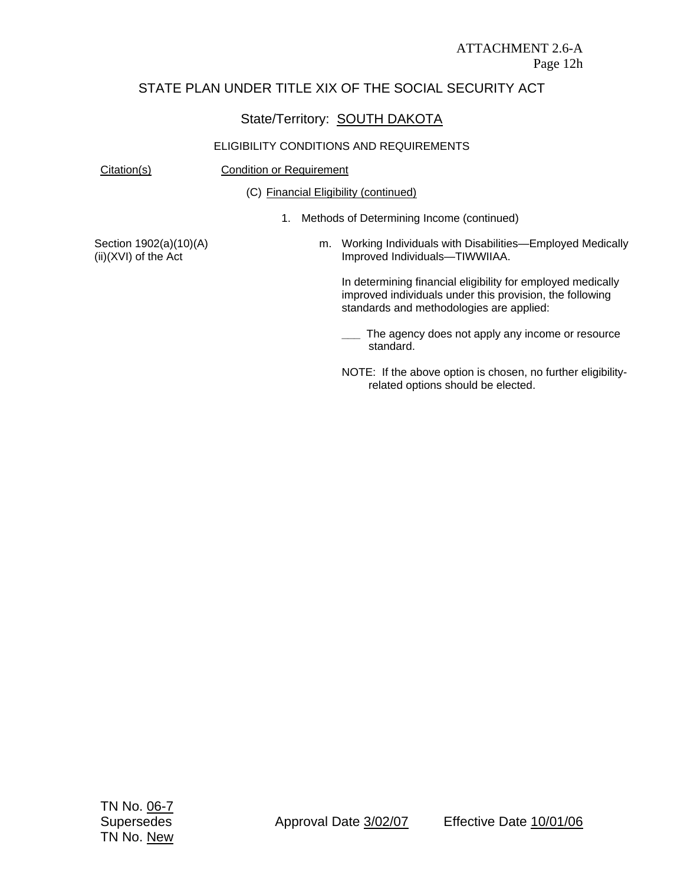STATE PLAN UNDER TITLE XIX OF THE SOCIAL SECURITY ACT

State/Territory: SOUTH DAKOTA

ELIGIBILITY CONDITIONS AND REQUIREMENTS

| Citation(s) | Condition or Requirement |
|---|---|
| | (C) Financial Eligibility (continued) |
| | 1. Methods of Determining Income (continued) |
| Section 1902(a)(10)(A)(ii)(XVI) of the Act | m. Working Individuals with Disabilities—Employed Medically Improved Individuals—TIWWIIAA. |

In determining financial eligibility for employed medically improved individuals under this provision, the following standards and methodologies are applied:

___ The agency does not apply any income or resource standard.

NOTE: If the above option is chosen, no further eligibility-related options should be elected.

TN No. 06-7
Supersedes
TN No. New

Approval Date 3/02/07    Effective Date 10/01/06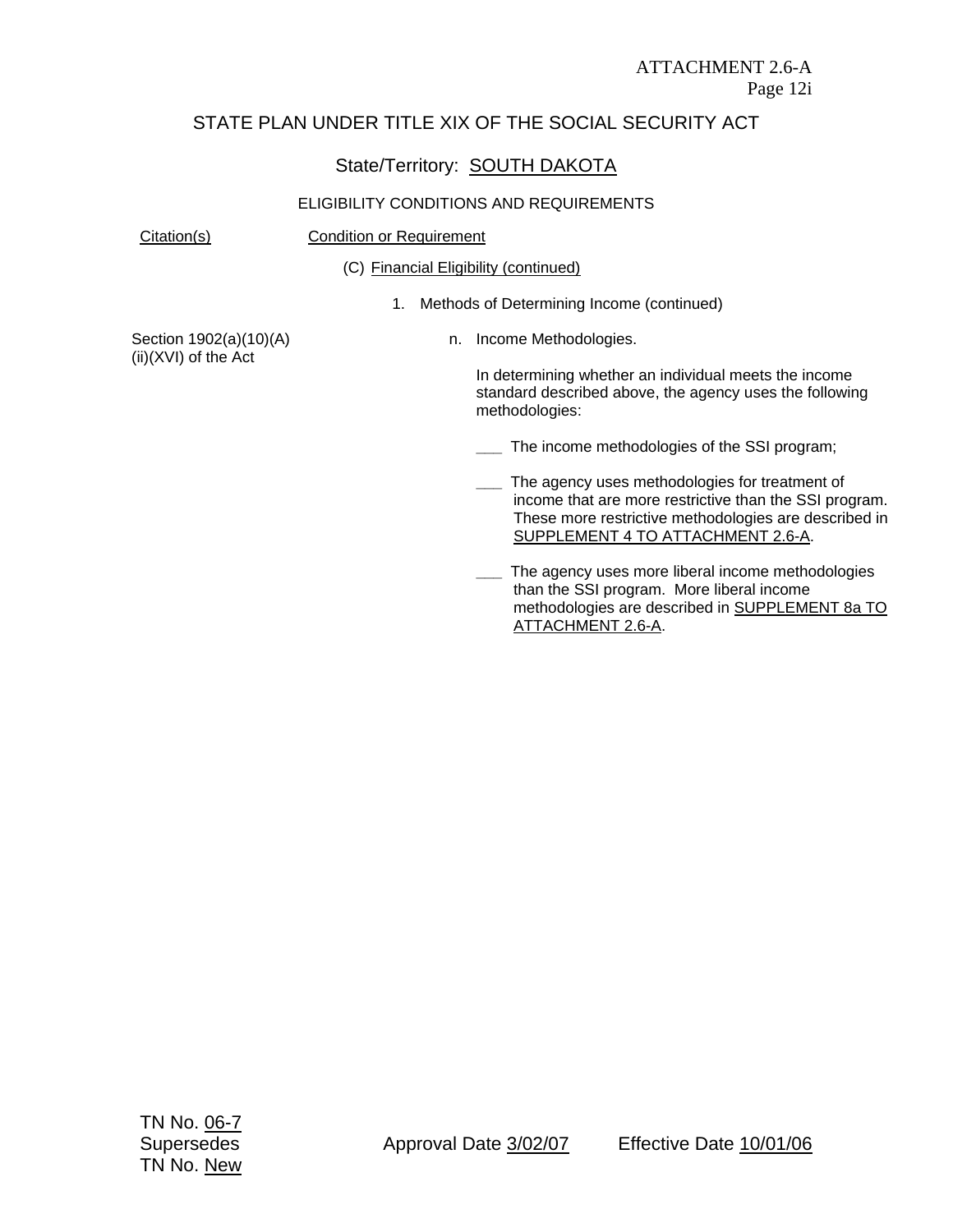ATTACHMENT 2.6-A
Page 12i

# STATE PLAN UNDER TITLE XIX OF THE SOCIAL SECURITY ACT

## State/Territory: SOUTH DAKOTA

### ELIGIBILITY CONDITIONS AND REQUIREMENTS

| Citation(s) | Condition or Requirement |
|---|---|
| | (C) Financial Eligibility (continued) |
| | 1. Methods of Determining Income (continued) |
| Section 1902(a)(10)(A)(ii)(XVI) of the Act | n. Income Methodologies. |

In determining whether an individual meets the income standard described above, the agency uses the following methodologies:

___ The income methodologies of the SSI program;

___ The agency uses methodologies for treatment of income that are more restrictive than the SSI program. These more restrictive methodologies are described in SUPPLEMENT 4 TO ATTACHMENT 2.6-A.

___ The agency uses more liberal income methodologies than the SSI program. More liberal income methodologies are described in SUPPLEMENT 8a TO ATTACHMENT 2.6-A.

TN No. 06-7
Supersedes
TN No. New

Approval Date 3/02/07 Effective Date 10/01/06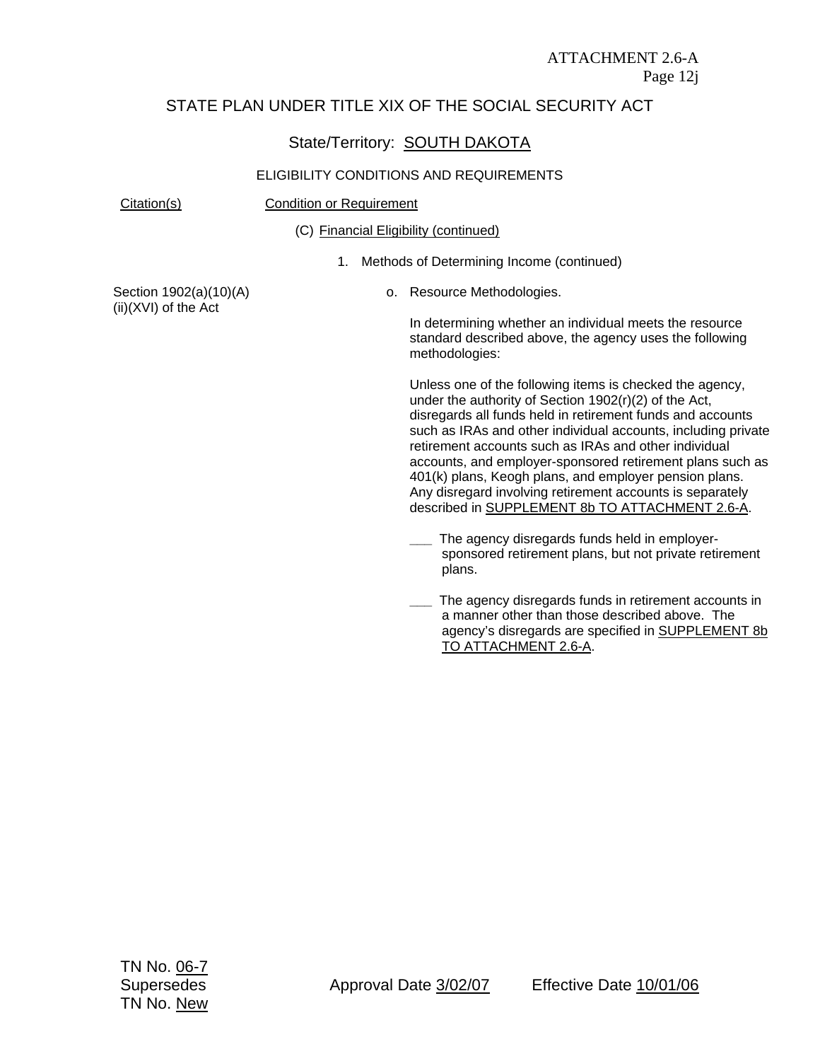ATTACHMENT 2.6-A
Page 12j

STATE PLAN UNDER TITLE XIX OF THE SOCIAL SECURITY ACT

State/Territory: SOUTH DAKOTA

ELIGIBILITY CONDITIONS AND REQUIREMENTS

| Citation(s) | Condition or Requirement |
|---|---|
| | (C) Financial Eligibility (continued) |
| | 1. Methods of Determining Income (continued) |
| Section 1902(a)(10)(A)(ii)(XVI) of the Act | o. Resource Methodologies. |

In determining whether an individual meets the resource standard described above, the agency uses the following methodologies:

Unless one of the following items is checked the agency, under the authority of Section 1902(r)(2) of the Act, disregards all funds held in retirement funds and accounts such as IRAs and other individual accounts, including private retirement accounts such as IRAs and other individual accounts, and employer-sponsored retirement plans such as 401(k) plans, Keogh plans, and employer pension plans. Any disregard involving retirement accounts is separately described in SUPPLEMENT 8b TO ATTACHMENT 2.6-A.

___ The agency disregards funds held in employer-sponsored retirement plans, but not private retirement plans.

___ The agency disregards funds in retirement accounts in a manner other than those described above. The agency's disregards are specified in SUPPLEMENT 8b TO ATTACHMENT 2.6-A.

TN No. 06-7
Supersedes TN No. New

Approval Date 3/02/07

Effective Date 10/01/06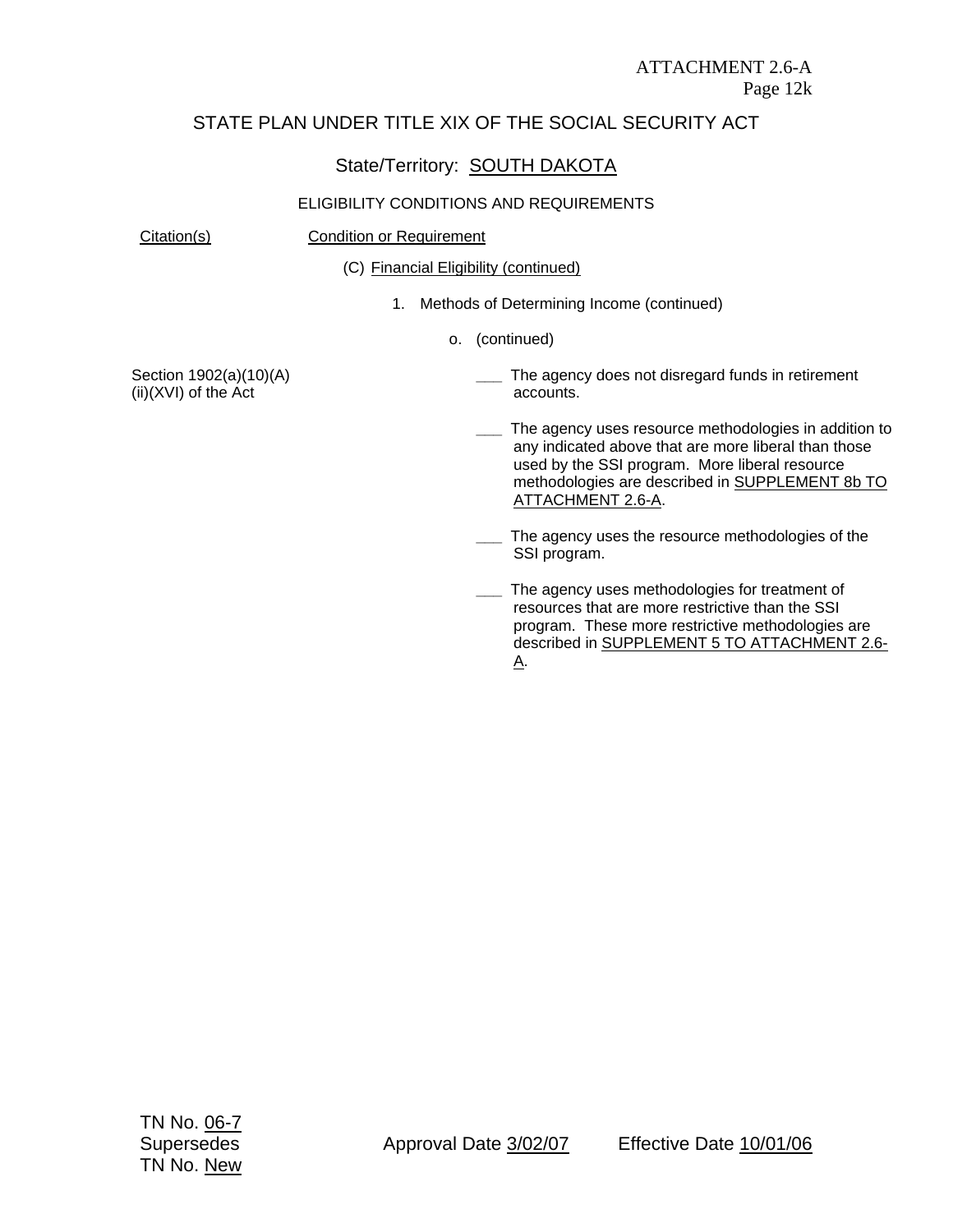ATTACHMENT 2.6-A
Page 12k

# STATE PLAN UNDER TITLE XIX OF THE SOCIAL SECURITY ACT

## State/Territory: SOUTH DAKOTA

### ELIGIBILITY CONDITIONS AND REQUIREMENTS

| Citation(s) | Condition or Requirement |
|---|---|
| | (C) Financial Eligibility (continued) |
| | 1. Methods of Determining Income (continued) |
| | o. (continued) |
| Section 1902(a)(10)(A)(ii)(XVI) of the Act | ___ The agency does not disregard funds in retirement accounts. |
| | ___ The agency uses resource methodologies in addition to any indicated above that are more liberal than those used by the SSI program. More liberal resource methodologies are described in SUPPLEMENT 8b TO ATTACHMENT 2.6-A. |
| | ___ The agency uses the resource methodologies of the SSI program. |
| | ___ The agency uses methodologies for treatment of resources that are more restrictive than the SSI program. These more restrictive methodologies are described in SUPPLEMENT 5 TO ATTACHMENT 2.6-A. |

TN No. 06-7
Supersedes
TN No. New

Approval Date 3/02/07

Effective Date 10/01/06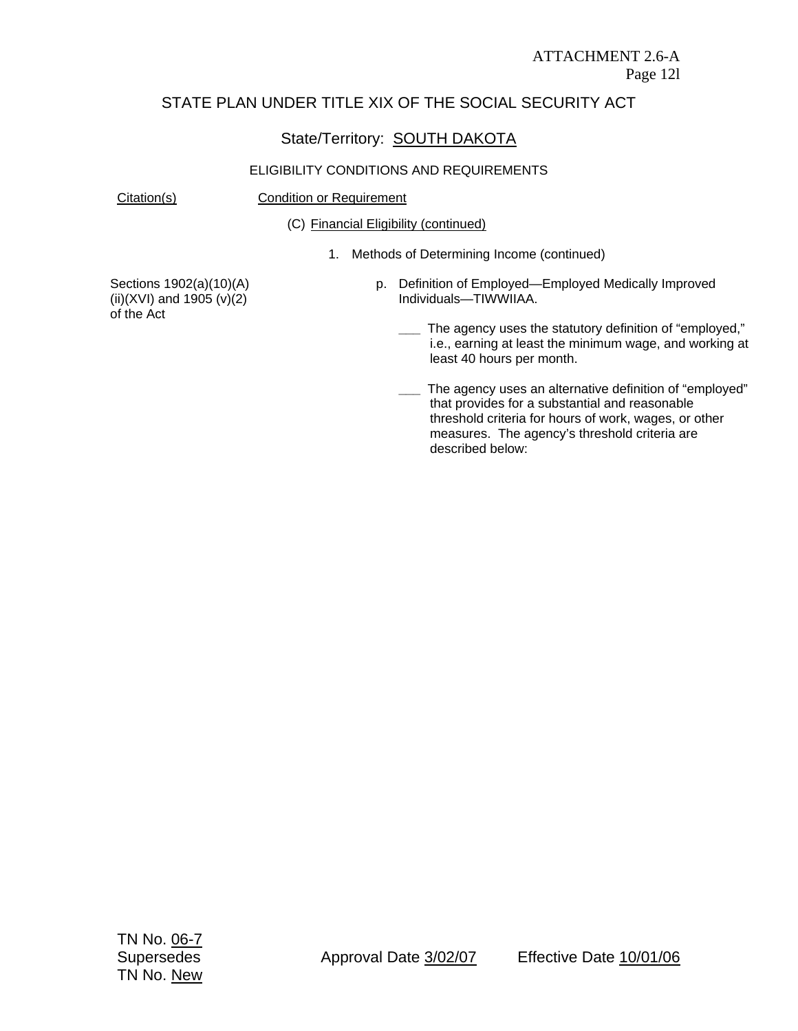ATTACHMENT 2.6-A
Page 12l

## STATE PLAN UNDER TITLE XIX OF THE SOCIAL SECURITY ACT

### State/Territory: SOUTH DAKOTA

ELIGIBILITY CONDITIONS AND REQUIREMENTS

| Citation(s) | Condition or Requirement |
|---|---|
| | (C) Financial Eligibility (continued) |
| | 1. Methods of Determining Income (continued) |
| Sections 1902(a)(10)(A)(ii)(XVI) and 1905 (v)(2) of the Act | p. Definition of Employed—Employed Medically Improved Individuals—TIWWIIAA. |
| | ___ The agency uses the statutory definition of "employed," i.e., earning at least the minimum wage, and working at least 40 hours per month. |
| | ___ The agency uses an alternative definition of "employed" that provides for a substantial and reasonable threshold criteria for hours of work, wages, or other measures. The agency's threshold criteria are described below: |

TN No. 06-7
Supersedes
TN No. New

Approval Date 3/02/07

Effective Date 10/01/06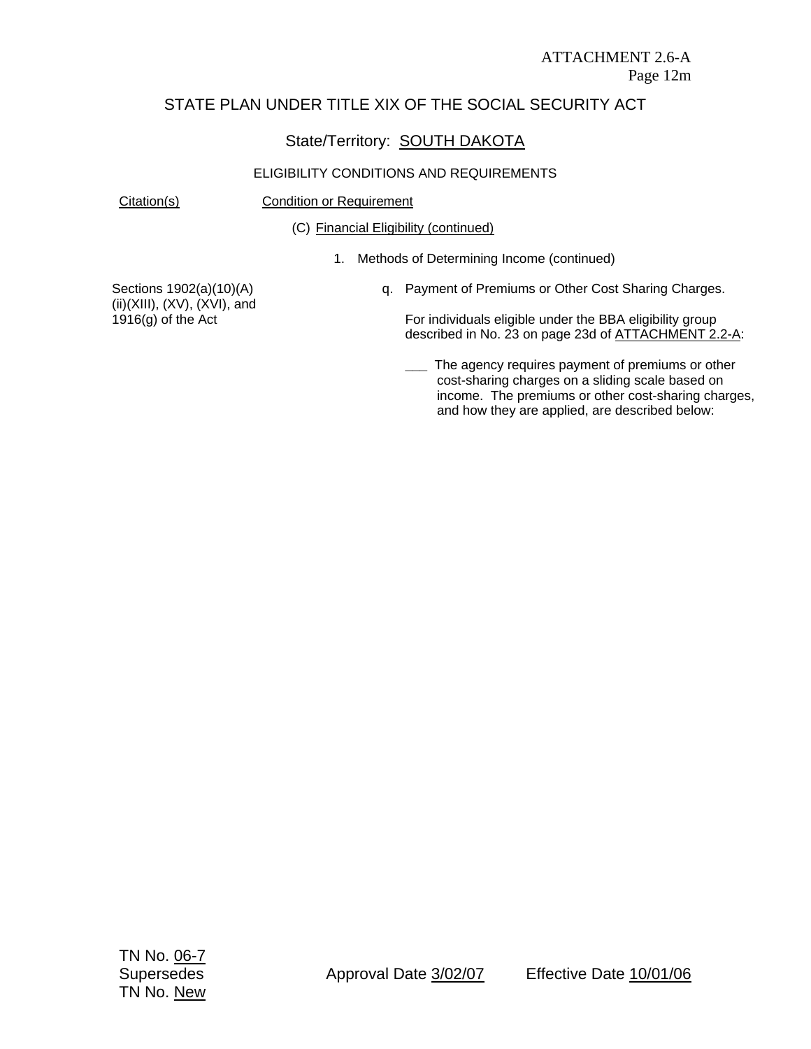ATTACHMENT 2.6-A
Page 12m

STATE PLAN UNDER TITLE XIX OF THE SOCIAL SECURITY ACT

State/Territory: SOUTH DAKOTA

ELIGIBILITY CONDITIONS AND REQUIREMENTS

| Citation(s) | Condition or Requirement |
|---|---|
| | (C) Financial Eligibility (continued) |
| | 1. Methods of Determining Income (continued) |
| Sections 1902(a)(10)(A)(ii)(XIII), (XV), (XVI), and 1916(g) of the Act | q. Payment of Premiums or Other Cost Sharing Charges.<br><br>For individuals eligible under the BBA eligibility group described in No. 23 on page 23d of ATTACHMENT 2.2-A:<br><br>___ The agency requires payment of premiums or other cost-sharing charges on a sliding scale based on income. The premiums or other cost-sharing charges, and how they are applied, are described below: |

TN No. 06-7
Supersedes
TN No. New

Approval Date 3/02/07

Effective Date 10/01/06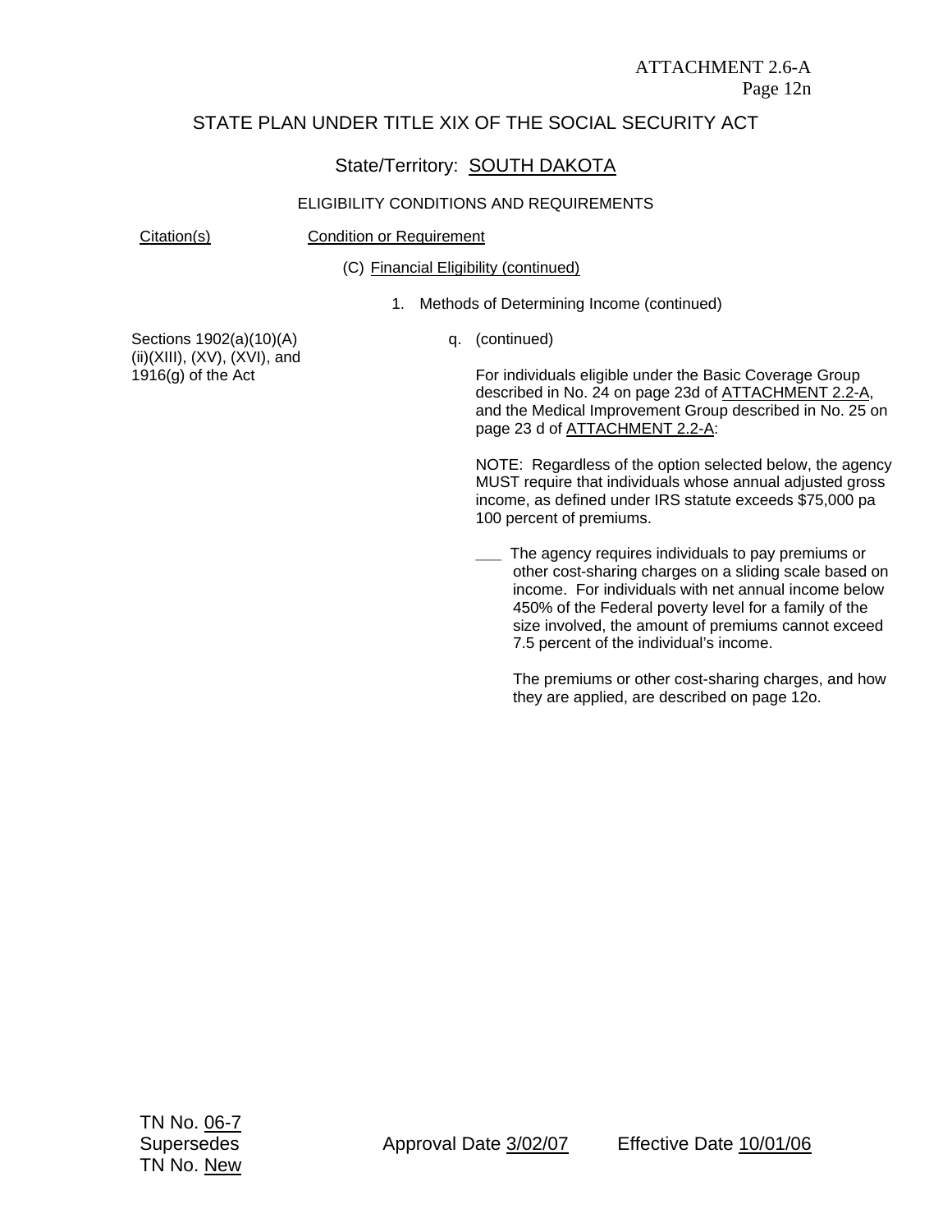ATTACHMENT 2.6-A
Page 12n

# STATE PLAN UNDER TITLE XIX OF THE SOCIAL SECURITY ACT

## State/Territory: SOUTH DAKOTA

### ELIGIBILITY CONDITIONS AND REQUIREMENTS

| Citation(s) | Condition or Requirement |
|---|---|
| | (C) Financial Eligibility (continued) |
| | 1. Methods of Determining Income (continued) |
| Sections 1902(a)(10)(A)(ii)(XIII), (XV), (XVI), and 1916(g) of the Act | q. (continued) |

For individuals eligible under the Basic Coverage Group described in No. 24 on page 23d of ATTACHMENT 2.2-A, and the Medical Improvement Group described in No. 25 on page 23 d of ATTACHMENT 2.2-A:

NOTE: Regardless of the option selected below, the agency MUST require that individuals whose annual adjusted gross income, as defined under IRS statute exceeds $75,000 pa 100 percent of premiums.

___ The agency requires individuals to pay premiums or other cost-sharing charges on a sliding scale based on income. For individuals with net annual income below 450% of the Federal poverty level for a family of the size involved, the amount of premiums cannot exceed 7.5 percent of the individual's income.

The premiums or other cost-sharing charges, and how they are applied, are described on page 12o.

TN No. 06-7
Supersedes TN No. New
Approval Date 3/02/07
Effective Date 10/01/06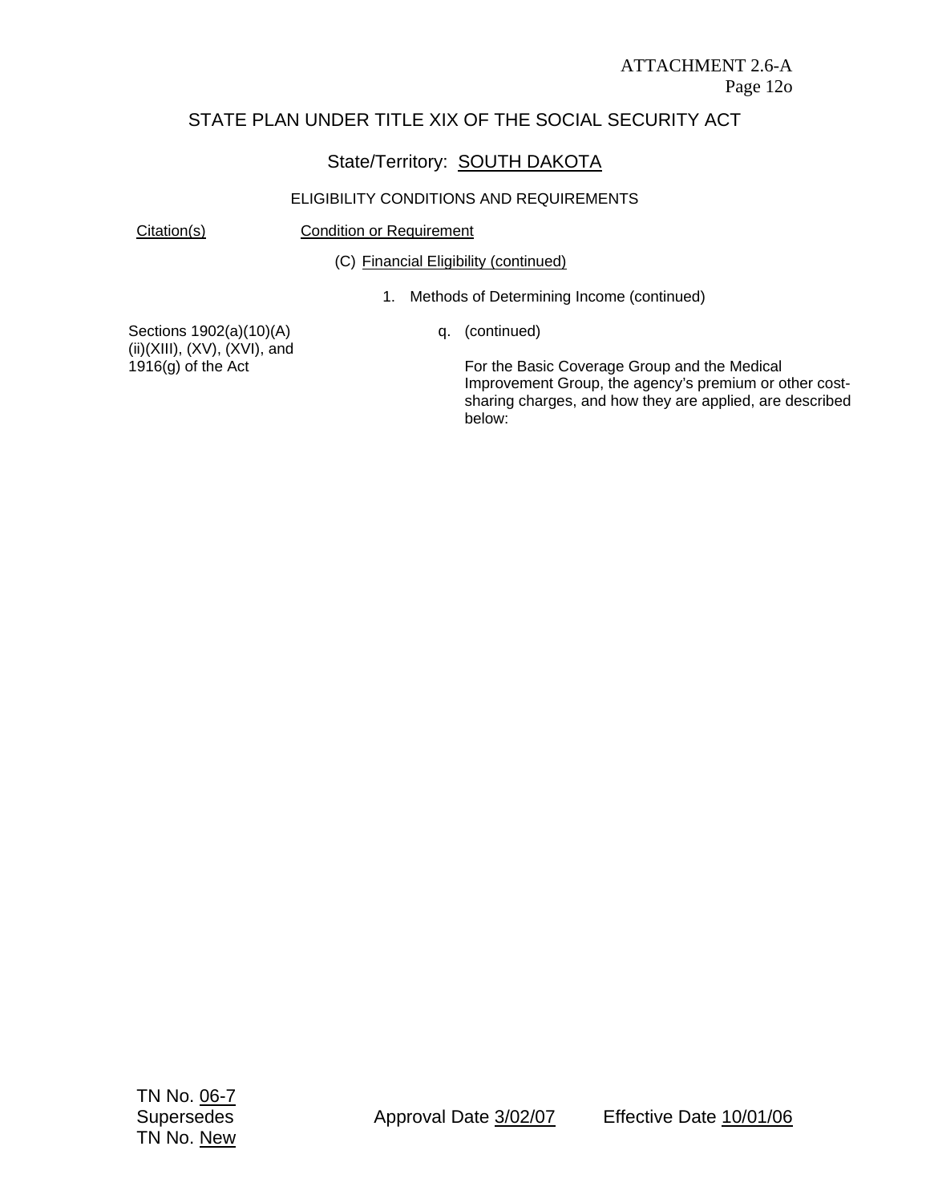ATTACHMENT 2.6-A
Page 12o

# STATE PLAN UNDER TITLE XIX OF THE SOCIAL SECURITY ACT

## State/Territory: SOUTH DAKOTA

### ELIGIBILITY CONDITIONS AND REQUIREMENTS

| Citation(s) | Condition or Requirement |
|---|---|
| | (C) Financial Eligibility (continued) |
| | 1. Methods of Determining Income (continued) |
| Sections 1902(a)(10)(A)(ii)(XIII), (XV), (XVI), and 1916(g) of the Act | q. (continued)<br><br>For the Basic Coverage Group and the Medical Improvement Group, the agency's premium or other cost-sharing charges, and how they are applied, are described below: |

TN No. 06-7
Supersedes
TN No. New

Approval Date 3/02/07

Effective Date 10/01/06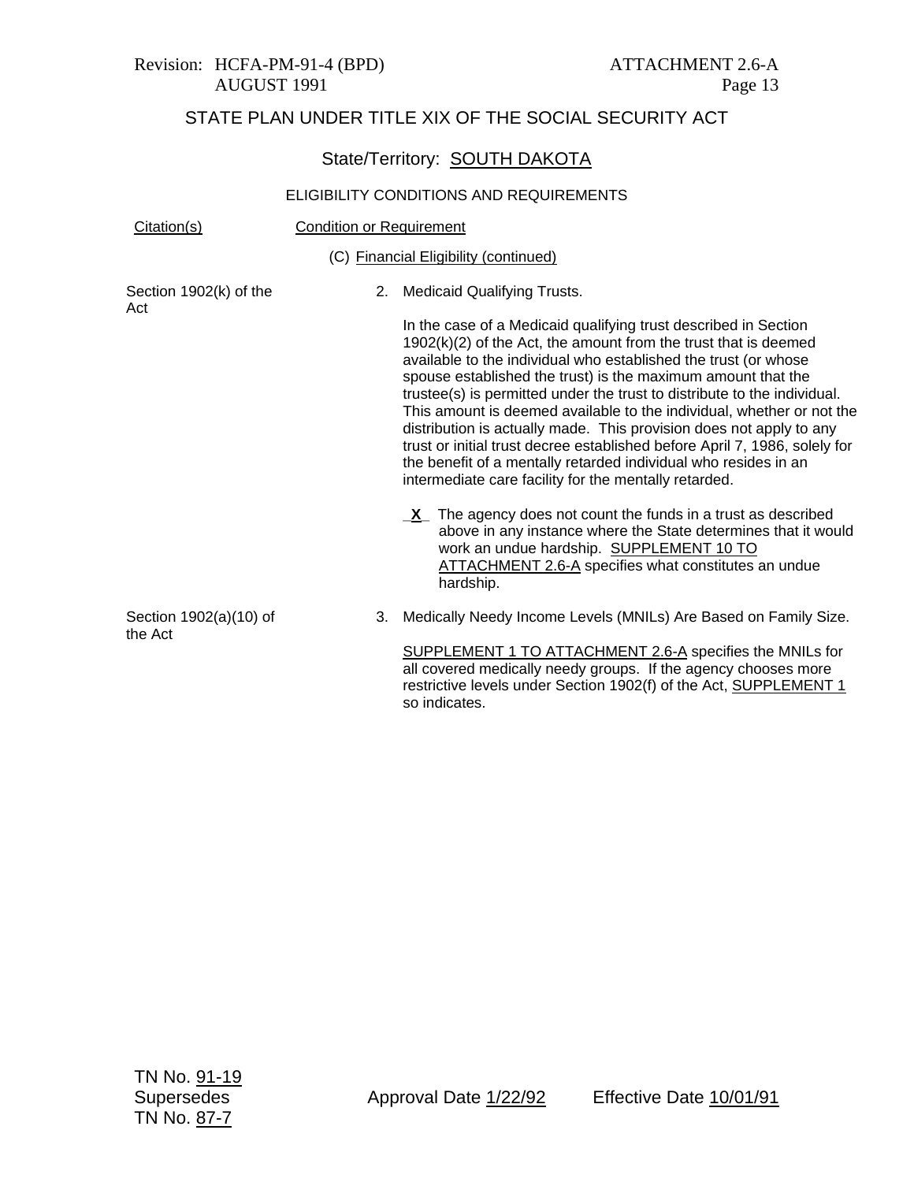Revision: HCFA-PM-91-4 (BPD) ATTACHMENT 2.6-A
AUGUST 1991 Page 13

# STATE PLAN UNDER TITLE XIX OF THE SOCIAL SECURITY ACT

## State/Territory: SOUTH DAKOTA

### ELIGIBILITY CONDITIONS AND REQUIREMENTS

| Citation(s) | Condition or Requirement |
|---|---|
| | (C) Financial Eligibility (continued) |
| Section 1902(k) of the Act | 2. Medicaid Qualifying Trusts.<br><br>In the case of a Medicaid qualifying trust described in Section 1902(k)(2) of the Act, the amount from the trust that is deemed available to the individual who established the trust (or whose spouse established the trust) is the maximum amount that the trustee(s) is permitted under the trust to distribute to the individual. This amount is deemed available to the individual, whether or not the distribution is actually made. This provision does not apply to any trust or initial trust decree established before April 7, 1986, solely for the benefit of a mentally retarded individual who resides in an intermediate care facility for the mentally retarded.<br><br>_X_ The agency does not count the funds in a trust as described above in any instance where the State determines that it would work an undue hardship. SUPPLEMENT 10 TO ATTACHMENT 2.6-A specifies what constitutes an undue hardship. |
| Section 1902(a)(10) of the Act | 3. Medically Needy Income Levels (MNILs) Are Based on Family Size.<br><br>SUPPLEMENT 1 TO ATTACHMENT 2.6-A specifies the MNILs for all covered medically needy groups. If the agency chooses more restrictive levels under Section 1902(f) of the Act, SUPPLEMENT 1 so indicates. |

TN No. 91-19
Supersedes
TN No. 87-7

Approval Date 1/22/92 Effective Date 10/01/91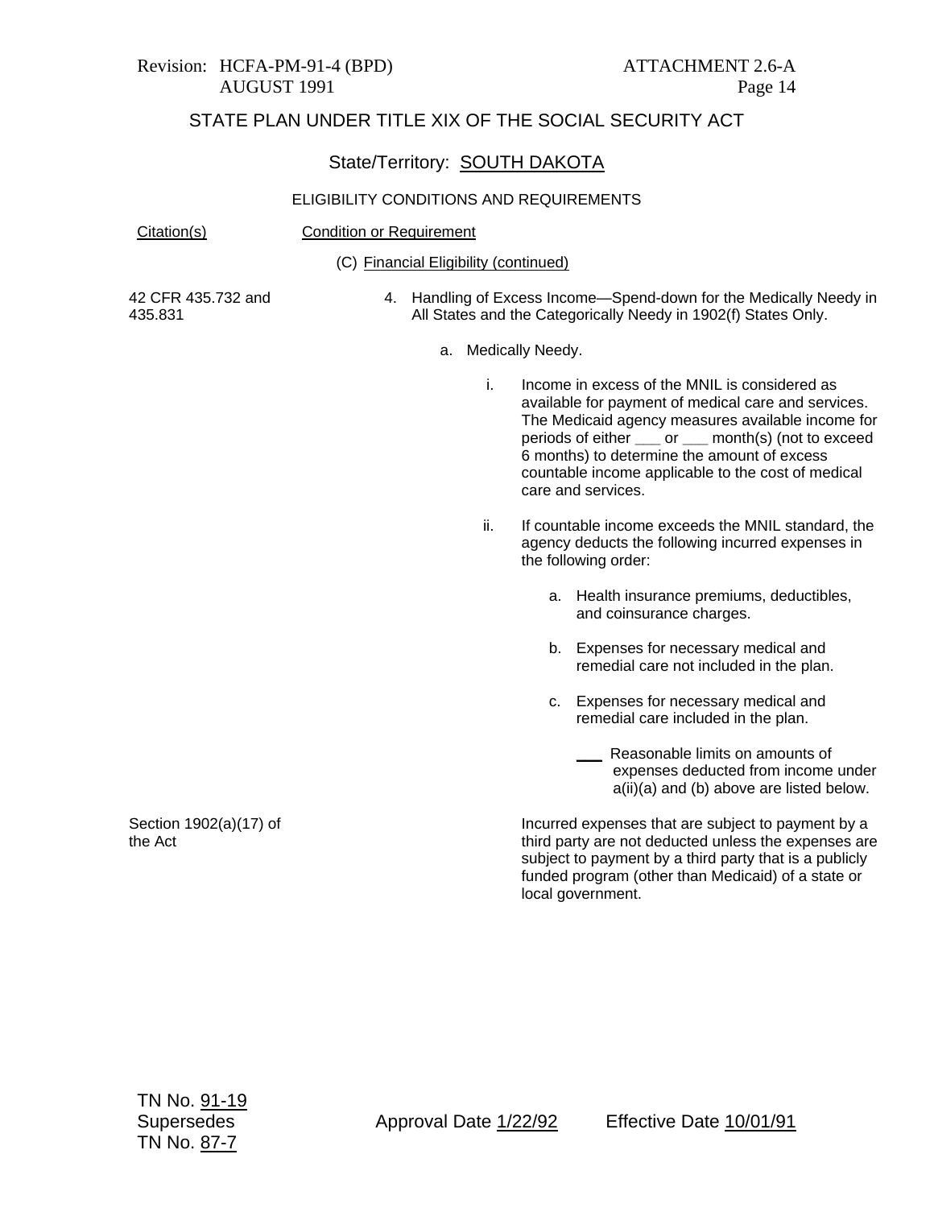# STATE PLAN UNDER TITLE XIX OF THE SOCIAL SECURITY ACT

## State/Territory: SOUTH DAKOTA

### ELIGIBILITY CONDITIONS AND REQUIREMENTS

| Citation(s) | Condition or Requirement |
|---|---|
| | (C) Financial Eligibility (continued) |
| 42 CFR 435.732 and 435.831 | 4. Handling of Excess Income—Spend-down for the Medically Needy in All States and the Categorically Needy in 1902(f) States Only. |
| | a. Medically Needy. |
| | i. Income in excess of the MNIL is considered as available for payment of medical care and services. The Medicaid agency measures available income for periods of either ___ or ___ month(s) (not to exceed 6 months) to determine the amount of excess countable income applicable to the cost of medical care and services. |
| | ii. If countable income exceeds the MNIL standard, the agency deducts the following incurred expenses in the following order: |
| | a. Health insurance premiums, deductibles, and coinsurance charges. |
| | b. Expenses for necessary medical and remedial care not included in the plan. |
| | c. Expenses for necessary medical and remedial care included in the plan. |
| | ___ Reasonable limits on amounts of expenses deducted from income under a(ii)(a) and (b) above are listed below. |
| Section 1902(a)(17) of the Act | Incurred expenses that are subject to payment by a third party are not deducted unless the expenses are subject to payment by a third party that is a publicly funded program (other than Medicaid) of a state or local government. |

TN No. 91-19
Supersedes
TN No. 87-7

Approval Date 1/22/92 Effective Date 10/01/91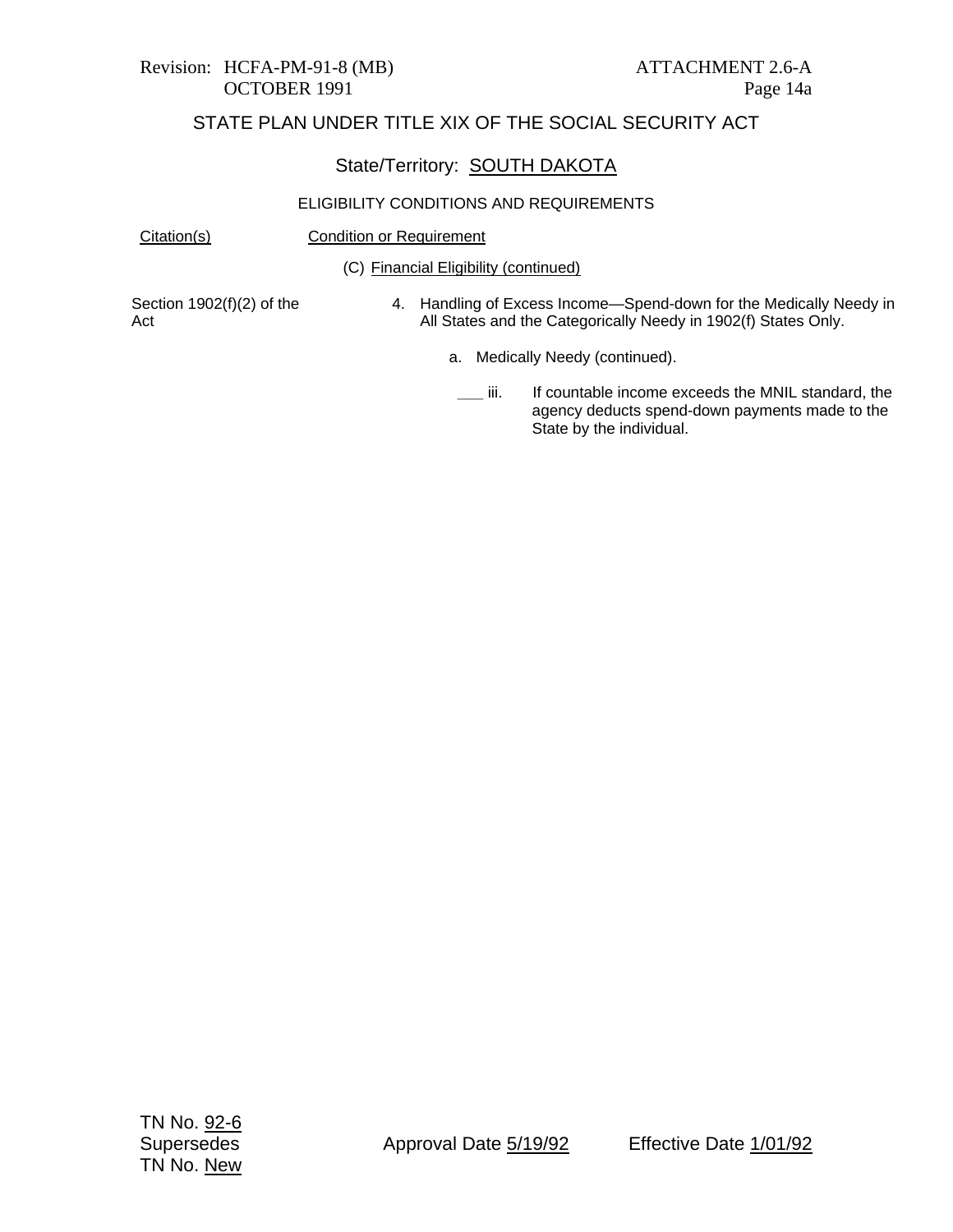Revision: HCFA-PM-91-8 (MB)
OCTOBER 1991

ATTACHMENT 2.6-A
Page 14a

## STATE PLAN UNDER TITLE XIX OF THE SOCIAL SECURITY ACT

### State/Territory: SOUTH DAKOTA

#### ELIGIBILITY CONDITIONS AND REQUIREMENTS

| Citation(s) | Condition or Requirement |
|---|---|
| | (C) Financial Eligibility (continued) |
| Section 1902(f)(2) of the Act | 4. Handling of Excess Income—Spend-down for the Medically Needy in All States and the Categorically Needy in 1902(f) States Only. |
| | a. Medically Needy (continued). |
| | ___ iii. If countable income exceeds the MNIL standard, the agency deducts spend-down payments made to the State by the individual. |

TN No. 92-6
Supersedes
TN No. New

Approval Date 5/19/92

Effective Date 1/01/92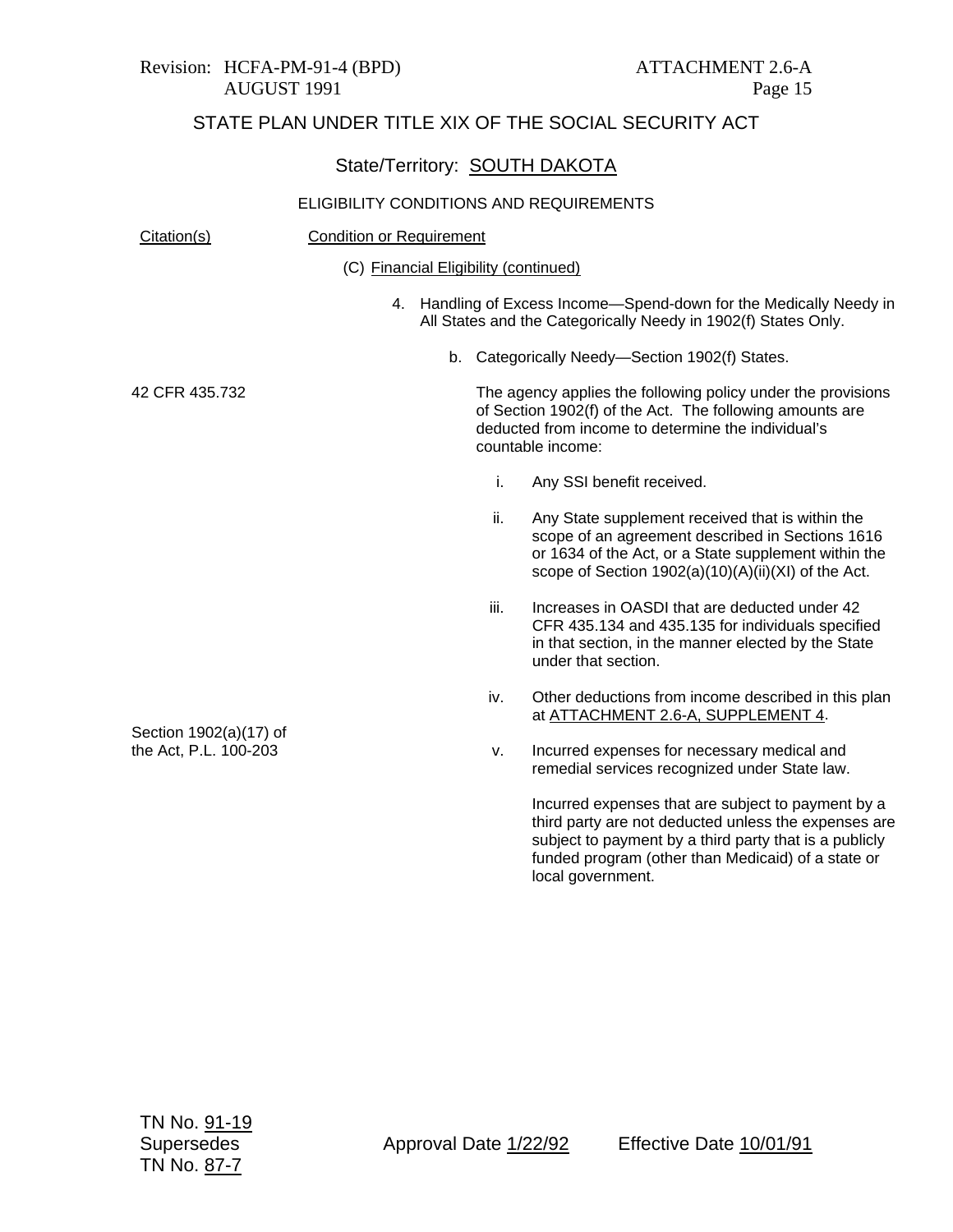Revision: HCFA-PM-91-4 (BPD) ATTACHMENT 2.6-A
AUGUST 1991

STATE PLAN UNDER TITLE XIX OF THE SOCIAL SECURITY ACT

State/Territory: SOUTH DAKOTA

ELIGIBILITY CONDITIONS AND REQUIREMENTS

| Citation(s) | Condition or Requirement |
|---|---|
| | (C) Financial Eligibility (continued) |
| | 4. Handling of Excess Income—Spend-down for the Medically Needy in All States and the Categorically Needy in 1902(f) States Only. |
| | b. Categorically Needy—Section 1902(f) States. |
| 42 CFR 435.732 | The agency applies the following policy under the provisions of Section 1902(f) of the Act. The following amounts are deducted from income to determine the individual's countable income: |
| | i. Any SSI benefit received. |
| | ii. Any State supplement received that is within the scope of an agreement described in Sections 1616 or 1634 of the Act, or a State supplement within the scope of Section 1902(a)(10)(A)(ii)(XI) of the Act. |
| | iii. Increases in OASDI that are deducted under 42 CFR 435.134 and 435.135 for individuals specified in that section, in the manner elected by the State under that section. |
| | iv. Other deductions from income described in this plan at ATTACHMENT 2.6-A, SUPPLEMENT 4. |
| Section 1902(a)(17) of the Act, P.L. 100-203 | v. Incurred expenses for necessary medical and remedial services recognized under State law. |
| | Incurred expenses that are subject to payment by a third party are not deducted unless the expenses are subject to payment by a third party that is a publicly funded program (other than Medicaid) of a state or local government. |

TN No. 91-19
Supersedes TN No. 87-7 Approval Date 1/22/92 Effective Date 10/01/91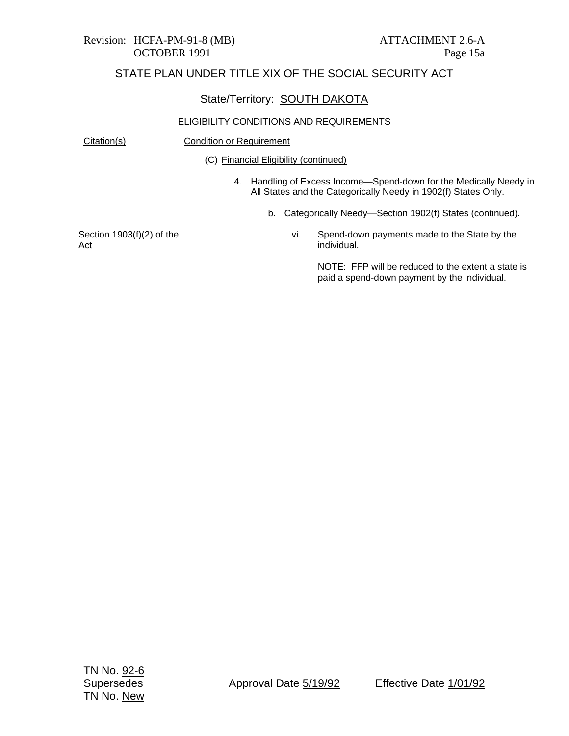STATE PLAN UNDER TITLE XIX OF THE SOCIAL SECURITY ACT

State/Territory: SOUTH DAKOTA

ELIGIBILITY CONDITIONS AND REQUIREMENTS

| Citation(s) | Condition or Requirement |
|---|---|
| | (C) Financial Eligibility (continued) |
| | 4. Handling of Excess Income—Spend-down for the Medically Needy in All States and the Categorically Needy in 1902(f) States Only. |
| | b. Categorically Needy—Section 1902(f) States (continued). |
| Section 1903(f)(2) of the Act | vi. Spend-down payments made to the State by the individual. |
| | NOTE: FFP will be reduced to the extent a state is paid a spend-down payment by the individual. |

TN No. 92-6
Supersedes
TN No. New

Approval Date 5/19/92

Effective Date 1/01/92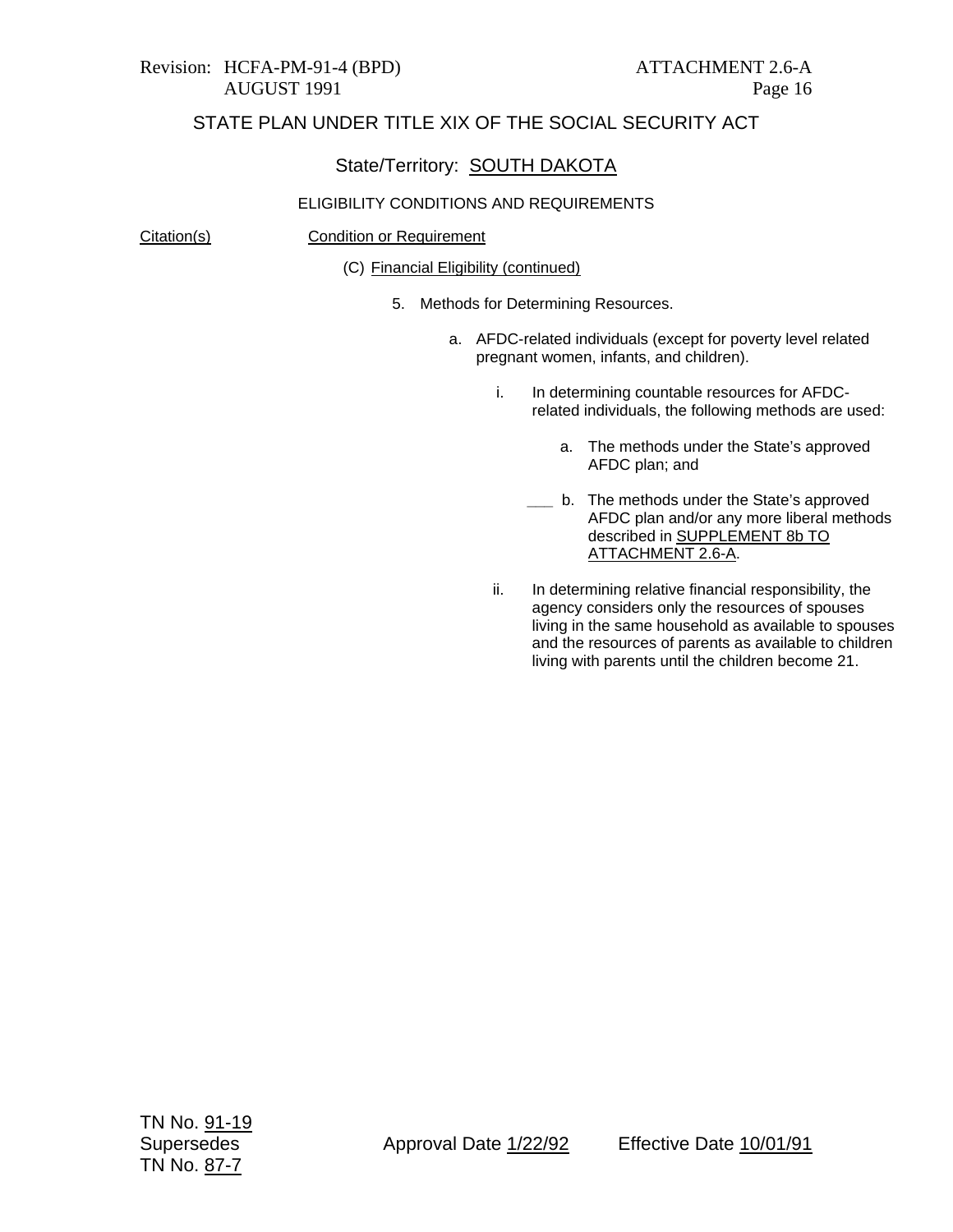STATE PLAN UNDER TITLE XIX OF THE SOCIAL SECURITY ACT

State/Territory: SOUTH DAKOTA

ELIGIBILITY CONDITIONS AND REQUIREMENTS

| Citation(s) | Condition or Requirement |
| --- | --- |

(C) Financial Eligibility (continued)

5. Methods for Determining Resources.

   a. AFDC-related individuals (except for poverty level related pregnant women, infants, and children).

      i. In determining countable resources for AFDC-related individuals, the following methods are used:

         a. The methods under the State's approved AFDC plan; and

         ___ b. The methods under the State's approved AFDC plan and/or any more liberal methods described in SUPPLEMENT 8b TO ATTACHMENT 2.6-A.

      ii. In determining relative financial responsibility, the agency considers only the resources of spouses living in the same household as available to spouses and the resources of parents as available to children living with parents until the children become 21.

TN No. 91-19
Supersedes
TN No. 87-7

Approval Date 1/22/92

Effective Date 10/01/91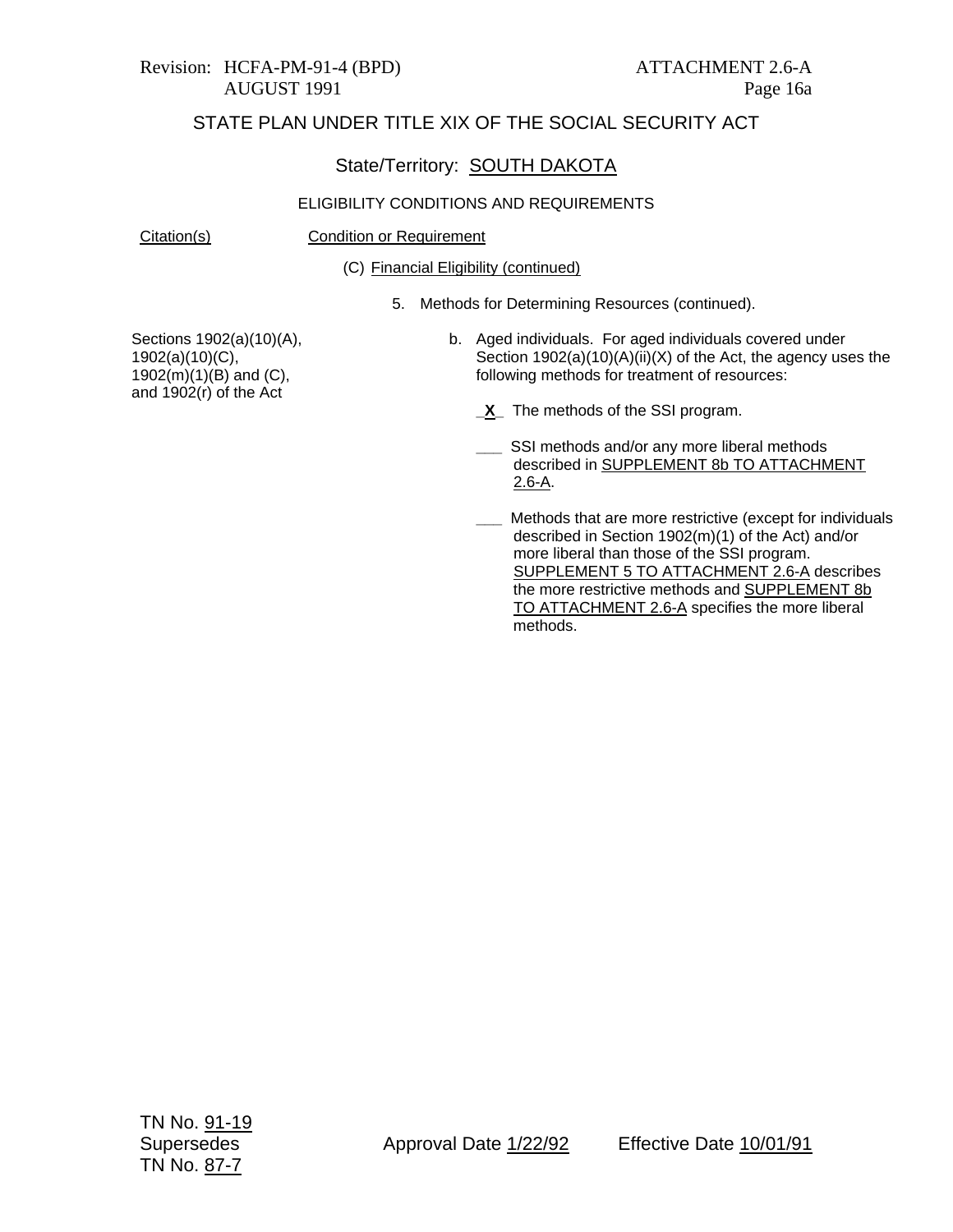## STATE PLAN UNDER TITLE XIX OF THE SOCIAL SECURITY ACT

### State/Territory: SOUTH DAKOTA

ELIGIBILITY CONDITIONS AND REQUIREMENTS

| Citation(s) | Condition or Requirement |
|---|---|
| | (C) Financial Eligibility (continued) |
| | 5. Methods for Determining Resources (continued). |
| Sections 1902(a)(10)(A), 1902(a)(10)(C), 1902(m)(1)(B) and (C), and 1902(r) of the Act | b. Aged individuals. For aged individuals covered under Section 1902(a)(10)(A)(ii)(X) of the Act, the agency uses the following methods for treatment of resources: |
| | _X_ The methods of the SSI program. |
| | ___ SSI methods and/or any more liberal methods described in SUPPLEMENT 8b TO ATTACHMENT 2.6-A. |
| | ___ Methods that are more restrictive (except for individuals described in Section 1902(m)(1) of the Act) and/or more liberal than those of the SSI program. SUPPLEMENT 5 TO ATTACHMENT 2.6-A describes the more restrictive methods and SUPPLEMENT 8b TO ATTACHMENT 2.6-A specifies the more liberal methods. |

TN No. 91-19
Supersedes
TN No. 87-7

Approval Date 1/22/92 Effective Date 10/01/91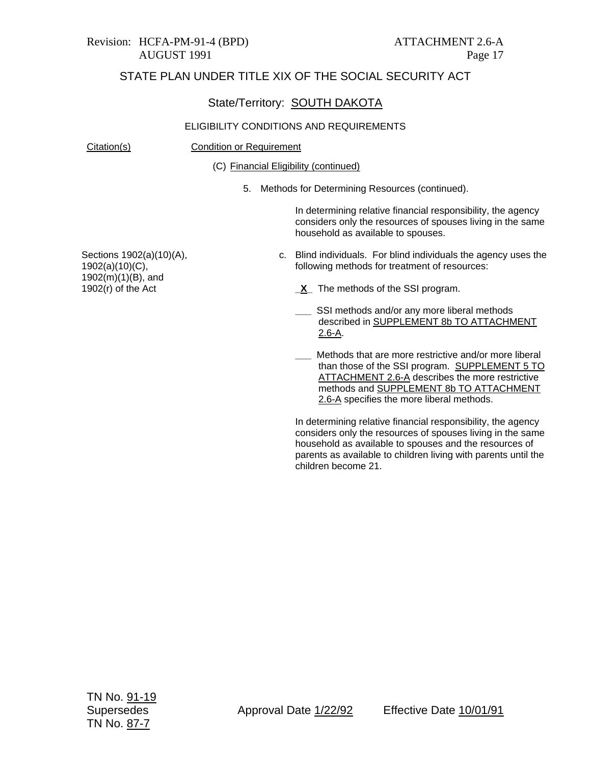# STATE PLAN UNDER TITLE XIX OF THE SOCIAL SECURITY ACT

## State/Territory: SOUTH DAKOTA

### ELIGIBILITY CONDITIONS AND REQUIREMENTS

| Citation(s) | Condition or Requirement |
|---|---|
| | (C) Financial Eligibility (continued) |
| | 5. Methods for Determining Resources (continued). |
| | In determining relative financial responsibility, the agency considers only the resources of spouses living in the same household as available to spouses. |
| Sections 1902(a)(10)(A), 1902(a)(10)(C), 1902(m)(1)(B), and 1902(r) of the Act | c. Blind individuals. For blind individuals the agency uses the following methods for treatment of resources: |
| | _X_ The methods of the SSI program. |
| | ___ SSI methods and/or any more liberal methods described in SUPPLEMENT 8b TO ATTACHMENT 2.6-A. |
| | ___ Methods that are more restrictive and/or more liberal than those of the SSI program. SUPPLEMENT 5 TO ATTACHMENT 2.6-A describes the more restrictive methods and SUPPLEMENT 8b TO ATTACHMENT 2.6-A specifies the more liberal methods. |
| | In determining relative financial responsibility, the agency considers only the resources of spouses living in the same household as available to spouses and the resources of parents as available to children living with parents until the children become 21. |

TN No. 91-19
Supersedes
TN No. 87-7

Approval Date 1/22/92 Effective Date 10/01/91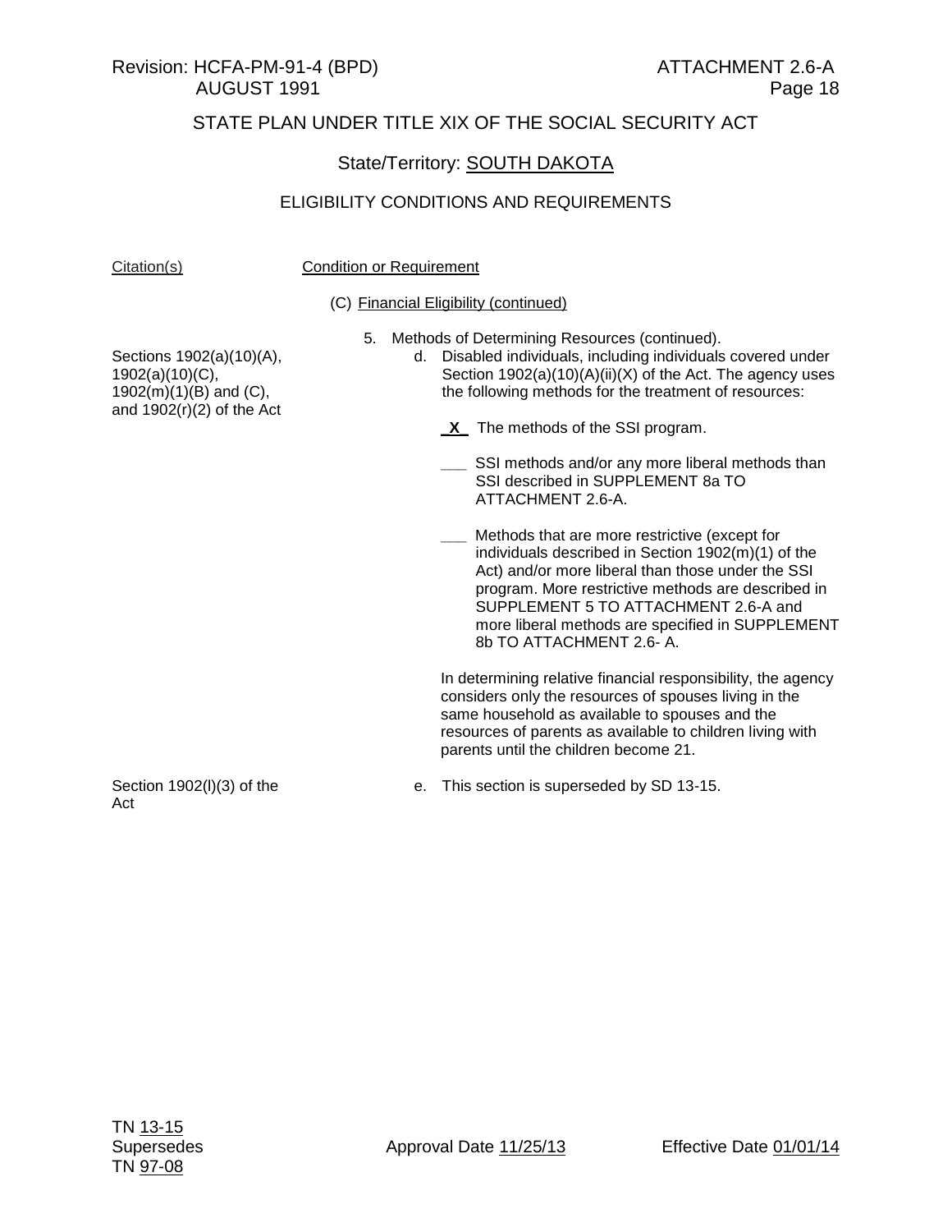STATE PLAN UNDER TITLE XIX OF THE SOCIAL SECURITY ACT

State/Territory: SOUTH DAKOTA

ELIGIBILITY CONDITIONS AND REQUIREMENTS

| Citation(s) | Condition or Requirement |
|---|---|
| | (C) Financial Eligibility (continued) |
| Sections 1902(a)(10)(A), 1902(a)(10)(C), 1902(m)(1)(B) and (C), and 1902(r)(2) of the Act | 5. Methods of Determining Resources (continued).<br>d. Disabled individuals, including individuals covered under Section 1902(a)(10)(A)(ii)(X) of the Act. The agency uses the following methods for the treatment of resources:<br><br>X The methods of the SSI program.<br><br>___ SSI methods and/or any more liberal methods than SSI described in SUPPLEMENT 8a TO ATTACHMENT 2.6-A.<br><br>___ Methods that are more restrictive (except for individuals described in Section 1902(m)(1) of the Act) and/or more liberal than those under the SSI program. More restrictive methods are described in SUPPLEMENT 5 TO ATTACHMENT 2.6-A and more liberal methods are specified in SUPPLEMENT 8b TO ATTACHMENT 2.6- A.<br><br>In determining relative financial responsibility, the agency considers only the resources of spouses living in the same household as available to spouses and the resources of parents as available to children living with parents until the children become 21. |
| Section 1902(l)(3) of the Act | e. This section is superseded by SD 13-15. |

TN 13-15
Supersedes
TN 97-08

Approval Date 11/25/13

Effective Date 01/01/14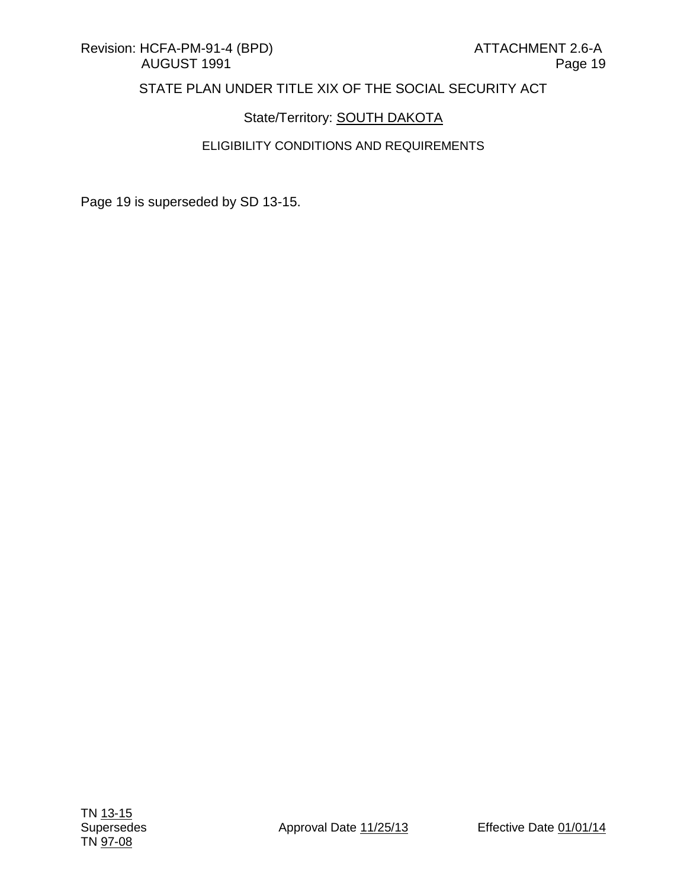STATE PLAN UNDER TITLE XIX OF THE SOCIAL SECURITY ACT

State/Territory: SOUTH DAKOTA

ELIGIBILITY CONDITIONS AND REQUIREMENTS

Page 19 is superseded by SD 13-15.

TN 13-15
Supersedes
TN 97-08

Approval Date 11/25/13

Effective Date 01/01/14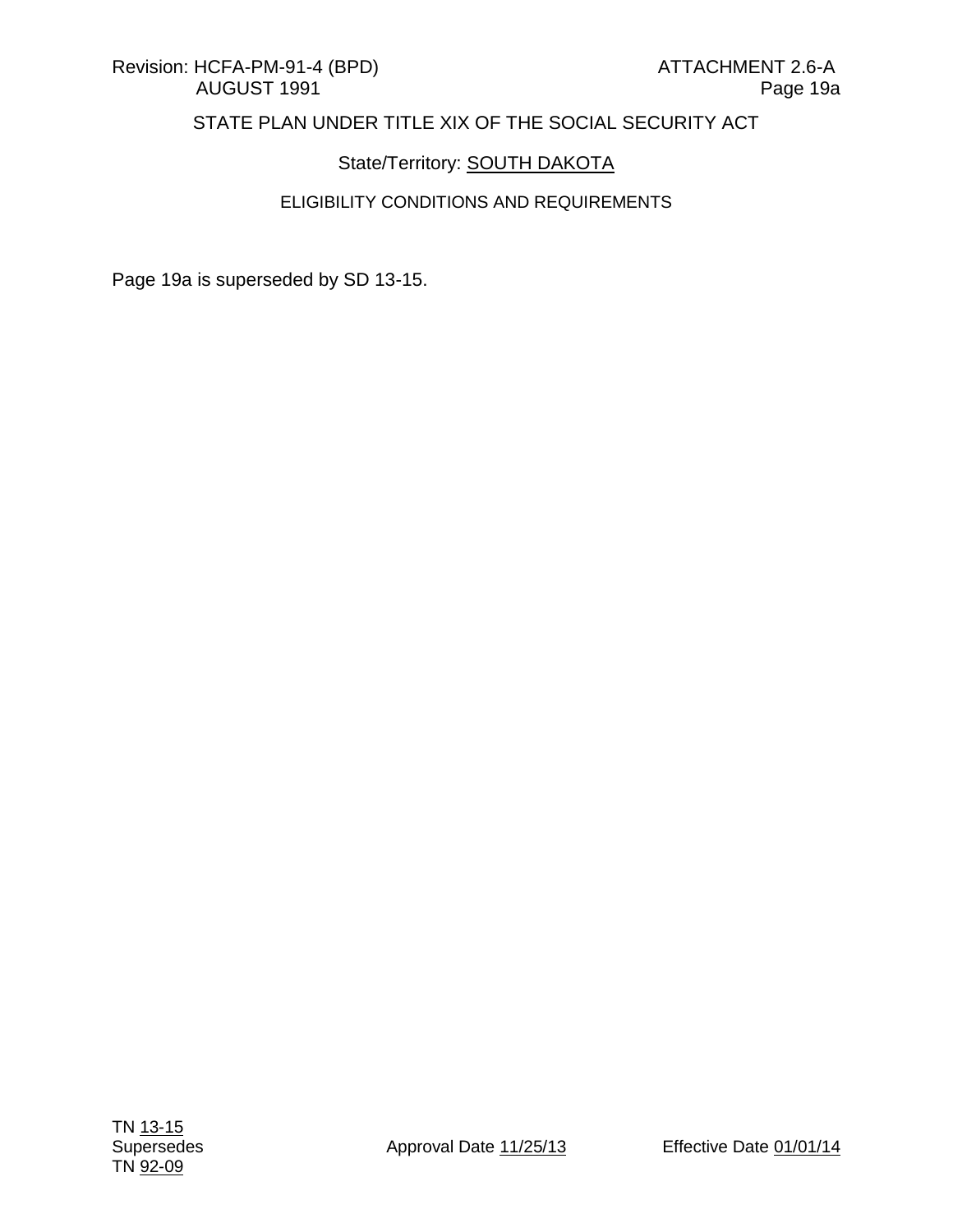STATE PLAN UNDER TITLE XIX OF THE SOCIAL SECURITY ACT

State/Territory: SOUTH DAKOTA

ELIGIBILITY CONDITIONS AND REQUIREMENTS

Page 19a is superseded by SD 13-15.

TN 13-15
Supersedes
TN 92-09

Approval Date 11/25/13

Effective Date 01/01/14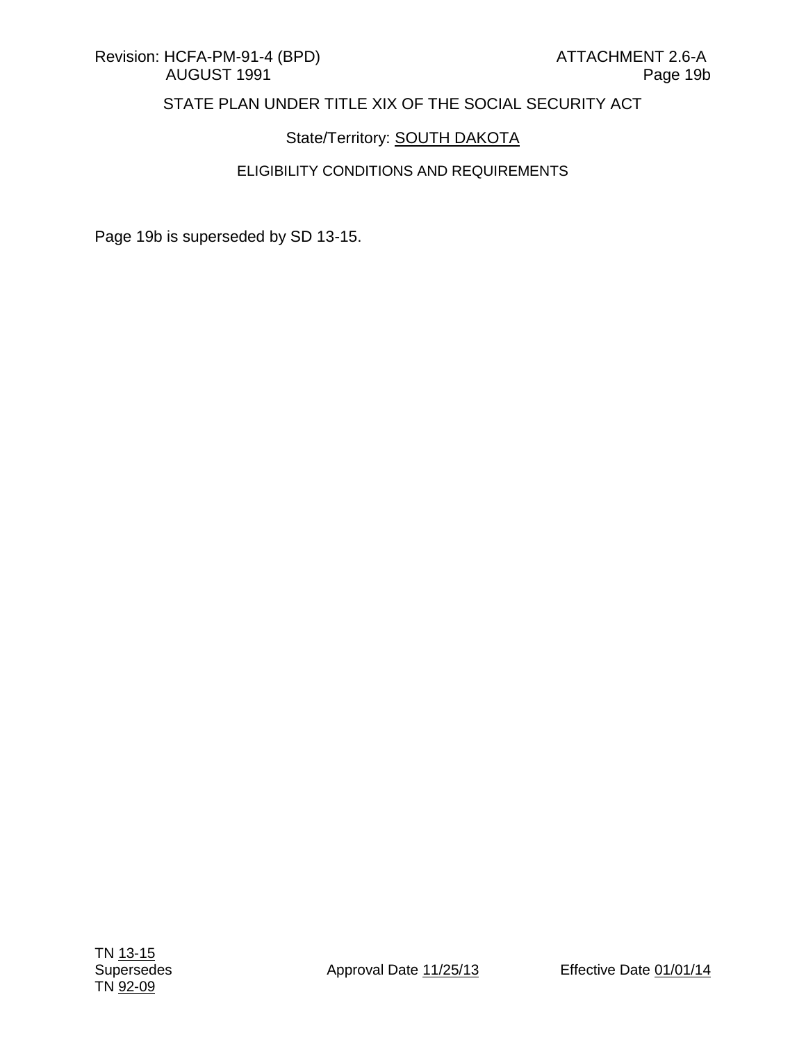STATE PLAN UNDER TITLE XIX OF THE SOCIAL SECURITY ACT

State/Territory: SOUTH DAKOTA

ELIGIBILITY CONDITIONS AND REQUIREMENTS

Page 19b is superseded by SD 13-15.

TN 13-15
Supersedes
TN 92-09

Approval Date 11/25/13

Effective Date 01/01/14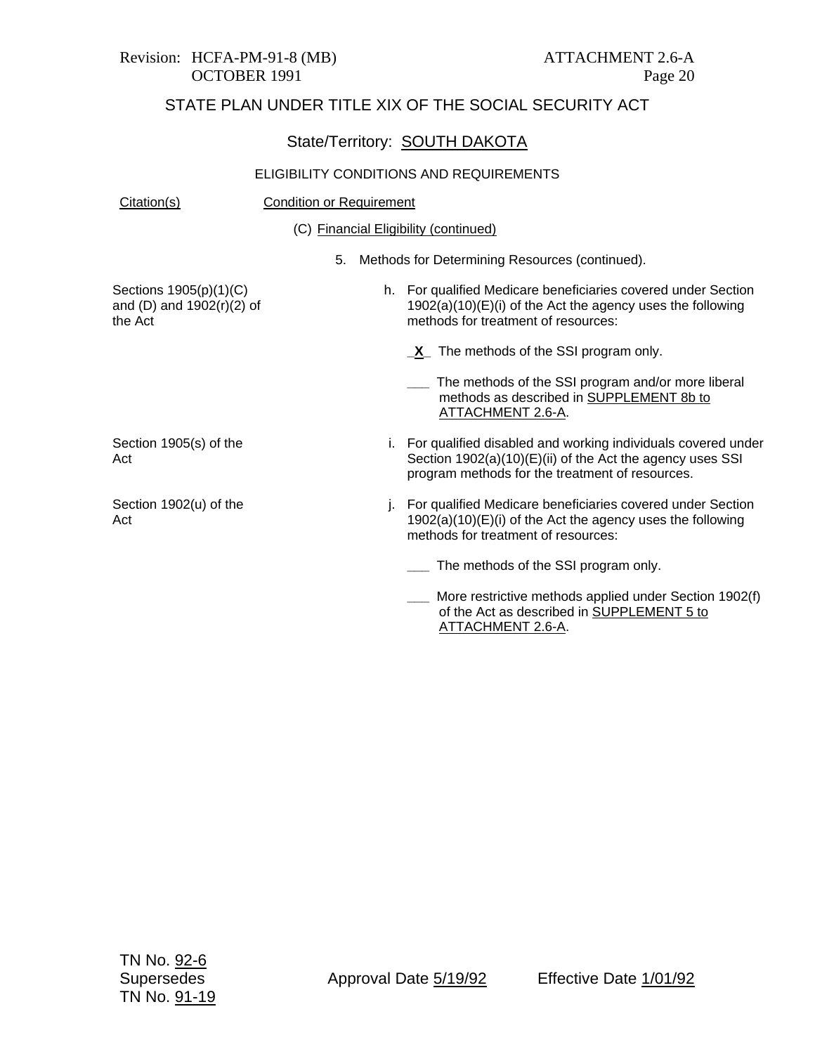Revision: HCFA-PM-91-8 (MB) ATTACHMENT 2.6-A
OCTOBER 1991 Page 20

## STATE PLAN UNDER TITLE XIX OF THE SOCIAL SECURITY ACT

State/Territory: SOUTH DAKOTA

ELIGIBILITY CONDITIONS AND REQUIREMENTS

| Citation(s) | Condition or Requirement |
|---|---|
| | (C) Financial Eligibility (continued) |
| | 5. Methods for Determining Resources (continued). |
| Sections 1905(p)(1)(C) and (D) and 1902(r)(2) of the Act | h. For qualified Medicare beneficiaries covered under Section 1902(a)(10)(E)(i) of the Act the agency uses the following methods for treatment of resources:<br><br>_X_ The methods of the SSI program only.<br><br>___ The methods of the SSI program and/or more liberal methods as described in SUPPLEMENT 8b to ATTACHMENT 2.6-A. |
| Section 1905(s) of the Act | i. For qualified disabled and working individuals covered under Section 1902(a)(10)(E)(ii) of the Act the agency uses SSI program methods for the treatment of resources. |
| Section 1902(u) of the Act | j. For qualified Medicare beneficiaries covered under Section 1902(a)(10)(E)(i) of the Act the agency uses the following methods for treatment of resources:<br><br>___ The methods of the SSI program only.<br><br>___ More restrictive methods applied under Section 1902(f) of the Act as described in SUPPLEMENT 5 to ATTACHMENT 2.6-A. |

TN No. 92-6
Supersedes
TN No. 91-19

Approval Date 5/19/92 Effective Date 1/01/92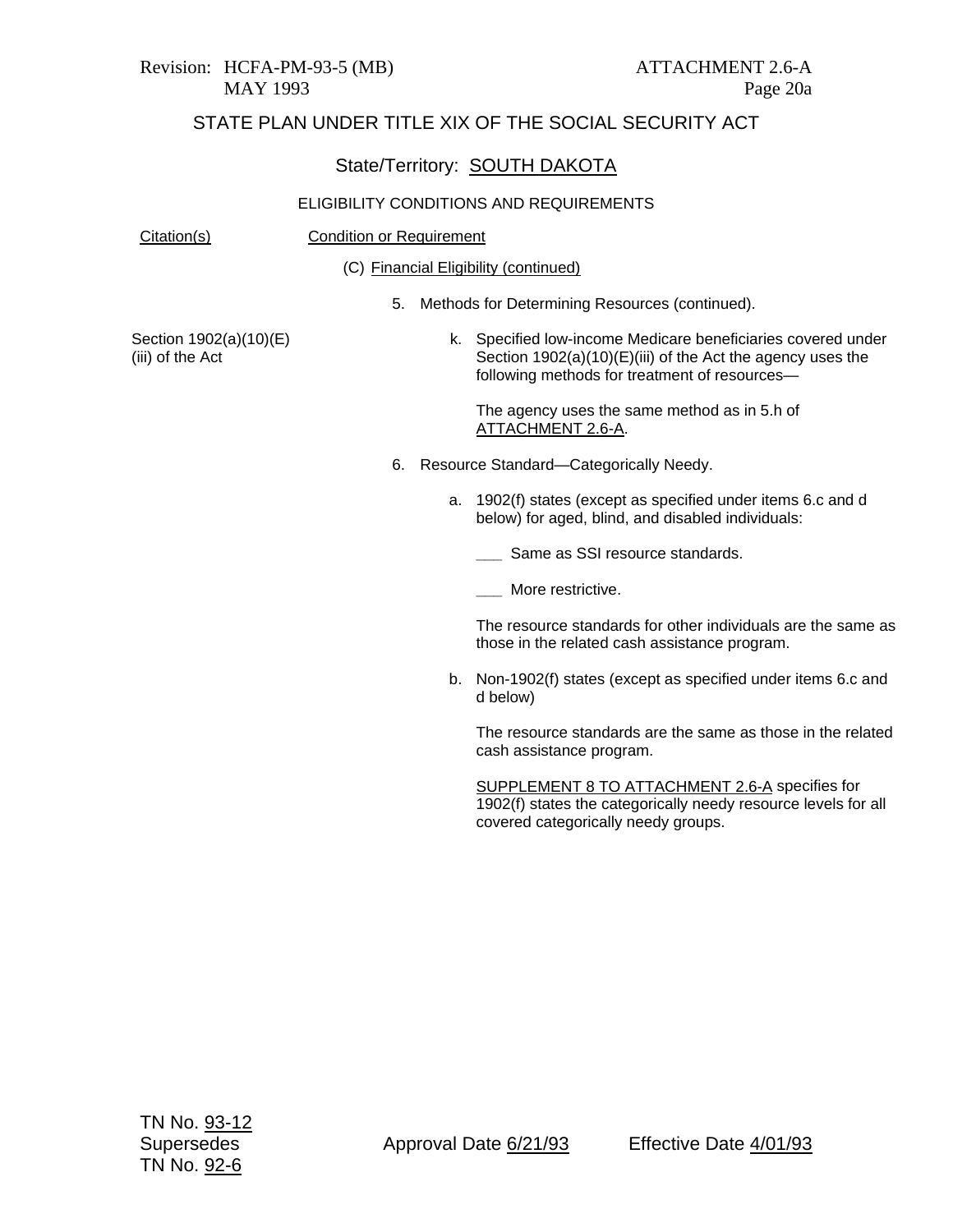STATE PLAN UNDER TITLE XIX OF THE SOCIAL SECURITY ACT

State/Territory: SOUTH DAKOTA

ELIGIBILITY CONDITIONS AND REQUIREMENTS

| Citation(s) | Condition or Requirement |
|---|---|
| | (C) Financial Eligibility (continued) |
| | 5. Methods for Determining Resources (continued). |
| Section 1902(a)(10)(E)(iii) of the Act | k. Specified low-income Medicare beneficiaries covered under Section 1902(a)(10)(E)(iii) of the Act the agency uses the following methods for treatment of resources— |
| | The agency uses the same method as in 5.h of ATTACHMENT 2.6-A. |
| | 6. Resource Standard—Categorically Needy. |
| | a. 1902(f) states (except as specified under items 6.c and d below) for aged, blind, and disabled individuals: |
| | ___ Same as SSI resource standards. |
| | ___ More restrictive. |
| | The resource standards for other individuals are the same as those in the related cash assistance program. |
| | b. Non-1902(f) states (except as specified under items 6.c and d below) |
| | The resource standards are the same as those in the related cash assistance program. |
| | SUPPLEMENT 8 TO ATTACHMENT 2.6-A specifies for 1902(f) states the categorically needy resource levels for all covered categorically needy groups. |

TN No. 93-12
Supersedes
TN No. 92-6

Approval Date 6/21/93

Effective Date 4/01/93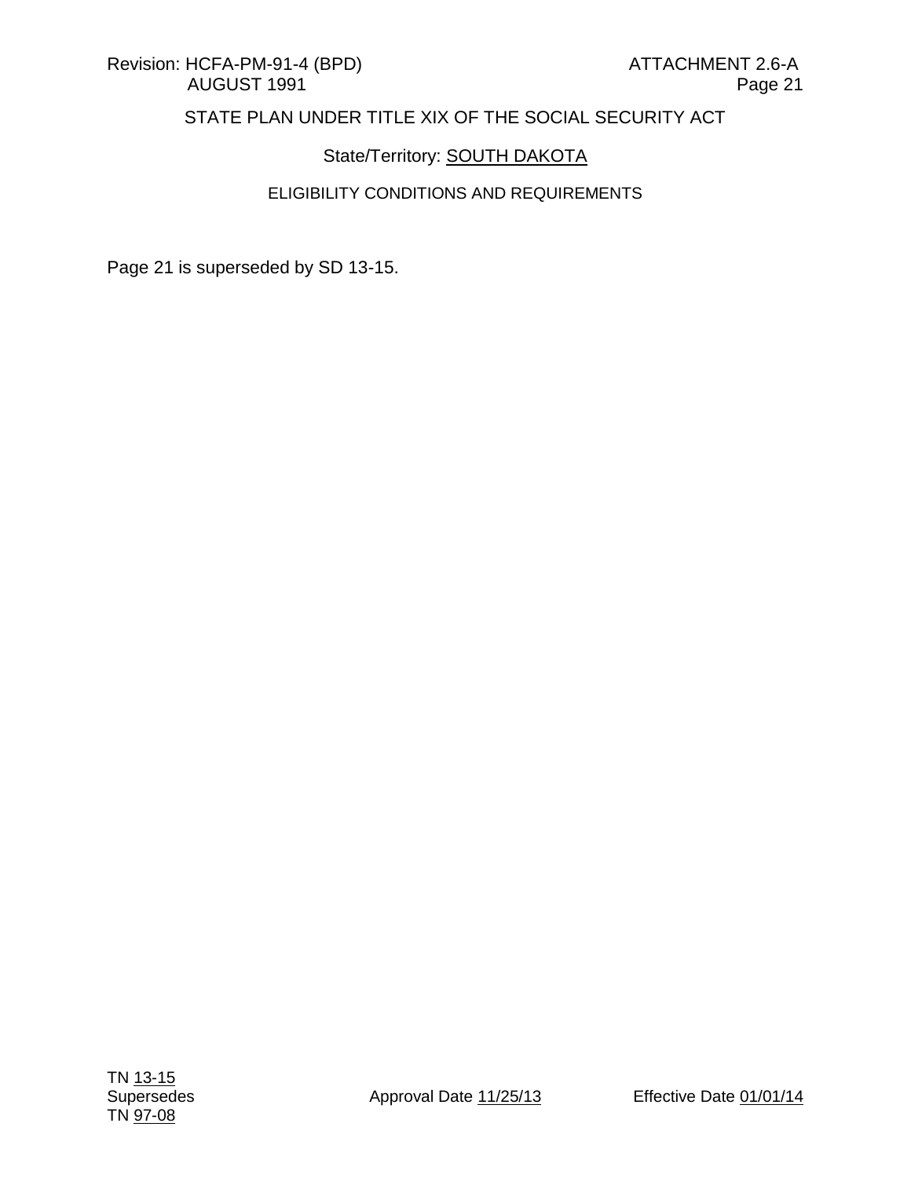STATE PLAN UNDER TITLE XIX OF THE SOCIAL SECURITY ACT

State/Territory: SOUTH DAKOTA

ELIGIBILITY CONDITIONS AND REQUIREMENTS

Page 21 is superseded by SD 13-15.

TN 13-15
Supersedes
TN 97-08

Approval Date 11/25/13

Effective Date 01/01/14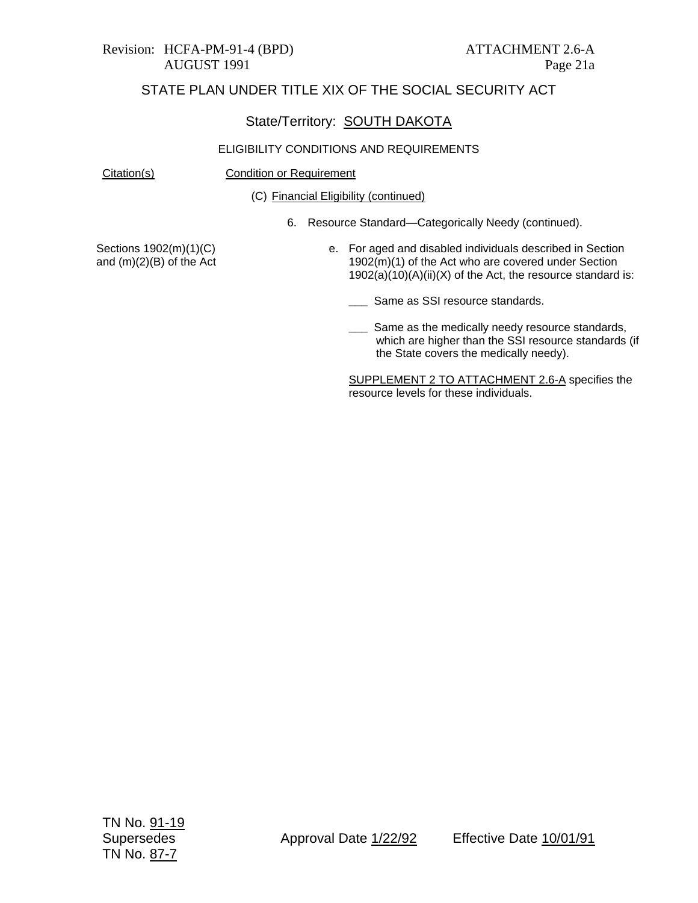Revision: HCFA-PM-91-4 (BPD)
AUGUST 1991

ATTACHMENT 2.6-A
Page 21a

STATE PLAN UNDER TITLE XIX OF THE SOCIAL SECURITY ACT

State/Territory: SOUTH DAKOTA

ELIGIBILITY CONDITIONS AND REQUIREMENTS

| Citation(s) | Condition or Requirement |
|---|---|
| | (C) Financial Eligibility (continued) |
| | 6. Resource Standard—Categorically Needy (continued). |
| Sections 1902(m)(1)(C) and (m)(2)(B) of the Act | e. For aged and disabled individuals described in Section 1902(m)(1) of the Act who are covered under Section 1902(a)(10)(A)(ii)(X) of the Act, the resource standard is: |
| | ___ Same as SSI resource standards. |
| | ___ Same as the medically needy resource standards, which are higher than the SSI resource standards (if the State covers the medically needy). |
| | SUPPLEMENT 2 TO ATTACHMENT 2.6-A specifies the resource levels for these individuals. |

TN No. 91-19
Supersedes
TN No. 87-7

Approval Date 1/22/92

Effective Date 10/01/91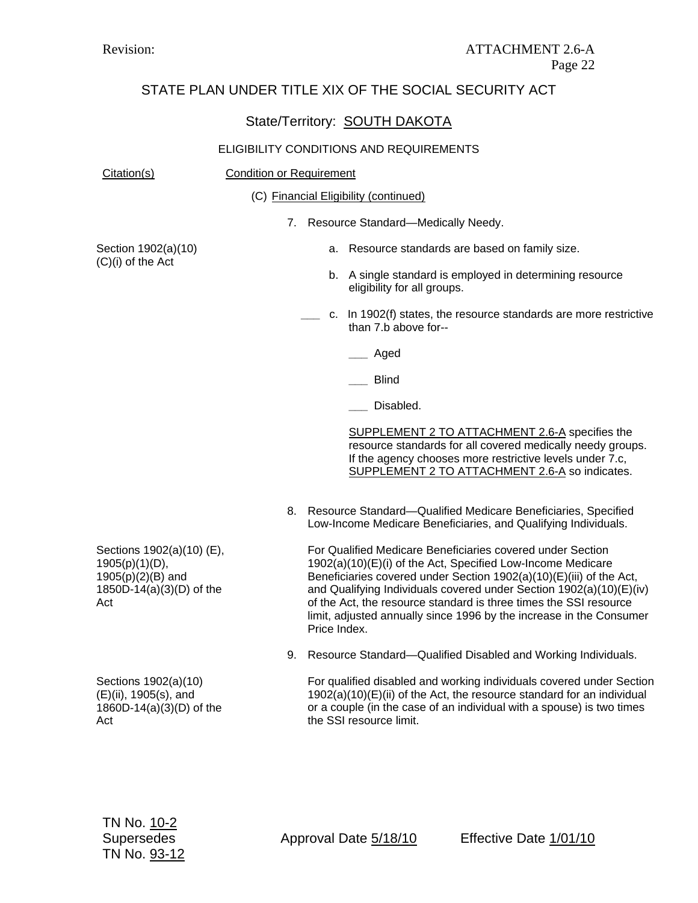Revision: ATTACHMENT 2.6-A

## STATE PLAN UNDER TITLE XIX OF THE SOCIAL SECURITY ACT

### State/Territory: SOUTH DAKOTA

#### ELIGIBILITY CONDITIONS AND REQUIREMENTS

| Citation(s) | Condition or Requirement |
|---|---|
| | (C) Financial Eligibility (continued) |
| | 7. Resource Standard—Medically Needy. |
| Section 1902(a)(10)(C)(i) of the Act | a. Resource standards are based on family size. |
| | b. A single standard is employed in determining resource eligibility for all groups. |
| | ___ c. In 1902(f) states, the resource standards are more restrictive than 7.b above for--<br>___ Aged<br>___ Blind<br>___ Disabled.<br><br>SUPPLEMENT 2 TO ATTACHMENT 2.6-A specifies the resource standards for all covered medically needy groups. If the agency chooses more restrictive levels under 7.c, SUPPLEMENT 2 TO ATTACHMENT 2.6-A so indicates. |
| | 8. Resource Standard—Qualified Medicare Beneficiaries, Specified Low-Income Medicare Beneficiaries, and Qualifying Individuals. |
| Sections 1902(a)(10) (E), 1905(p)(1)(D), 1905(p)(2)(B) and 1850D-14(a)(3)(D) of the Act | For Qualified Medicare Beneficiaries covered under Section 1902(a)(10)(E)(i) of the Act, Specified Low-Income Medicare Beneficiaries covered under Section 1902(a)(10)(E)(iii) of the Act, and Qualifying Individuals covered under Section 1902(a)(10)(E)(iv) of the Act, the resource standard is three times the SSI resource limit, adjusted annually since 1996 by the increase in the Consumer Price Index. |
| | 9. Resource Standard—Qualified Disabled and Working Individuals. |
| Sections 1902(a)(10)(E)(ii), 1905(s), and 1860D-14(a)(3)(D) of the Act | For qualified disabled and working individuals covered under Section 1902(a)(10)(E)(ii) of the Act, the resource standard for an individual or a couple (in the case of an individual with a spouse) is two times the SSI resource limit. |

TN No. 10-2
Supersedes
TN No. 93-12

Approval Date 5/18/10 Effective Date 1/01/10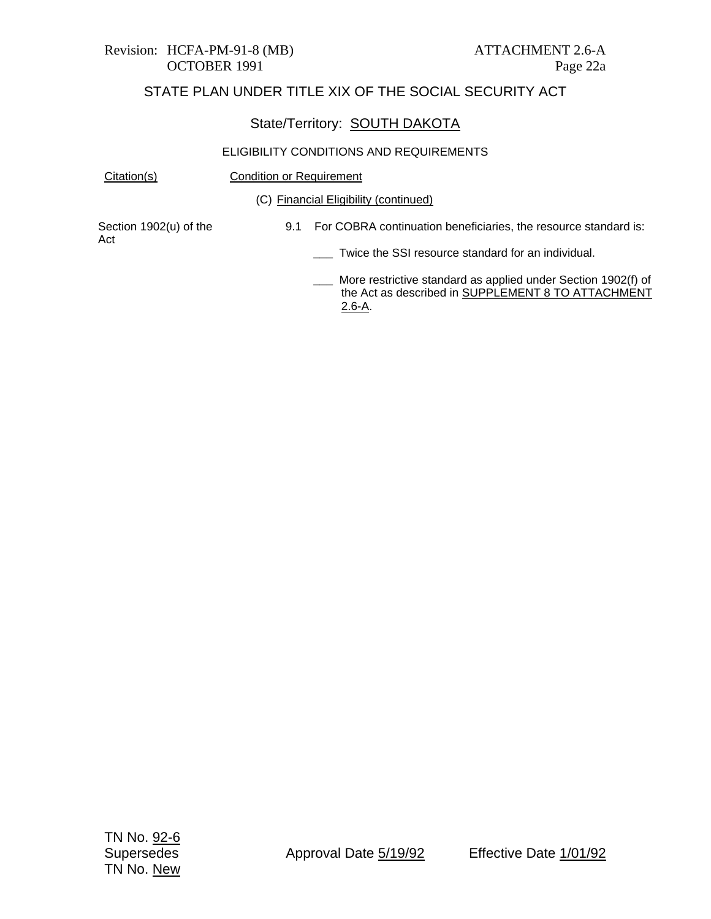Revision: HCFA-PM-91-8 (MB)
OCTOBER 1991

ATTACHMENT 2.6-A
Page 22a

## STATE PLAN UNDER TITLE XIX OF THE SOCIAL SECURITY ACT

### State/Territory: SOUTH DAKOTA

#### ELIGIBILITY CONDITIONS AND REQUIREMENTS

| Citation(s) | Condition or Requirement |
|---|---|
| | (C) Financial Eligibility (continued) |
| Section 1902(u) of the Act | 9.1 For COBRA continuation beneficiaries, the resource standard is:<br><br>___ Twice the SSI resource standard for an individual.<br><br>___ More restrictive standard as applied under Section 1902(f) of the Act as described in SUPPLEMENT 8 TO ATTACHMENT 2.6-A. |

TN No. 92-6
Supersedes
TN No. New

Approval Date 5/19/92

Effective Date 1/01/92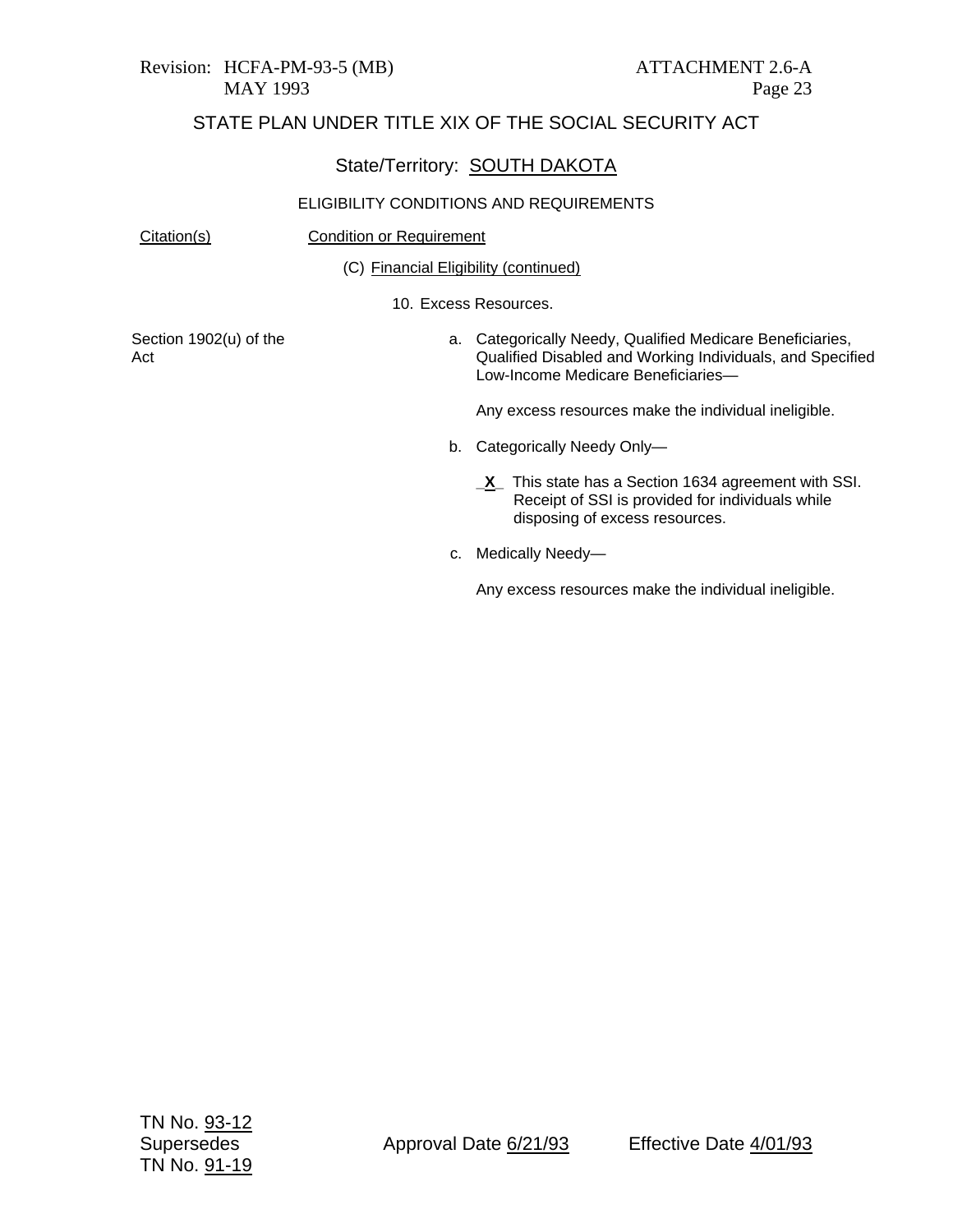Revision: HCFA-PM-93-5 (MB)
MAY 1993

ATTACHMENT 2.6-A
Page 23

# STATE PLAN UNDER TITLE XIX OF THE SOCIAL SECURITY ACT

## State/Territory: SOUTH DAKOTA

### ELIGIBILITY CONDITIONS AND REQUIREMENTS

| Citation(s) | Condition or Requirement |
|---|---|
| | (C) Financial Eligibility (continued) |
| | 10. Excess Resources. |
| Section 1902(u) of the Act | a. Categorically Needy, Qualified Medicare Beneficiaries, Qualified Disabled and Working Individuals, and Specified Low-Income Medicare Beneficiaries—<br><br>Any excess resources make the individual ineligible. |
| | b. Categorically Needy Only—<br><br>_X_ This state has a Section 1634 agreement with SSI. Receipt of SSI is provided for individuals while disposing of excess resources. |
| | c. Medically Needy—<br><br>Any excess resources make the individual ineligible. |

TN No. 93-12
Supersedes
TN No. 91-19

Approval Date 6/21/93

Effective Date 4/01/93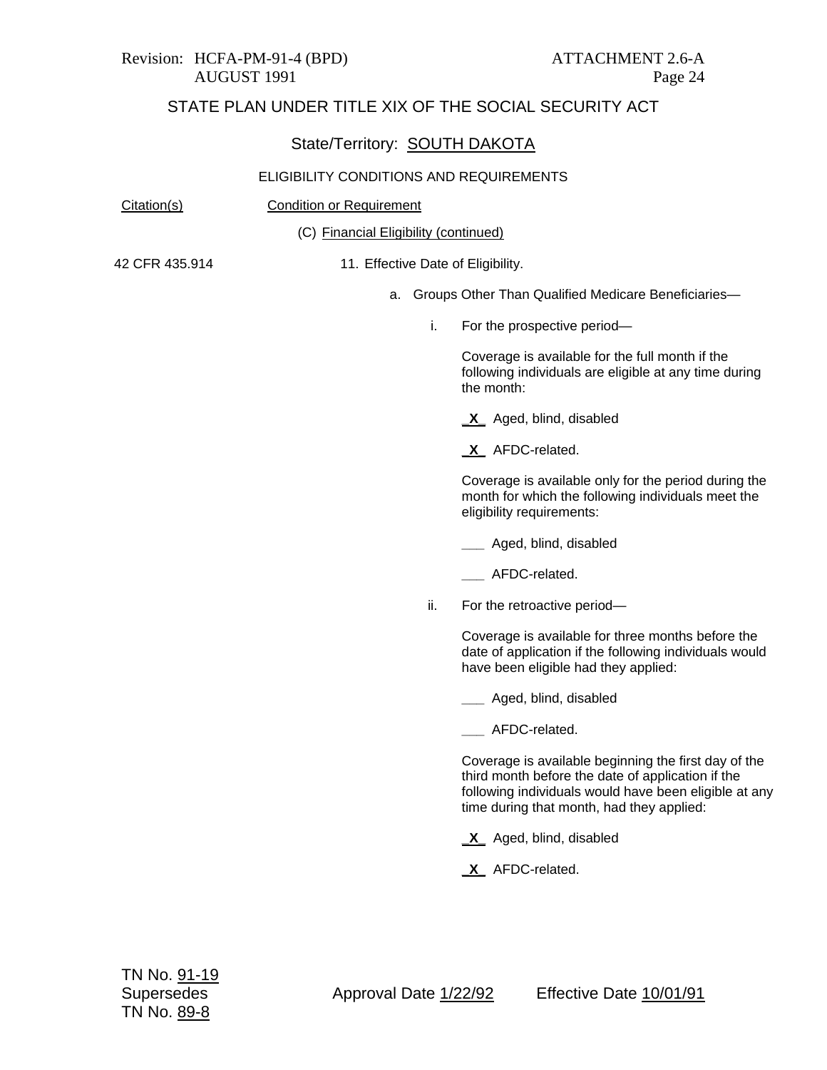Revision: HCFA-PM-91-4 (BPD) ATTACHMENT 2.6-A
AUGUST 1991

# STATE PLAN UNDER TITLE XIX OF THE SOCIAL SECURITY ACT

## State/Territory: SOUTH DAKOTA

### ELIGIBILITY CONDITIONS AND REQUIREMENTS

| Citation(s) | Condition or Requirement |
|---|---|
| | (C) Financial Eligibility (continued) |
| 42 CFR 435.914 | 11. Effective Date of Eligibility. |

a. Groups Other Than Qualified Medicare Beneficiaries—

i. For the prospective period—

Coverage is available for the full month if the following individuals are eligible at any time during the month:

_X_ Aged, blind, disabled

_X_ AFDC-related.

Coverage is available only for the period during the month for which the following individuals meet the eligibility requirements:

___ Aged, blind, disabled

___ AFDC-related.

ii. For the retroactive period—

Coverage is available for three months before the date of application if the following individuals would have been eligible had they applied:

___ Aged, blind, disabled

___ AFDC-related.

Coverage is available beginning the first day of the third month before the date of application if the following individuals would have been eligible at any time during that month, had they applied:

_X_ Aged, blind, disabled

_X_ AFDC-related.

TN No. 91-19
Supersedes TN No. 89-8
Approval Date 1/22/92
Effective Date 10/01/91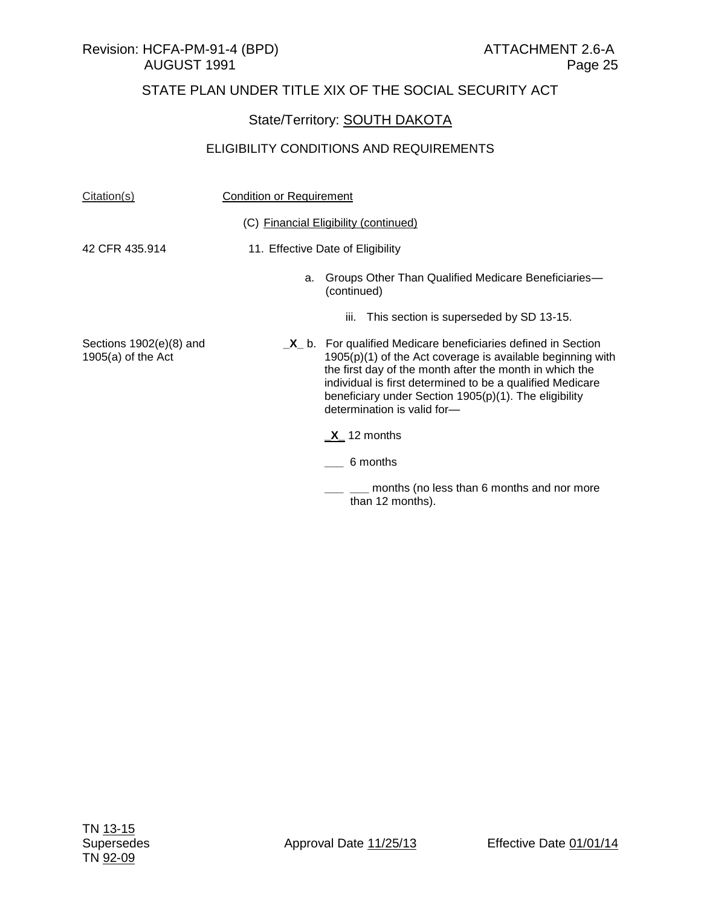Revision: HCFA-PM-91-4 (BPD) AUGUST 1991

ATTACHMENT 2.6-A
Page 25

STATE PLAN UNDER TITLE XIX OF THE SOCIAL SECURITY ACT

State/Territory: SOUTH DAKOTA

ELIGIBILITY CONDITIONS AND REQUIREMENTS

| Citation(s) | Condition or Requirement |
|---|---|
| | (C) Financial Eligibility (continued) |
| 42 CFR 435.914 | 11. Effective Date of Eligibility |
| | a. Groups Other Than Qualified Medicare Beneficiaries—(continued) |
| | iii. This section is superseded by SD 13-15. |
| Sections 1902(e)(8) and 1905(a) of the Act | _X_ b. For qualified Medicare beneficiaries defined in Section 1905(p)(1) of the Act coverage is available beginning with the first day of the month after the month in which the individual is first determined to be a qualified Medicare beneficiary under Section 1905(p)(1). The eligibility determination is valid for— |
| | _X_ 12 months |
| | ___ 6 months |
| | ___ ___ months (no less than 6 months and nor more than 12 months). |

TN 13-15
Supersedes
TN 92-09

Approval Date 11/25/13

Effective Date 01/01/14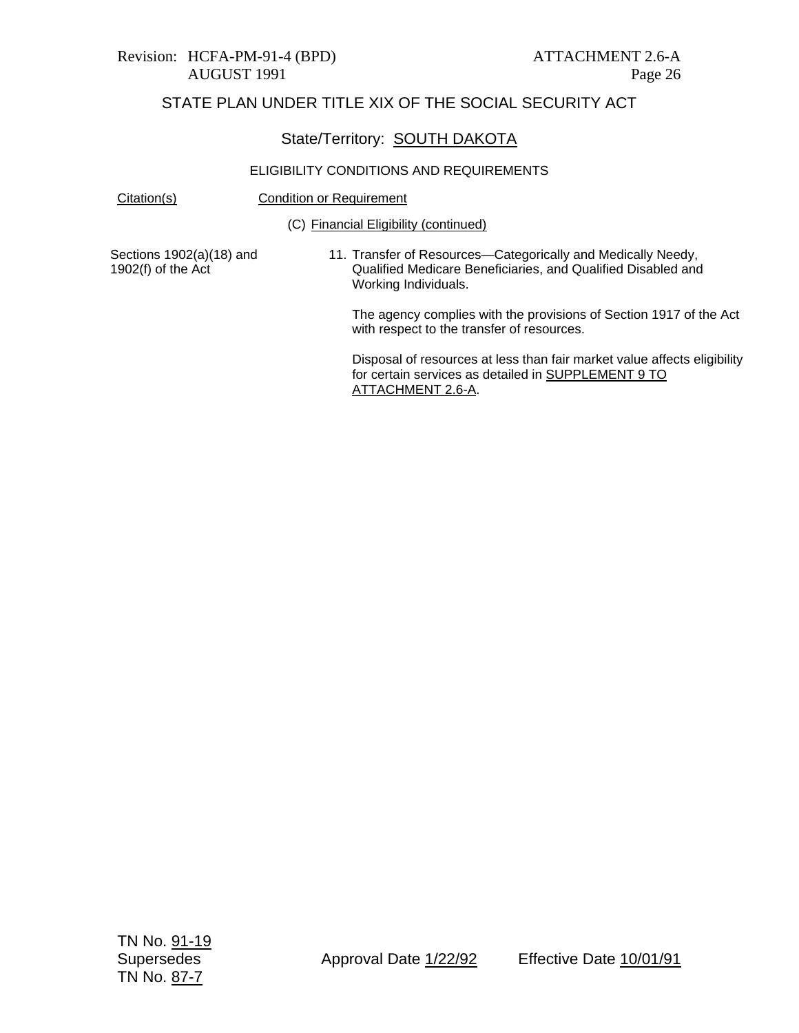STATE PLAN UNDER TITLE XIX OF THE SOCIAL SECURITY ACT

State/Territory: SOUTH DAKOTA

ELIGIBILITY CONDITIONS AND REQUIREMENTS

| Citation(s) | Condition or Requirement |
|---|---|
| | (C) Financial Eligibility (continued) |
| Sections 1902(a)(18) and 1902(f) of the Act | 11. Transfer of Resources—Categorically and Medically Needy, Qualified Medicare Beneficiaries, and Qualified Disabled and Working Individuals.<br><br>The agency complies with the provisions of Section 1917 of the Act with respect to the transfer of resources.<br><br>Disposal of resources at less than fair market value affects eligibility for certain services as detailed in SUPPLEMENT 9 TO ATTACHMENT 2.6-A. |

TN No. 91-19
Supersedes
TN No. 87-7

Approval Date 1/22/92 Effective Date 10/01/91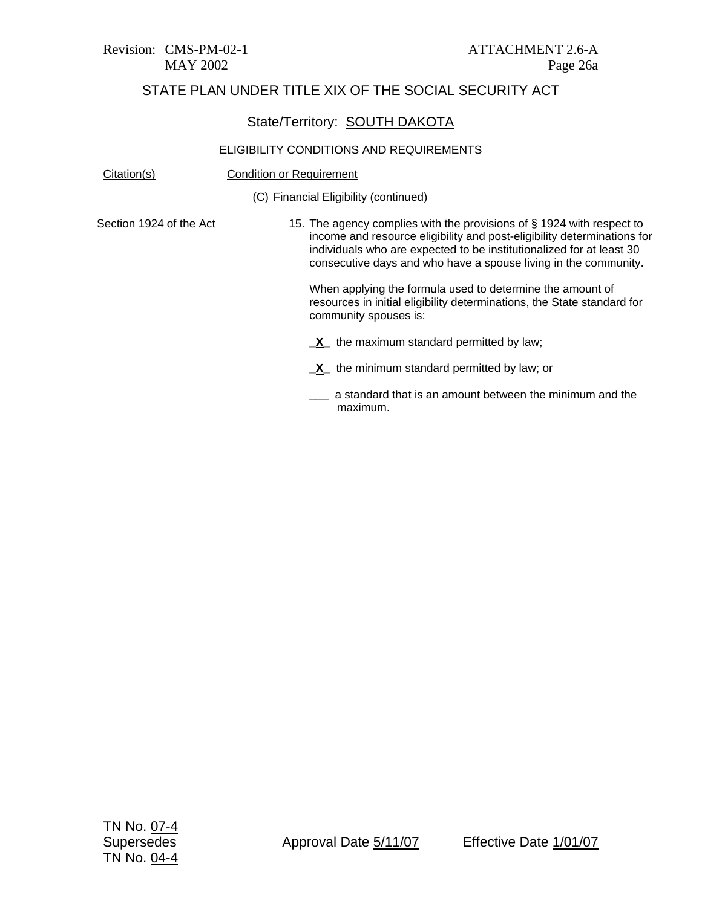Revision: CMS-PM-02-1
MAY 2002

ATTACHMENT 2.6-A
Page 26a

STATE PLAN UNDER TITLE XIX OF THE SOCIAL SECURITY ACT

State/Territory: SOUTH DAKOTA

ELIGIBILITY CONDITIONS AND REQUIREMENTS

| Citation(s) | Condition or Requirement |
|---|---|
| | (C) Financial Eligibility (continued) |
| Section 1924 of the Act | 15. The agency complies with the provisions of § 1924 with respect to income and resource eligibility and post-eligibility determinations for individuals who are expected to be institutionalized for at least 30 consecutive days and who have a spouse living in the community.<br><br>When applying the formula used to determine the amount of resources in initial eligibility determinations, the State standard for community spouses is:<br><br>_X_ the maximum standard permitted by law;<br><br>_X_ the minimum standard permitted by law; or<br><br>___ a standard that is an amount between the minimum and the maximum. |

TN No. 07-4
Supersedes
TN No. 04-4

Approval Date 5/11/07

Effective Date 1/01/07